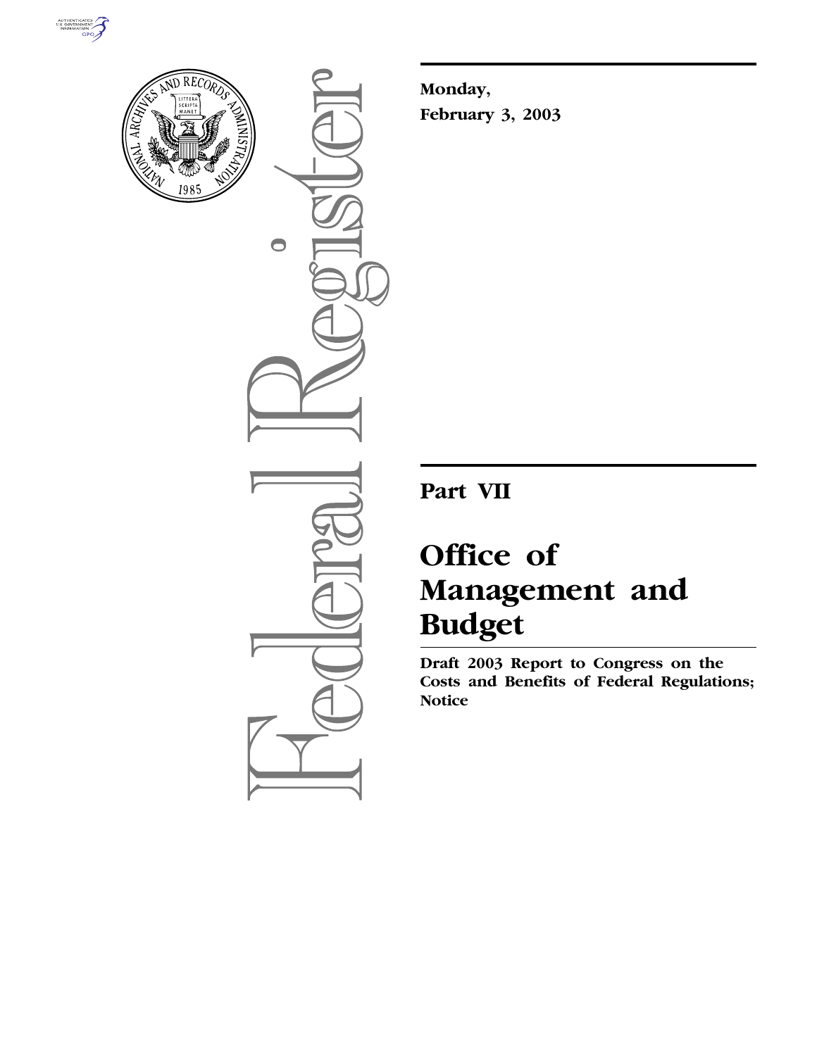**Monday,**

**February 3, 2003**

# Part VII

# Office of Management and Budget

**Draft 2003 Report to Congress on the Costs and Benefits of Federal Regulations; Notice**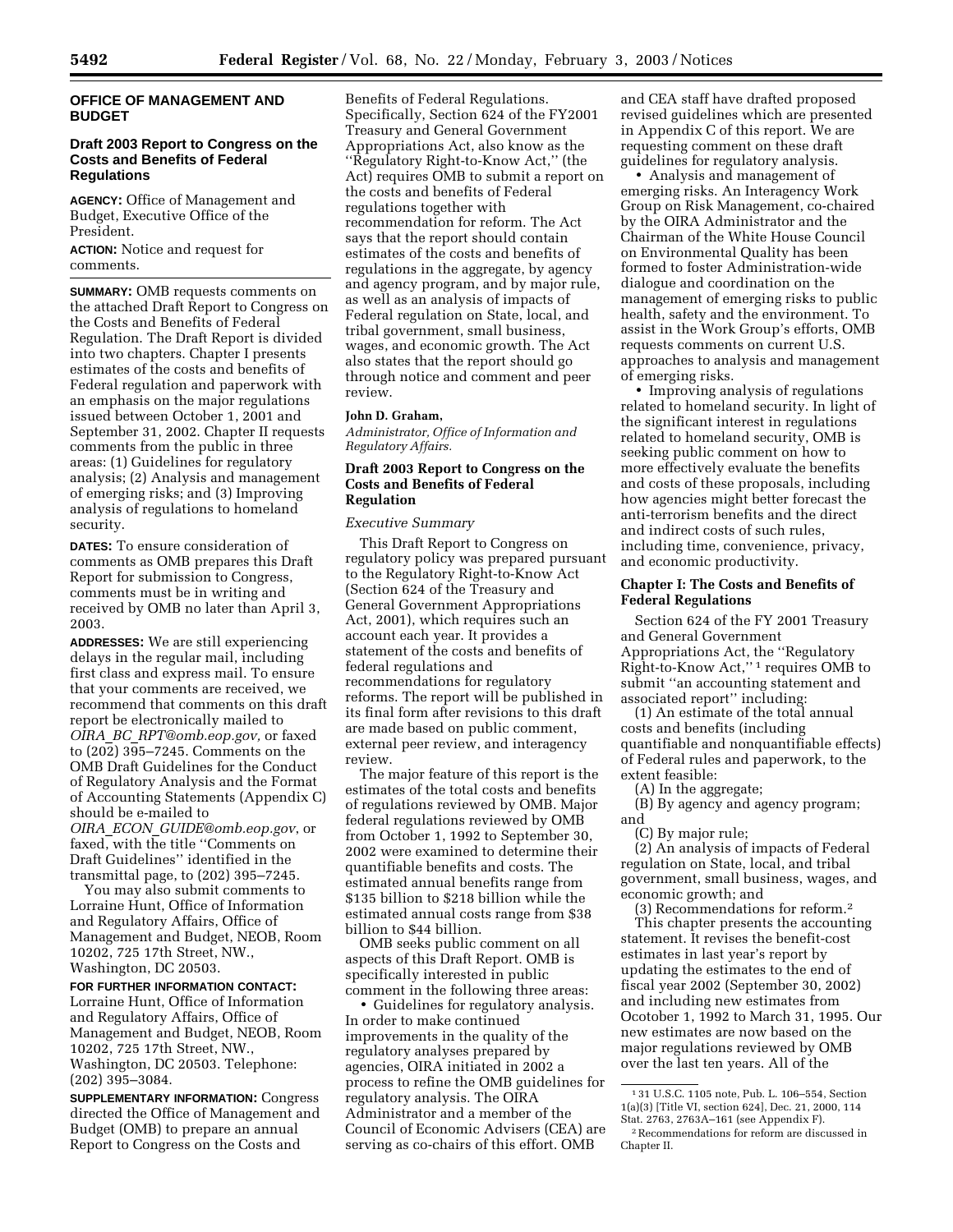**OFFICE OF MANAGEMENT AND BUDGET**

## Draft 2003 Report to Congress on the Costs and Benefits of Federal Regulations

**AGENCY:** Office of Management and Budget, Executive Office of the President.

**ACTION:** Notice and request for comments.

**SUMMARY:** OMB requests comments on the attached Draft Report to Congress on the Costs and Benefits of Federal Regulation. The Draft Report is divided into two chapters. Chapter I presents estimates of the costs and benefits of Federal regulation and paperwork with an emphasis on the major regulations issued between October 1, 2001 and September 31, 2002. Chapter II requests comments from the public in three areas: (1) Guidelines for regulatory analysis; (2) Analysis and management of emerging risks; and (3) Improving analysis of regulations to homeland security.

**DATES:** To ensure consideration of comments as OMB prepares this Draft Report for submission to Congress, comments must be in writing and received by OMB no later than April 3, 2003.

**ADDRESSES:** We are still experiencing delays in the regular mail, including first class and express mail. To ensure that your comments are received, we recommend that comments on this draft report be electronically mailed to *OIRA_BC_RPT@omb.eop.gov,* or faxed to (202) 395–7245. Comments on the OMB Draft Guidelines for the Conduct of Regulatory Analysis and the Format of Accounting Statements (Appendix C) should be e-mailed to *OIRA_ECON_GUIDE@omb.eop.gov*, or faxed, with the title ''Comments on Draft Guidelines'' identified in the transmittal page, to (202) 395–7245.

You may also submit comments to Lorraine Hunt, Office of Information and Regulatory Affairs, Office of Management and Budget, NEOB, Room 10202, 725 17th Street, NW., Washington, DC 20503.

**FOR FURTHER INFORMATION CONTACT:** Lorraine Hunt, Office of Information and Regulatory Affairs, Office of Management and Budget, NEOB, Room 10202, 725 17th Street, NW., Washington, DC 20503. Telephone: (202) 395–3084.

**SUPPLEMENTARY INFORMATION:** Congress directed the Office of Management and Budget (OMB) to prepare an annual Report to Congress on the Costs and Benefits of Federal Regulations. Specifically, Section 624 of the FY2001 Treasury and General Government Appropriations Act, also know as the ''Regulatory Right-to-Know Act,'' (the Act) requires OMB to submit a report on the costs and benefits of Federal regulations together with recommendation for reform. The Act says that the report should contain estimates of the costs and benefits of regulations in the aggregate, by agency and agency program, and by major rule, as well as an analysis of impacts of Federal regulation on State, local, and tribal government, small business, wages, and economic growth. The Act also states that the report should go through notice and comment and peer review.

**John D. Graham,**
*Administrator, Office of Information and Regulatory Affairs.*

## Draft 2003 Report to Congress on the Costs and Benefits of Federal Regulation

### *Executive Summary*

This Draft Report to Congress on regulatory policy was prepared pursuant to the Regulatory Right-to-Know Act (Section 624 of the Treasury and General Government Appropriations Act, 2001), which requires such an account each year. It provides a statement of the costs and benefits of federal regulations and recommendations for regulatory reforms. The report will be published in its final form after revisions to this draft are made based on public comment, external peer review, and interagency review.

The major feature of this report is the estimates of the total costs and benefits of regulations reviewed by OMB. Major federal regulations reviewed by OMB from October 1, 1992 to September 30, 2002 were examined to determine their quantifiable benefits and costs. The estimated annual benefits range from \$135 billion to \$218 billion while the estimated annual costs range from \$38 billion to \$44 billion.

OMB seeks public comment on all aspects of this Draft Report. OMB is specifically interested in public comment in the following three areas:

• Guidelines for regulatory analysis. In order to make continued improvements in the quality of the regulatory analyses prepared by agencies, OIRA initiated in 2002 a process to refine the OMB guidelines for regulatory analysis. The OIRA Administrator and a member of the Council of Economic Advisers (CEA) are serving as co-chairs of this effort. OMB and CEA staff have drafted proposed revised guidelines which are presented in Appendix C of this report. We are requesting comment on these draft guidelines for regulatory analysis.

• Analysis and management of emerging risks. An Interagency Work Group on Risk Management, co-chaired by the OIRA Administrator and the Chairman of the White House Council on Environmental Quality has been formed to foster Administration-wide dialogue and coordination on the management of emerging risks to public health, safety and the environment. To assist in the Work Group's efforts, OMB requests comments on current U.S. approaches to analysis and management of emerging risks.

• Improving analysis of regulations related to homeland security. In light of the significant interest in regulations related to homeland security, OMB is seeking public comment on how to more effectively evaluate the benefits and costs of these proposals, including how agencies might better forecast the anti-terrorism benefits and the direct and indirect costs of such rules, including time, convenience, privacy, and economic productivity.

### Chapter I: The Costs and Benefits of Federal Regulations

Section 624 of the FY 2001 Treasury and General Government Appropriations Act, the ''Regulatory Right-to-Know Act,'' [1] requires OMB to submit ''an accounting statement and associated report'' including:

(1) An estimate of the total annual costs and benefits (including quantifiable and nonquantifiable effects) of Federal rules and paperwork, to the extent feasible:

(A) In the aggregate;

(B) By agency and agency program; and

(C) By major rule;

(2) An analysis of impacts of Federal regulation on State, local, and tribal government, small business, wages, and economic growth; and

(3) Recommendations for reform.[2]

This chapter presents the accounting statement. It revises the benefit-cost estimates in last year's report by updating the estimates to the end of fiscal year 2002 (September 30, 2002) and including new estimates from Ocotober 1, 1992 to March 31, 1995. Our new estimates are now based on the major regulations reviewed by OMB over the last ten years. All of the

[1] 31 U.S.C. 1105 note, Pub. L. 106–554, Section 1(a)(3) [Title VI, section 624], Dec. 21, 2000, 114 Stat. 2763, 2763A–161 (see Appendix F).

[2] Recommendations for reform are discussed in Chapter II.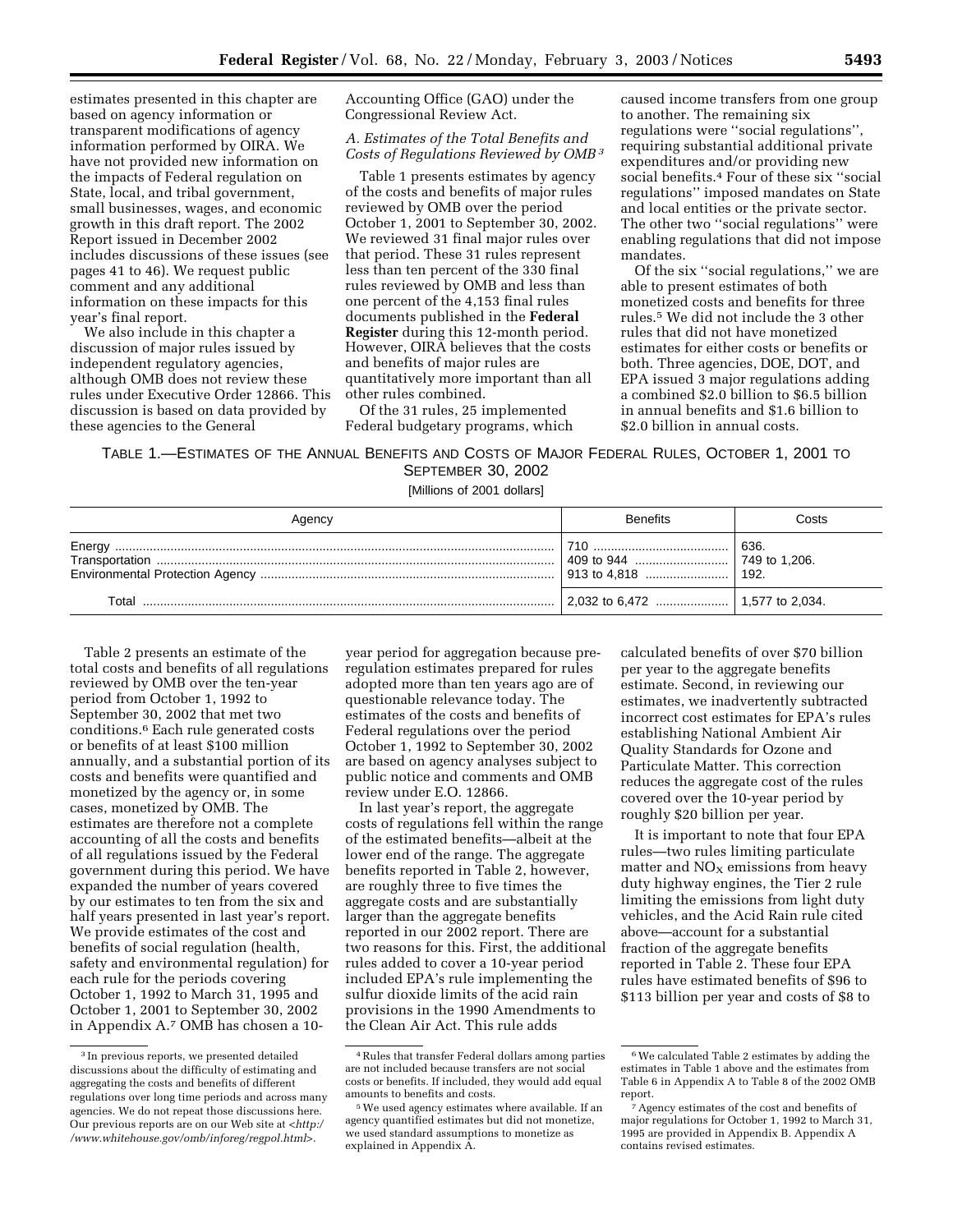estimates presented in this chapter are based on agency information or transparent modifications of agency information performed by OIRA. We have not provided new information on the impacts of Federal regulation on State, local, and tribal government, small businesses, wages, and economic growth in this draft report. The 2002 Report issued in December 2002 includes discussions of these issues (see pages 41 to 46). We request public comment and any additional information on these impacts for this year's final report.

We also include in this chapter a discussion of major rules issued by independent regulatory agencies, although OMB does not review these rules under Executive Order 12866. This discussion is based on data provided by these agencies to the General Accounting Office (GAO) under the Congressional Review Act.

### *A. Estimates of the Total Benefits and Costs of Regulations Reviewed by OMB*[3]

Table 1 presents estimates by agency of the costs and benefits of major rules reviewed by OMB over the period October 1, 2001 to September 30, 2002. We reviewed 31 final major rules over that period. These 31 rules represent less than ten percent of the 330 final rules reviewed by OMB and less than one percent of the 4,153 final rules documents published in the **Federal Register** during this 12-month period. However, OIRA believes that the costs and benefits of major rules are quantitatively more important than all other rules combined.

Of the 31 rules, 25 implemented Federal budgetary programs, which caused income transfers from one group to another. The remaining six regulations were ''social regulations'', requiring substantial additional private expenditures and/or providing new social benefits.[4] Four of these six ''social regulations'' imposed mandates on State and local entities or the private sector. The other two ''social regulations'' were enabling regulations that did not impose mandates.

Of the six ''social regulations,'' we are able to present estimates of both monetized costs and benefits for three rules.[5] We did not include the 3 other rules that did not have monetized estimates for either costs or benefits or both. Three agencies, DOE, DOT, and EPA issued 3 major regulations adding a combined $2.0 billion to $6.5 billion in annual benefits and $1.6 billion to $2.0 billion in annual costs.

TABLE 1.—ESTIMATES OF THE ANNUAL BENEFITS AND COSTS OF MAJOR FEDERAL RULES, OCTOBER 1, 2001 TO SEPTEMBER 30, 2002

[Millions of 2001 dollars]

| Agency | Benefits | Costs |
|---|---|---|
| Energy | 710 | 636. |
| Transportation | 409 to 944 | 749 to 1,206. |
| Environmental Protection Agency | 913 to 4,818 | 192. |
| Total | 2,032 to 6,472 | 1,577 to 2,034. |

Table 2 presents an estimate of the total costs and benefits of all regulations reviewed by OMB over the ten-year period from October 1, 1992 to September 30, 2002 that met two conditions.[6] Each rule generated costs or benefits of at least $100 million annually, and a substantial portion of its costs and benefits were quantified and monetized by the agency or, in some cases, monetized by OMB. The estimates are therefore not a complete accounting of all the costs and benefits of all regulations issued by the Federal government during this period. We have expanded the number of years covered by our estimates to ten from the six and half years presented in last year's report. We provide estimates of the cost and benefits of social regulation (health, safety and environmental regulation) for each rule for the periods covering October 1, 1992 to March 31, 1995 and October 1, 2001 to September 30, 2002 in Appendix A.[7] OMB has chosen a 10-year period for aggregation because pre-regulation estimates prepared for rules adopted more than ten years ago are of questionable relevance today. The estimates of the costs and benefits of Federal regulations over the period October 1, 1992 to September 30, 2002 are based on agency analyses subject to public notice and comments and OMB review under E.O. 12866.

In last year's report, the aggregate costs of regulations fell within the range of the estimated benefits—albeit at the lower end of the range. The aggregate benefits reported in Table 2, however, are roughly three to five times the aggregate costs and are substantially larger than the aggregate benefits reported in our 2002 report. There are two reasons for this. First, the additional rules added to cover a 10-year period included EPA's rule implementing the sulfur dioxide limits of the acid rain provisions in the 1990 Amendments to the Clean Air Act. This rule adds calculated benefits of over $70 billion per year to the aggregate benefits estimate. Second, in reviewing our estimates, we inadvertently subtracted incorrect cost estimates for EPA's rules establishing National Ambient Air Quality Standards for Ozone and Particulate Matter. This correction reduces the aggregate cost of the rules covered over the 10-year period by roughly $20 billion per year.

It is important to note that four EPA rules—two rules limiting particulate matter and $NO_X$ emissions from heavy duty highway engines, the Tier 2 rule limiting the emissions from light duty vehicles, and the Acid Rain rule cited above—account for a substantial fraction of the aggregate benefits reported in Table 2. These four EPA rules have estimated benefits of $96 to $113 billion per year and costs of $8 to

---

[3] In previous reports, we presented detailed discussions about the difficulty of estimating and aggregating the costs and benefits of different regulations over long time periods and across many agencies. We do not repeat those discussions here. Our previous reports are on our Web site at <http://www.whitehouse.gov/omb/inforeg/regpol.html>.

[4] Rules that transfer Federal dollars among parties are not included because transfers are not social costs or benefits. If included, they would add equal amounts to benefits and costs.

[5] We used agency estimates where available. If an agency quantified estimates but did not monetize, we used standard assumptions to monetize as explained in Appendix A.

[6] We calculated Table 2 estimates by adding the estimates in Table 1 above and the estimates from Table 6 in Appendix A to Table 8 of the 2002 OMB report.

[7] Agency estimates of the cost and benefits of major regulations for October 1, 1992 to March 31, 1995 are provided in Appendix B. Appendix A contains revised estimates.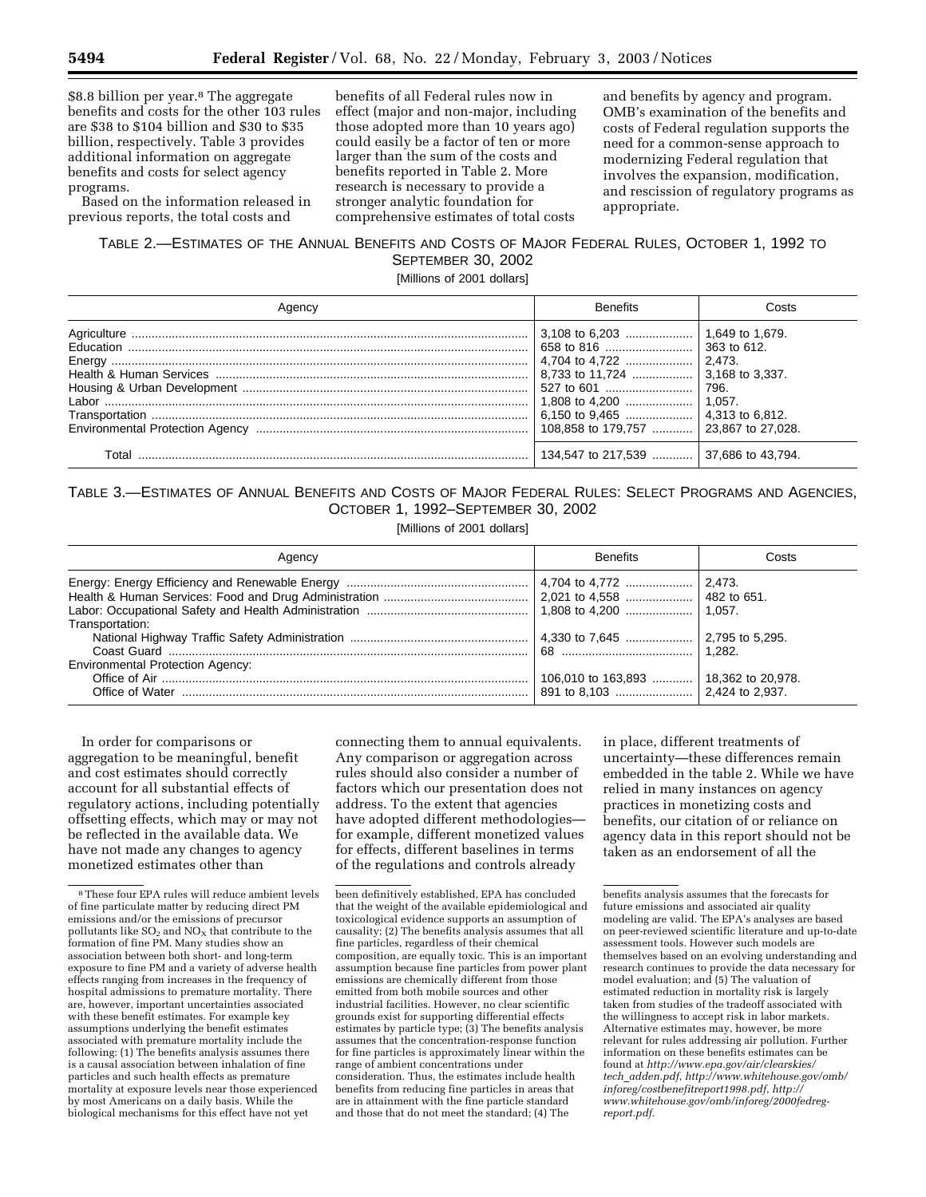$8.8 billion per year.[8] The aggregate benefits and costs for the other 103 rules are $38 to $104 billion and $30 to $35 billion, respectively. Table 3 provides additional information on aggregate benefits and costs for select agency programs.

Based on the information released in previous reports, the total costs and benefits of all Federal rules now in effect (major and non-major, including those adopted more than 10 years ago) could easily be a factor of ten or more larger than the sum of the costs and benefits reported in Table 2. More research is necessary to provide a stronger analytic foundation for comprehensive estimates of total costs and benefits by agency and program. OMB's examination of the benefits and costs of Federal regulation supports the need for a common-sense approach to modernizing Federal regulation that involves the expansion, modification, and rescission of regulatory programs as appropriate.

TABLE 2.—ESTIMATES OF THE ANNUAL BENEFITS AND COSTS OF MAJOR FEDERAL RULES, OCTOBER 1, 1992 TO SEPTEMBER 30, 2002

[Millions of 2001 dollars]

| Agency | Benefits | Costs |
|---|---|---|
| Agriculture | 3,108 to 6,203 | 1,649 to 1,679. |
| Education | 658 to 816 | 363 to 612. |
| Energy | 4,704 to 4,722 | 2,473. |
| Health & Human Services | 8,733 to 11,724 | 3,168 to 3,337. |
| Housing & Urban Development | 527 to 601 | 796. |
| Labor | 1,808 to 4,200 | 1,057. |
| Transportation | 6,150 to 9,465 | 4,313 to 6,812. |
| Environmental Protection Agency | 108,858 to 179,757 | 23,867 to 27,028. |
| Total | 134,547 to 217,539 | 37,686 to 43,794. |

TABLE 3.—ESTIMATES OF ANNUAL BENEFITS AND COSTS OF MAJOR FEDERAL RULES: SELECT PROGRAMS AND AGENCIES, OCTOBER 1, 1992–SEPTEMBER 30, 2002

[Millions of 2001 dollars]

| Agency | Benefits | Costs |
|---|---|---|
| Energy: Energy Efficiency and Renewable Energy | 4,704 to 4,772 | 2,473. |
| Health & Human Services: Food and Drug Administration | 2,021 to 4,558 | 482 to 651. |
| Labor: Occupational Safety and Health Administration | 1,808 to 4,200 | 1,057. |
| Transportation: | | |
| National Highway Traffic Safety Administration | 4,330 to 7,645 | 2,795 to 5,295. |
| Coast Guard | 68 | 1,282. |
| Environmental Protection Agency: | | |
| Office of Air | 106,010 to 163,893 | 18,362 to 20,978. |
| Office of Water | 891 to 8,103 | 2,424 to 2,937. |

In order for comparisons or aggregation to be meaningful, benefit and cost estimates should correctly account for all substantial effects of regulatory actions, including potentially offsetting effects, which may or may not be reflected in the available data. We have not made any changes to agency monetized estimates other than connecting them to annual equivalents. Any comparison or aggregation across rules should also consider a number of factors which our presentation does not address. To the extent that agencies have adopted different methodologies—for example, different monetized values for effects, different baselines in terms of the regulations and controls already in place, different treatments of uncertainty—these differences remain embedded in the table 2. While we have relied in many instances on agency practices in monetizing costs and benefits, our citation of or reliance on agency data in this report should not be taken as an endorsement of all the

[8] These four EPA rules will reduce ambient levels of fine particulate matter by reducing direct PM emissions and/or the emissions of precursor pollutants like $SO_2$ and $NO_X$ that contribute to the formation of fine PM. Many studies show an association between both short- and long-term exposure to fine PM and a variety of adverse health effects ranging from increases in the frequency of hospital admissions to premature mortality. There are, however, important uncertainties associated with these benefit estimates. For example key assumptions underlying the benefit estimates associated with premature mortality include the following: (1) The benefits analysis assumes there is a causal association between inhalation of fine particles and such health effects as premature mortality at exposure levels near those experienced by most Americans on a daily basis. While the biological mechanisms for this effect have not yet been definitively established, EPA has concluded that the weight of the available epidemiological and toxicological evidence supports an assumption of causality; (2) The benefits analysis assumes that all fine particles, regardless of their chemical composition, are equally toxic. This is an important assumption because fine particles from power plant emissions are chemically different from those emitted from both mobile sources and other industrial facilities. However, no clear scientific grounds exist for supporting differential effects estimates by particle type; (3) The benefits analysis assumes that the concentration-response function for fine particles is approximately linear within the range of ambient concentrations under consideration. Thus, the estimates include health benefits from reducing fine particles in areas that are in attainment with the fine particle standard and those that do not meet the standard; (4) The benefits analysis assumes that the forecasts for future emissions and associated air quality modeling are valid. The EPA's analyses are based on peer-reviewed scientific literature and up-to-date assessment tools. However such models are themselves based on an evolving understanding and research continues to provide the data necessary for model evaluation; and (5) The valuation of estimated reduction in mortality risk is largely taken from studies of the tradeoff associated with the willingness to accept risk in labor markets. Alternative estimates may, however, be more relevant for rules addressing air pollution. Further information on these benefits estimates can be found at *http://www.epa.gov/air/clearskies/tech_adden.pdf*, *http://www.whitehouse.gov/omb/inforeg/costbenefitreport1998.pdf*, *http://www.whitehouse.gov/omb/inforeg/2000fedreg-report.pdf*.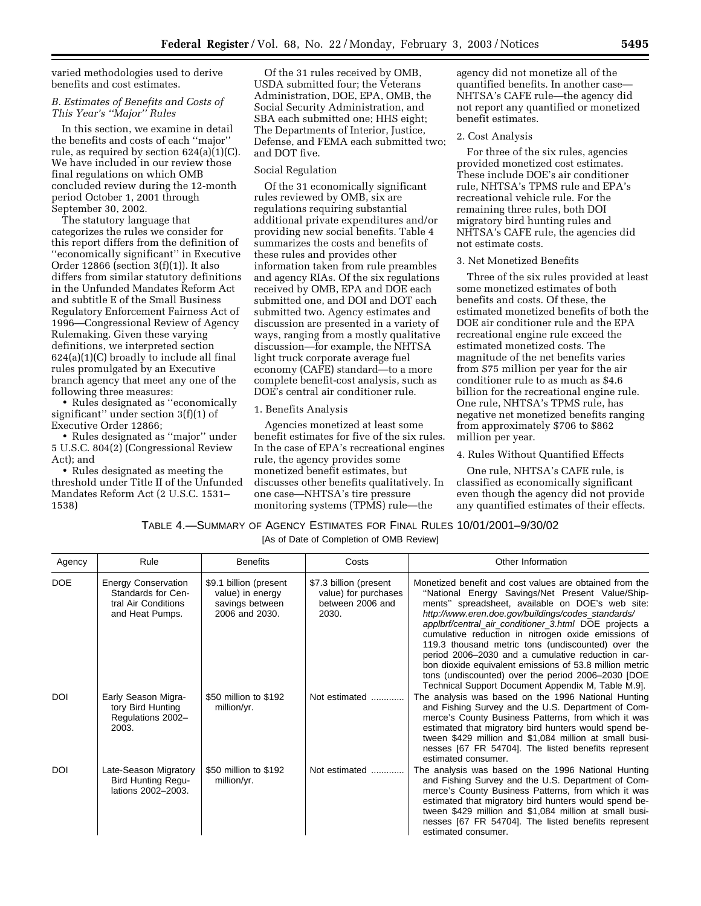varied methodologies used to derive benefits and cost estimates.

### *B. Estimates of Benefits and Costs of This Year's "Major" Rules*

In this section, we examine in detail the benefits and costs of each "major" rule, as required by section 624(a)(1)(C). We have included in our review those final regulations on which OMB concluded review during the 12-month period October 1, 2001 through September 30, 2002.

The statutory language that categorizes the rules we consider for this report differs from the definition of "economically significant" in Executive Order 12866 (section 3(f)(1)). It also differs from similar statutory definitions in the Unfunded Mandates Reform Act and subtitle E of the Small Business Regulatory Enforcement Fairness Act of 1996—Congressional Review of Agency Rulemaking. Given these varying definitions, we interpreted section 624(a)(1)(C) broadly to include all final rules promulgated by an Executive branch agency that meet any one of the following three measures:

- Rules designated as "economically significant" under section 3(f)(1) of Executive Order 12866;
- Rules designated as "major" under 5 U.S.C. 804(2) (Congressional Review Act); and
- Rules designated as meeting the threshold under Title II of the Unfunded Mandates Reform Act (2 U.S.C. 1531–1538)

Of the 31 rules received by OMB, USDA submitted four; the Veterans Administration, DOE, EPA, OMB, the Social Security Administration, and SBA each submitted one; HHS eight; The Departments of Interior, Justice, Defense, and FEMA each submitted two; and DOT five.

#### Social Regulation

Of the 31 economically significant rules reviewed by OMB, six are regulations requiring substantial additional private expenditures and/or providing new social benefits. Table 4 summarizes the costs and benefits of these rules and provides other information taken from rule preambles and agency RIAs. Of the six regulations received by OMB, EPA and DOE each submitted one, and DOI and DOT each submitted two. Agency estimates and discussion are presented in a variety of ways, ranging from a mostly qualitative discussion—for example, the NHTSA light truck corporate average fuel economy (CAFE) standard—to a more complete benefit-cost analysis, such as DOE's central air conditioner rule.

#### 1. Benefits Analysis

Agencies monetized at least some benefit estimates for five of the six rules. In the case of EPA's recreational engines rule, the agency provides some monetized benefit estimates, but discusses other benefits qualitatively. In one case—NHTSA's tire pressure monitoring systems (TPMS) rule—the agency did not monetize all of the quantified benefits. In another case—NHTSA's CAFE rule—the agency did not report any quantified or monetized benefit estimates.

#### 2. Cost Analysis

For three of the six rules, agencies provided monetized cost estimates. These include DOE's air conditioner rule, NHTSA's TPMS rule and EPA's recreational vehicle rule. For the remaining three rules, both DOI migratory bird hunting rules and NHTSA's CAFE rule, the agencies did not estimate costs.

#### 3. Net Monetized Benefits

Three of the six rules provided at least some monetized estimates of both benefits and costs. Of these, the estimated monetized benefits of both the DOE air conditioner rule and the EPA recreational engine rule exceed the estimated monetized costs. The magnitude of the net benefits varies from $75 million per year for the air conditioner rule to as much as $4.6 billion for the recreational engine rule. One rule, NHTSA's TPMS rule, has negative net monetized benefits ranging from approximately $706 to $862 million per year.

#### 4. Rules Without Quantified Effects

One rule, NHTSA's CAFE rule, is classified as economically significant even though the agency did not provide any quantified estimates of their effects.

TABLE 4.—SUMMARY OF AGENCY ESTIMATES FOR FINAL RULES 10/01/2001–9/30/02

[As of Date of Completion of OMB Review]

| Agency | Rule | Benefits | Costs | Other Information |
|---|---|---|---|---|
| DOE | Energy Conservation Standards for Central Air Conditions and Heat Pumps. | $9.1 billion (present value) in energy savings between 2006 and 2030. | $7.3 billion (present value) for purchases between 2006 and 2030. | Monetized benefit and cost values are obtained from the "National Energy Savings/Net Present Value/Shipments" spreadsheet, available on DOE's web site: *http://www.eren.doe.gov/buildings/codes_standards/applbrf/central_air_conditioner_3.html* DOE projects a cumulative reduction in nitrogen oxide emissions of 119.3 thousand metric tons (undiscounted) over the period 2006–2030 and a cumulative reduction in carbon dioxide equivalent emissions of 53.8 million metric tons (undiscounted) over the period 2006–2030 [DOE Technical Support Document Appendix M, Table M.9]. |
| DOI | Early Season Migratory Bird Hunting Regulations 2002–2003. | $50 million to $192 million/yr. | Not estimated ............ | The analysis was based on the 1996 National Hunting and Fishing Survey and the U.S. Department of Commerce's County Business Patterns, from which it was estimated that migratory bird hunters would spend between $429 million and $1,084 million at small businesses [67 FR 54704]. The listed benefits represent estimated consumer. |
| DOI | Late-Season Migratory Bird Hunting Regulations 2002–2003. | $50 million to $192 million/yr. | Not estimated ............ | The analysis was based on the 1996 National Hunting and Fishing Survey and the U.S. Department of Commerce's County Business Patterns, from which it was estimated that migratory bird hunters would spend between $429 million and $1,084 million at small businesses [67 FR 54704]. The listed benefits represent estimated consumer. |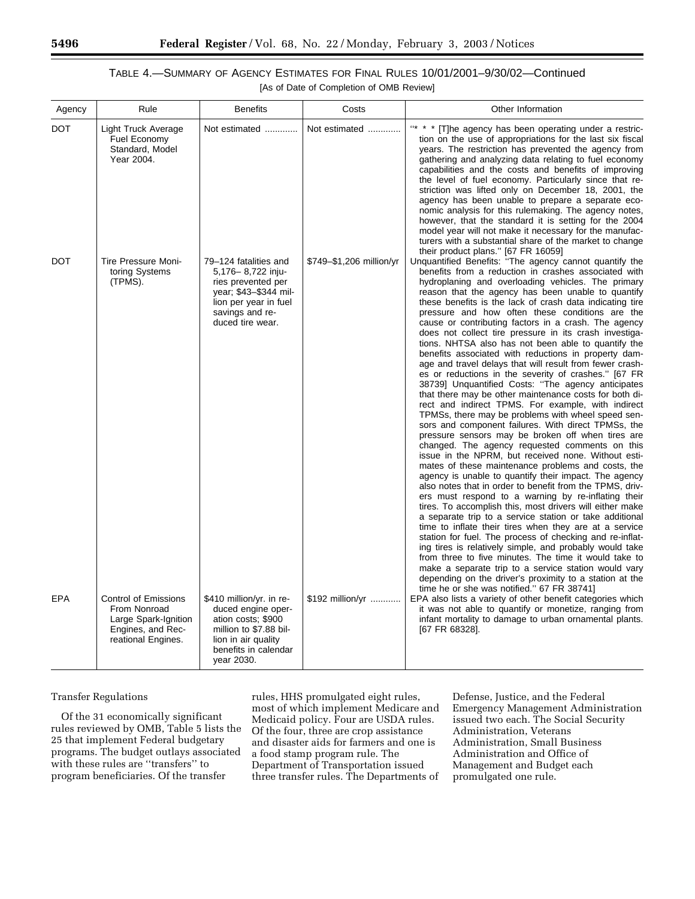### TABLE 4.—SUMMARY OF AGENCY ESTIMATES FOR FINAL RULES 10/01/2001–9/30/02—Continued

[As of Date of Completion of OMB Review]

| Agency | Rule | Benefits | Costs | Other Information |
| --- | --- | --- | --- | --- |
| DOT | Light Truck Average Fuel Economy Standard, Model Year 2004. | Not estimated | Not estimated | "* * * [T]he agency has been operating under a restriction on the use of appropriations for the last six fiscal years. The restriction has prevented the agency from gathering and analyzing data relating to fuel economy capabilities and the costs and benefits of improving the level of fuel economy. Particularly since that restriction was lifted only on December 18, 2001, the agency has been unable to prepare a separate economic analysis for this rulemaking. The agency notes, however, that the standard it is setting for the 2004 model year will not make it necessary for the manufacturers with a substantial share of the market to change their product plans." [67 FR 16059] |
| DOT | Tire Pressure Monitoring Systems (TPMS). | 79–124 fatalities and 5,176– 8,722 injuries prevented per year; $43–$344 million per year in fuel savings and reduced tire wear. | $749–$1,206 million/yr | Unquantified Benefits: "The agency cannot quantify the benefits from a reduction in crashes associated with hydroplaning and overloading vehicles. The primary reason that the agency has been unable to quantify these benefits is the lack of crash data indicating tire pressure and how often these conditions are the cause or contributing factors in a crash. The agency does not collect tire pressure in its crash investigations. NHTSA also has not been able to quantify the benefits associated with reductions in property damage and travel delays that will result from fewer crashes or reductions in the severity of crashes." [67 FR 38739] Unquantified Costs: "The agency anticipates that there may be other maintenance costs for both direct and indirect TPMS. For example, with indirect TPMSs, there may be problems with wheel speed sensors and component failures. With direct TPMSs, the pressure sensors may be broken off when tires are changed. The agency requested comments on this issue in the NPRM, but received none. Without estimates of these maintenance problems and costs, the agency is unable to quantify their impact. The agency also notes that in order to benefit from the TPMS, drivers must respond to a warning by re-inflating their tires. To accomplish this, most drivers will either make a separate trip to a service station or take additional time to inflate their tires when they are at a service station for fuel. The process of checking and re-inflating tires is relatively simple, and probably would take from three to five minutes. The time it would take to make a separate trip to a service station would vary depending on the driver's proximity to a station at the time he or she was notified." 67 FR 38741] |
| EPA | Control of Emissions From Nonroad Large Spark-Ignition Engines, and Recreational Engines. | $410 million/yr. in reduced engine operation costs; $900 million to $7.88 billion in air quality benefits in calendar year 2030. | $192 million/yr | EPA also lists a variety of other benefit categories which it was not able to quantify or monetize, ranging from infant mortality to damage to urban ornamental plants. [67 FR 68328]. |

Transfer Regulations

Of the 31 economically significant rules reviewed by OMB, Table 5 lists the 25 that implement Federal budgetary programs. The budget outlays associated with these rules are "transfers" to program beneficiaries. Of the transfer rules, HHS promulgated eight rules, most of which implement Medicare and Medicaid policy. Four are USDA rules. Of the four, three are crop assistance and disaster aids for farmers and one is a food stamp program rule. The Department of Transportation issued three transfer rules. The Departments of Defense, Justice, and the Federal Emergency Management Administration issued two each. The Social Security Administration, Veterans Administration, Small Business Administration and Office of Management and Budget each promulgated one rule.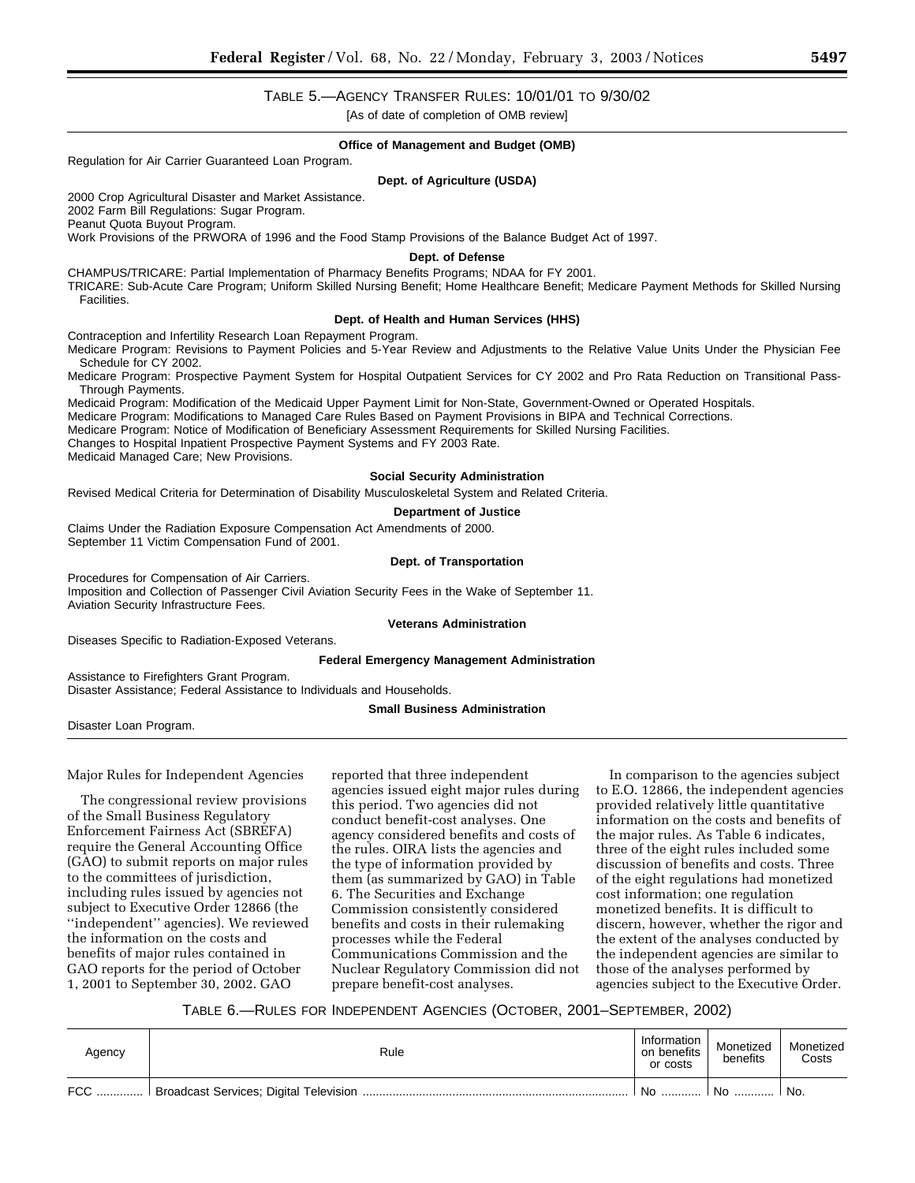TABLE 5.—AGENCY TRANSFER RULES: 10/01/01 TO 9/30/02

[As of date of completion of OMB review]

**Office of Management and Budget (OMB)**

Regulation for Air Carrier Guaranteed Loan Program.

**Dept. of Agriculture (USDA)**

2000 Crop Agricultural Disaster and Market Assistance.
2002 Farm Bill Regulations: Sugar Program.
Peanut Quota Buyout Program.
Work Provisions of the PRWORA of 1996 and the Food Stamp Provisions of the Balance Budget Act of 1997.

**Dept. of Defense**

CHAMPUS/TRICARE: Partial Implementation of Pharmacy Benefits Programs; NDAA for FY 2001.
TRICARE: Sub-Acute Care Program; Uniform Skilled Nursing Benefit; Home Healthcare Benefit; Medicare Payment Methods for Skilled Nursing Facilities.

**Dept. of Health and Human Services (HHS)**

Contraception and Infertility Research Loan Repayment Program.
Medicare Program: Revisions to Payment Policies and 5-Year Review and Adjustments to the Relative Value Units Under the Physician Fee Schedule for CY 2002.
Medicare Program: Prospective Payment System for Hospital Outpatient Services for CY 2002 and Pro Rata Reduction on Transitional Pass-Through Payments.
Medicaid Program: Modification of the Medicaid Upper Payment Limit for Non-State, Government-Owned or Operated Hospitals.
Medicare Program: Modifications to Managed Care Rules Based on Payment Provisions in BIPA and Technical Corrections.
Medicare Program: Notice of Modification of Beneficiary Assessment Requirements for Skilled Nursing Facilities.
Changes to Hospital Inpatient Prospective Payment Systems and FY 2003 Rate.
Medicaid Managed Care; New Provisions.

**Social Security Administration**

Revised Medical Criteria for Determination of Disability Musculoskeletal System and Related Criteria.

**Department of Justice**

Claims Under the Radiation Exposure Compensation Act Amendments of 2000.
September 11 Victim Compensation Fund of 2001.

**Dept. of Transportation**

Procedures for Compensation of Air Carriers.
Imposition and Collection of Passenger Civil Aviation Security Fees in the Wake of September 11.
Aviation Security Infrastructure Fees.

**Veterans Administration**

Diseases Specific to Radiation-Exposed Veterans.

**Federal Emergency Management Administration**

Assistance to Firefighters Grant Program.
Disaster Assistance; Federal Assistance to Individuals and Households.

**Small Business Administration**

Disaster Loan Program.

Major Rules for Independent Agencies

The congressional review provisions of the Small Business Regulatory Enforcement Fairness Act (SBREFA) require the General Accounting Office (GAO) to submit reports on major rules to the committees of jurisdiction, including rules issued by agencies not subject to Executive Order 12866 (the ''independent'' agencies). We reviewed the information on the costs and benefits of major rules contained in GAO reports for the period of October 1, 2001 to September 30, 2002. GAO reported that three independent agencies issued eight major rules during this period. Two agencies did not conduct benefit-cost analyses. One agency considered benefits and costs of the rules. OIRA lists the agencies and the type of information provided by them (as summarized by GAO) in Table 6. The Securities and Exchange Commission consistently considered benefits and costs in their rulemaking processes while the Federal Communications Commission and the Nuclear Regulatory Commission did not prepare benefit-cost analyses.

In comparison to the agencies subject to E.O. 12866, the independent agencies provided relatively little quantitative information on the costs and benefits of the major rules. As Table 6 indicates, three of the eight rules included some discussion of benefits and costs. Three of the eight regulations had monetized cost information; one regulation monetized benefits. It is difficult to discern, however, whether the rigor and the extent of the analyses conducted by the independent agencies are similar to those of the analyses performed by agencies subject to the Executive Order.

TABLE 6.—RULES FOR INDEPENDENT AGENCIES (OCTOBER, 2001–SEPTEMBER, 2002)

| Agency | Rule | Information on benefits or costs | Monetized benefits | Monetized Costs |
|---|---|---|---|---|
| FCC | Broadcast Services; Digital Television | No | No | No. |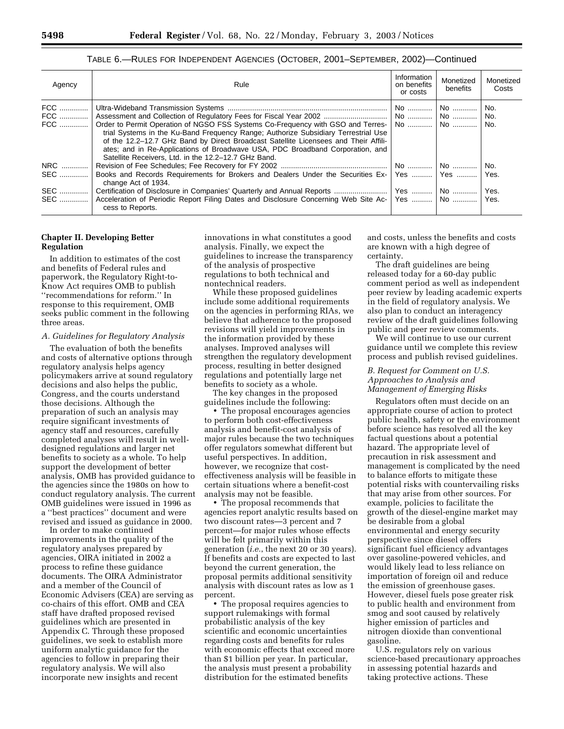TABLE 6.—RULES FOR INDEPENDENT AGENCIES (OCTOBER, 2001–SEPTEMBER, 2002)—Continued

| Agency | Rule | Information on benefits or costs | Monetized benefits | Monetized Costs |
|---|---|---|---|---|
| FCC | Ultra-Wideband Transmission Systems | No | No | No. |
| FCC | Assessment and Collection of Regulatory Fees for Fiscal Year 2002 | No | No | No. |
| FCC | Order to Permit Operation of NGSO FSS Systems Co-Frequency with GSO and Terrestrial Systems in the Ku-Band Frequency Range; Authorize Subsidiary Terrestrial Use of the 12.2–12.7 GHz Band by Direct Broadcast Satellite Licensees and Their Affiliates; and in Re-Applications of Broadwave USA, PDC Broadband Corporation, and Satellite Receivers, Ltd. in the 12.2–12.7 GHz Band. | No | No | No. |
| NRC | Revision of Fee Schedules; Fee Recovery for FY 2002 | No | No | No. |
| SEC | Books and Records Requirements for Brokers and Dealers Under the Securities Exchange Act of 1934. | Yes | Yes | Yes. |
| SEC | Certification of Disclosure in Companies' Quarterly and Annual Reports | Yes | No | Yes. |
| SEC | Acceleration of Periodic Report Filing Dates and Disclosure Concerning Web Site Access to Reports. | Yes | No | Yes. |

## Chapter II. Developing Better Regulation

In addition to estimates of the cost and benefits of Federal rules and paperwork, the Regulatory Right-to-Know Act requires OMB to publish ''recommendations for reform.'' In response to this requirement, OMB seeks public comment in the following three areas.

### *A. Guidelines for Regulatory Analysis*

The evaluation of both the benefits and costs of alternative options through regulatory analysis helps agency policymakers arrive at sound regulatory decisions and also helps the public, Congress, and the courts understand those decisions. Although the preparation of such an analysis may require significant investments of agency staff and resources, carefully completed analyses will result in well-designed regulations and larger net benefits to society as a whole. To help support the development of better analysis, OMB has provided guidance to the agencies since the 1980s on how to conduct regulatory analysis. The current OMB guidelines were issued in 1996 as a ''best practices'' document and were revised and issued as guidance in 2000.

In order to make continued improvements in the quality of the regulatory analyses prepared by agencies, OIRA initiated in 2002 a process to refine these guidance documents. The OIRA Administrator and a member of the Council of Economic Advisers (CEA) are serving as co-chairs of this effort. OMB and CEA staff have drafted proposed revised guidelines which are presented in Appendix C. Through these proposed guidelines, we seek to establish more uniform analytic guidance for the agencies to follow in preparing their regulatory analysis. We will also incorporate new insights and recent innovations in what constitutes a good analysis. Finally, we expect the guidelines to increase the transparency of the analysis of prospective regulations to both technical and nontechnical readers.

While these proposed guidelines include some additional requirements on the agencies in performing RIAs, we believe that adherence to the proposed revisions will yield improvements in the information provided by these analyses. Improved analyses will strengthen the regulatory development process, resulting in better designed regulations and potentially large net benefits to society as a whole.

The key changes in the proposed guidelines include the following:

- The proposal encourages agencies to perform both cost-effectiveness analysis and benefit-cost analysis of major rules because the two techniques offer regulators somewhat different but useful perspectives. In addition, however, we recognize that cost-effectiveness analysis will be feasible in certain situations where a benefit-cost analysis may not be feasible.
- The proposal recommends that agencies report analytic results based on two discount rates—3 percent and 7 percent—for major rules whose effects will be felt primarily within this generation (*i.e.*, the next 20 or 30 years). If benefits and costs are expected to last beyond the current generation, the proposal permits additional sensitivity analysis with discount rates as low as 1 percent.
- The proposal requires agencies to support rulemakings with formal probabilistic analysis of the key scientific and economic uncertainties regarding costs and benefits for rules with economic effects that exceed more than $1 billion per year. In particular, the analysis must present a probability distribution for the estimated benefits and costs, unless the benefits and costs are known with a high degree of certainty.

The draft guidelines are being released today for a 60-day public comment period as well as independent peer review by leading academic experts in the field of regulatory analysis. We also plan to conduct an interagency review of the draft guidelines following public and peer review comments.

We will continue to use our current guidance until we complete this review process and publish revised guidelines.

### *B. Request for Comment on U.S. Approaches to Analysis and Management of Emerging Risks*

Regulators often must decide on an appropriate course of action to protect public health, safety or the environment before science has resolved all the key factual questions about a potential hazard. The appropriate level of precaution in risk assessment and management is complicated by the need to balance efforts to mitigate these potential risks with countervailing risks that may arise from other sources. For example, policies to facilitate the growth of the diesel-engine market may be desirable from a global environmental and energy security perspective since diesel offers significant fuel efficiency advantages over gasoline-powered vehicles, and would likely lead to less reliance on importation of foreign oil and reduce the emission of greenhouse gases. However, diesel fuels pose greater risk to public health and environment from smog and soot caused by relatively higher emission of particles and nitrogen dioxide than conventional gasoline.

U.S. regulators rely on various science-based precautionary approaches in assessing potential hazards and taking protective actions. These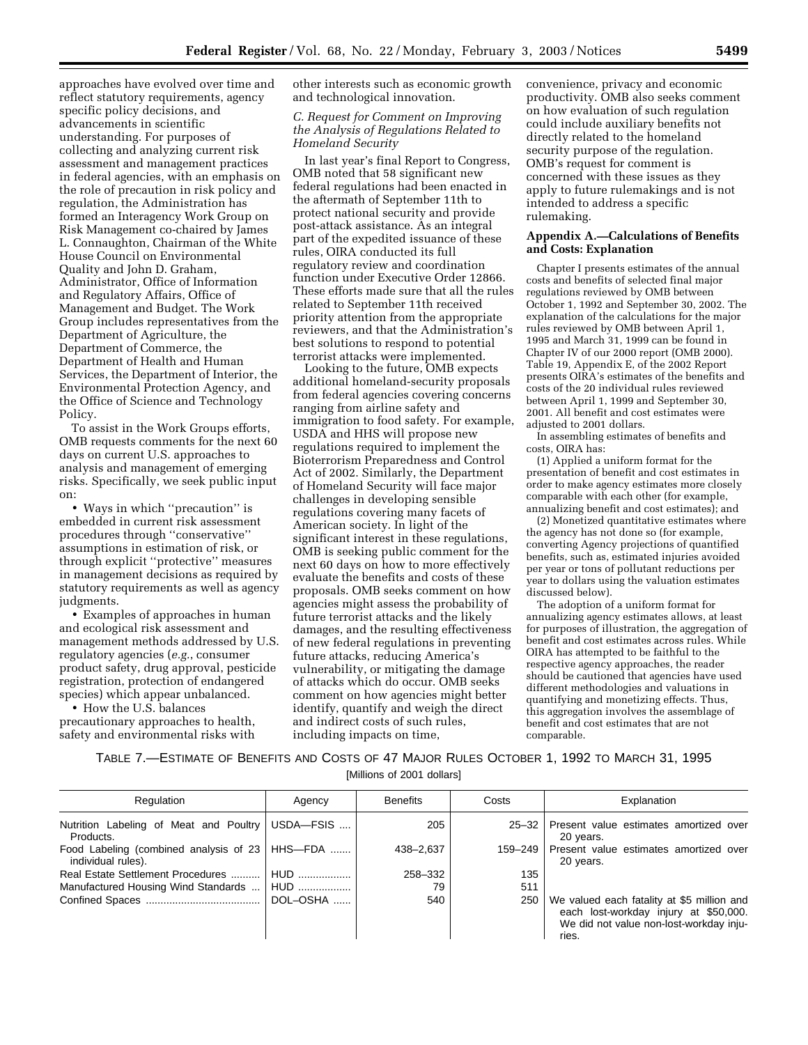approaches have evolved over time and reflect statutory requirements, agency specific policy decisions, and advancements in scientific understanding. For purposes of collecting and analyzing current risk assessment and management practices in federal agencies, with an emphasis on the role of precaution in risk policy and regulation, the Administration has formed an Interagency Work Group on Risk Management co-chaired by James L. Connaughton, Chairman of the White House Council on Environmental Quality and John D. Graham, Administrator, Office of Information and Regulatory Affairs, Office of Management and Budget. The Work Group includes representatives from the Department of Agriculture, the Department of Commerce, the Department of Health and Human Services, the Department of Interior, the Environmental Protection Agency, and the Office of Science and Technology Policy.

To assist in the Work Groups efforts, OMB requests comments for the next 60 days on current U.S. approaches to analysis and management of emerging risks. Specifically, we seek public input on:

• Ways in which ''precaution'' is embedded in current risk assessment procedures through ''conservative'' assumptions in estimation of risk, or through explicit ''protective'' measures in management decisions as required by statutory requirements as well as agency judgments.

• Examples of approaches in human and ecological risk assessment and management methods addressed by U.S. regulatory agencies (*e.g.*, consumer product safety, drug approval, pesticide registration, protection of endangered species) which appear unbalanced.

• How the U.S. balances precautionary approaches to health, safety and environmental risks with other interests such as economic growth and technological innovation.

### *C. Request for Comment on Improving the Analysis of Regulations Related to Homeland Security*

In last year's final Report to Congress, OMB noted that 58 significant new federal regulations had been enacted in the aftermath of September 11th to protect national security and provide post-attack assistance. As an integral part of the expedited issuance of these rules, OIRA conducted its full regulatory review and coordination function under Executive Order 12866. These efforts made sure that all the rules related to September 11th received priority attention from the appropriate reviewers, and that the Administration's best solutions to respond to potential terrorist attacks were implemented.

Looking to the future, OMB expects additional homeland-security proposals from federal agencies covering concerns ranging from airline safety and immigration to food safety. For example, USDA and HHS will propose new regulations required to implement the Bioterrorism Preparedness and Control Act of 2002. Similarly, the Department of Homeland Security will face major challenges in developing sensible regulations covering many facets of American society. In light of the significant interest in these regulations, OMB is seeking public comment for the next 60 days on how to more effectively evaluate the benefits and costs of these proposals. OMB seeks comment on how agencies might assess the probability of future terrorist attacks and the likely damages, and the resulting effectiveness of new federal regulations in preventing future attacks, reducing America's vulnerability, or mitigating the damage of attacks which do occur. OMB seeks comment on how agencies might better identify, quantify and weigh the direct and indirect costs of such rules, including impacts on time, convenience, privacy and economic productivity. OMB also seeks comment on how evaluation of such regulation could include auxiliary benefits not directly related to the homeland security purpose of the regulation. OMB's request for comment is concerned with these issues as they apply to future rulemakings and is not intended to address a specific rulemaking.

## Appendix A.—Calculations of Benefits and Costs: Explanation

Chapter I presents estimates of the annual costs and benefits of selected final major regulations reviewed by OMB between October 1, 1992 and September 30, 2002. The explanation of the calculations for the major rules reviewed by OMB between April 1, 1995 and March 31, 1999 can be found in Chapter IV of our 2000 report (OMB 2000). Table 19, Appendix E, of the 2002 Report presents OIRA's estimates of the benefits and costs of the 20 individual rules reviewed between April 1, 1999 and September 30, 2001. All benefit and cost estimates were adjusted to 2001 dollars.

In assembling estimates of benefits and costs, OIRA has:

(1) Applied a uniform format for the presentation of benefit and cost estimates in order to make agency estimates more closely comparable with each other (for example, annualizing benefit and cost estimates); and

(2) Monetized quantitative estimates where the agency has not done so (for example, converting Agency projections of quantified benefits, such as, estimated injuries avoided per year or tons of pollutant reductions per year to dollars using the valuation estimates discussed below).

The adoption of a uniform format for annualizing agency estimates allows, at least for purposes of illustration, the aggregation of benefit and cost estimates across rules. While OIRA has attempted to be faithful to the respective agency approaches, the reader should be cautioned that agencies have used different methodologies and valuations in quantifying and monetizing effects. Thus, this aggregation involves the assemblage of benefit and cost estimates that are not comparable.

TABLE 7.—ESTIMATE OF BENEFITS AND COSTS OF 47 MAJOR RULES OCTOBER 1, 1992 TO MARCH 31, 1995
[Millions of 2001 dollars]

| Regulation | Agency | Benefits | Costs | Explanation |
|---|---|---|---|---|
| Nutrition Labeling of Meat and Poultry Products. | USDA—FSIS | 205 | 25–32 | Present value estimates amortized over 20 years. |
| Food Labeling (combined analysis of 23 individual rules). | HHS—FDA | 438–2,637 | 159–249 | Present value estimates amortized over 20 years. |
| Real Estate Settlement Procedures | HUD | 258–332 | 135 | |
| Manufactured Housing Wind Standards | HUD | 79 | 511 | |
| Confined Spaces | DOL–OSHA | 540 | 250 | We valued each fatality at $5 million and each lost-workday injury at $50,000. We did not value non-lost-workday injuries. |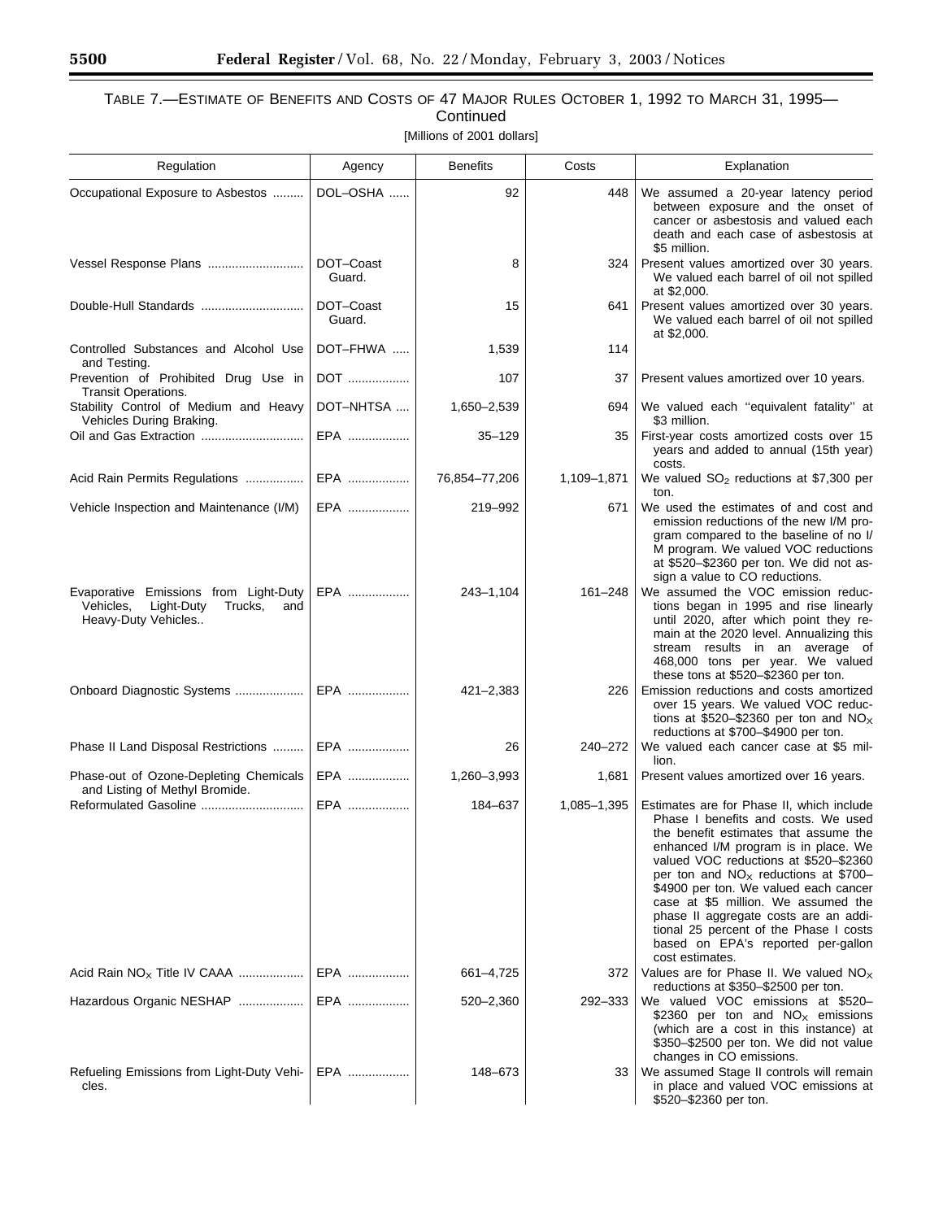TABLE 7.—ESTIMATE OF BENEFITS AND COSTS OF 47 MAJOR RULES OCTOBER 1, 1992 TO MARCH 31, 1995—Continued

[Millions of 2001 dollars]

| Regulation | Agency | Benefits | Costs | Explanation |
|---|---|---|---|---|
| Occupational Exposure to Asbestos | DOL–OSHA | 92 | 448 | We assumed a 20-year latency period between exposure and the onset of cancer or asbestosis and valued each death and each case of asbestosis at $5 million. |
| Vessel Response Plans | DOT–Coast Guard. | 8 | 324 | Present values amortized over 30 years. We valued each barrel of oil not spilled at $2,000. |
| Double-Hull Standards | DOT–Coast Guard. | 15 | 641 | Present values amortized over 30 years. We valued each barrel of oil not spilled at $2,000. |
| Controlled Substances and Alcohol Use and Testing. | DOT–FHWA | 1,539 | 114 | |
| Prevention of Prohibited Drug Use in Transit Operations. | DOT | 107 | 37 | Present values amortized over 10 years. |
| Stability Control of Medium and Heavy Vehicles During Braking. | DOT–NHTSA | 1,650–2,539 | 694 | We valued each "equivalent fatality" at $3 million. |
| Oil and Gas Extraction | EPA | 35–129 | 35 | First-year costs amortized costs over 15 years and added to annual (15th year) costs. |
| Acid Rain Permits Regulations | EPA | 76,854–77,206 | 1,109–1,871 | We valued $SO_2$ reductions at $7,300 per ton. |
| Vehicle Inspection and Maintenance (I/M) | EPA | 219–992 | 671 | We used the estimates of and cost and emission reductions of the new I/M program compared to the baseline of no I/M program. We valued VOC reductions at $520–$2360 per ton. We did not assign a value to CO reductions. |
| Evaporative Emissions from Light-Duty Vehicles, Light-Duty Trucks, and Heavy-Duty Vehicles.. | EPA | 243–1,104 | 161–248 | We assumed the VOC emission reductions began in 1995 and rise linearly until 2020, after which point they remain at the 2020 level. Annualizing this stream results in an average of 468,000 tons per year. We valued these tons at $520–$2360 per ton. |
| Onboard Diagnostic Systems | EPA | 421–2,383 | 226 | Emission reductions and costs amortized over 15 years. We valued VOC reductions at $520–$2360 per ton and $NO_X$ reductions at $700–$4900 per ton. |
| Phase II Land Disposal Restrictions | EPA | 26 | 240–272 | We valued each cancer case at $5 million. |
| Phase-out of Ozone-Depleting Chemicals and Listing of Methyl Bromide. | EPA | 1,260–3,993 | 1,681 | Present values amortized over 16 years. |
| Reformulated Gasoline | EPA | 184–637 | 1,085–1,395 | Estimates are for Phase II, which include Phase I benefits and costs. We used the benefit estimates that assume the enhanced I/M program is in place. We valued VOC reductions at $520–$2360 per ton and $NO_X$ reductions at $700–$4900 per ton. We valued each cancer case at $5 million. We assumed the phase II aggregate costs are an additional 25 percent of the Phase I costs based on EPA's reported per-gallon cost estimates. |
| Acid Rain $NO_X$ Title IV CAAA | EPA | 661–4,725 | 372 | Values are for Phase II. We valued $NO_X$ reductions at $350–$2500 per ton. |
| Hazardous Organic NESHAP | EPA | 520–2,360 | 292–333 | We valued VOC emissions at $520–$2360 per ton and $NO_X$ emissions (which are a cost in this instance) at $350–$2500 per ton. We did not value changes in CO emissions. |
| Refueling Emissions from Light-Duty Vehicles. | EPA | 148–673 | 33 | We assumed Stage II controls will remain in place and valued VOC emissions at $520–$2360 per ton. |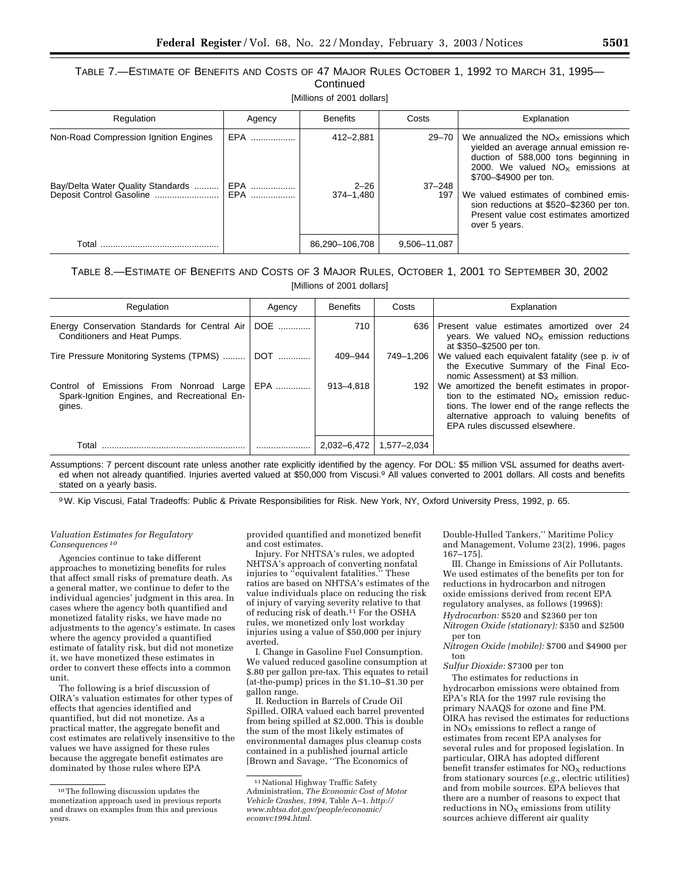TABLE 7.—ESTIMATE OF BENEFITS AND COSTS OF 47 MAJOR RULES OCTOBER 1, 1992 TO MARCH 31, 1995—Continued

[Millions of 2001 dollars]

| Regulation | Agency | Benefits | Costs | Explanation |
|---|---|---|---|---|
| Non-Road Compression Ignition Engines | EPA | 412–2,881 | 29–70 | We annualized the $NO_X$ emissions which yielded an average annual emission reduction of 588,000 tons beginning in 2000. We valued $NO_X$ emissions at $700–$4900 per ton. |
| Bay/Delta Water Quality Standards | EPA | 2–26 | 37–248 | |
| Deposit Control Gasoline | EPA | 374–1,480 | 197 | We valued estimates of combined emission reductions at $520–$2360 per ton. Present value cost estimates amortized over 5 years. |
| Total | | 86,290–106,708 | 9,506–11,087 | |

TABLE 8.—ESTIMATE OF BENEFITS AND COSTS OF 3 MAJOR RULES, OCTOBER 1, 2001 TO SEPTEMBER 30, 2002

[Millions of 2001 dollars]

| Regulation | Agency | Benefits | Costs | Explanation |
|---|---|---|---|---|
| Energy Conservation Standards for Central Air Conditioners and Heat Pumps. | DOE | 710 | 636 | Present value estimates amortized over 24 years. We valued $NO_X$ emission reductions at $350–$2500 per ton. |
| Tire Pressure Monitoring Systems (TPMS) | DOT | 409–944 | 749–1,206 | We valued each equivalent fatality (see p. iv of the Executive Summary of the Final Economic Assessment) at $3 million. |
| Control of Emissions From Nonroad Large Spark-Ignition Engines, and Recreational Engines. | EPA | 913–4,818 | 192 | We amortized the benefit estimates in proportion to the estimated $NO_X$ emission reduction. The lower end of the range reflects the alternative approach to valuing benefits of EPA rules discussed elsewhere. |
| Total | | 2,032–6,472 | 1,577–2,034 | |

Assumptions: 7 percent discount rate unless another rate explicitly identified by the agency. For DOL: $5 million VSL assumed for deaths averted when not already quantified. Injuries averted valued at $50,000 from Viscusi.[9] All values converted to 2001 dollars. All costs and benefits stated on a yearly basis.

[9] W. Kip Viscusi, Fatal Tradeoffs: Public & Private Responsibilities for Risk. New York, NY, Oxford University Press, 1992, p. 65.

*Valuation Estimates for Regulatory Consequences*[10]

Agencies continue to take different approaches to monetizing benefits for rules that affect small risks of premature death. As a general matter, we continue to defer to the individual agencies' judgment in this area. In cases where the agency both quantified and monetized fatality risks, we have made no adjustments to the agency's estimate. In cases where the agency provided a quantified estimate of fatality risk, but did not monetize it, we have monetized these estimates in order to convert these effects into a common unit.

The following is a brief discussion of OIRA's valuation estimates for other types of effects that agencies identified and quantified, but did not monetize. As a practical matter, the aggregate benefit and cost estimates are relatively insensitive to the values we have assigned for these rules because the aggregate benefit estimates are dominated by those rules where EPA provided quantified and monetized benefit and cost estimates.

Injury. For NHTSA's rules, we adopted NHTSA's approach of converting nonfatal injuries to "equivalent fatalities." These ratios are based on NHTSA's estimates of the value individuals place on reducing the risk of injury of varying severity relative to that of reducing risk of death.[11] For the OSHA rules, we monetized only lost workday injuries using a value of $50,000 per injury averted.

I. Change in Gasoline Fuel Consumption. We valued reduced gasoline consumption at $.80 per gallon pre-tax. This equates to retail (at-the-pump) prices in the $1.10–$1.30 per gallon range.

II. Reduction in Barrels of Crude Oil Spilled. OIRA valued each barrel prevented from being spilled at $2,000. This is double the sum of the most likely estimates of environmental damages plus cleanup costs contained in a published journal article [Brown and Savage, "The Economics of Double-Hulled Tankers," Maritime Policy and Management, Volume 23(2), 1996, pages 167–175].

III. Change in Emissions of Air Pollutants. We used estimates of the benefits per ton for reductions in hydrocarbon and nitrogen oxide emissions derived from recent EPA regulatory analyses, as follows (1996$):

*Hydrocarbon:* $520 and $2360 per ton

*Nitrogen Oxide (stationary):* $350 and $2500 per ton

*Nitrogen Oxide (mobile):* $700 and $4900 per ton

*Sulfur Dioxide:* $7300 per ton

The estimates for reductions in hydrocarbon emissions were obtained from EPA's RIA for the 1997 rule revising the primary NAAQS for ozone and fine PM. OIRA has revised the estimates for reductions in $NO_X$ emissions to reflect a range of estimates from recent EPA analyses for several rules and for proposed legislation. In particular, OIRA has adopted different benefit transfer estimates for $NO_X$ reductions from stationary sources (*e.g.*, electric utilities) and from mobile sources. EPA believes that there are a number of reasons to expect that reductions in $NO_X$ emissions from utility sources achieve different air quality

[10] The following discussion updates the monetization approach used in previous reports and draws on examples from this and previous years.

[11] National Highway Traffic Safety Administration, *The Economic Cost of Motor Vehicle Crashes, 1994,* Table A–1. *http://www.nhtsa.dot.gov/people/economic/ecomvc1994.html.*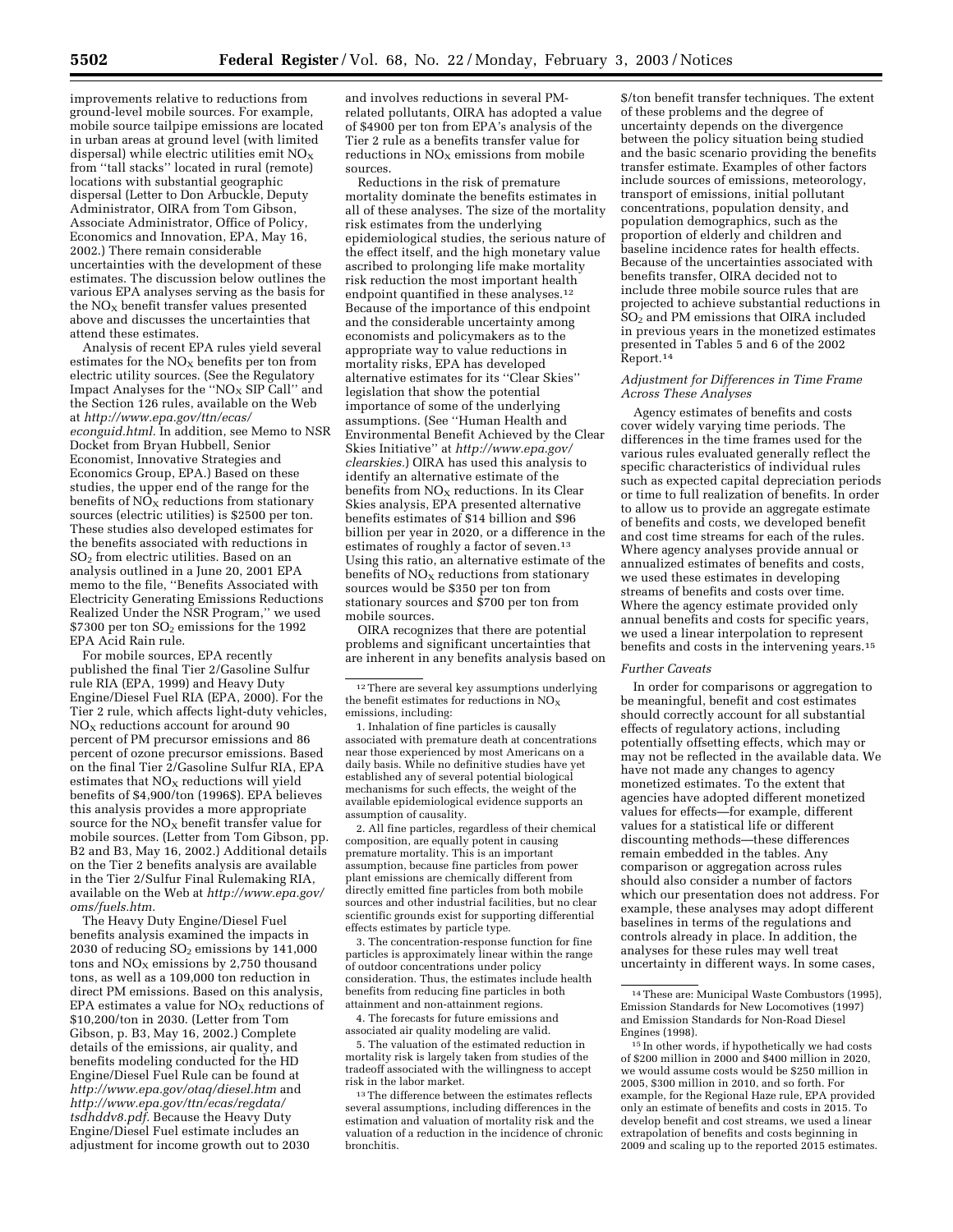improvements relative to reductions from ground-level mobile sources. For example, mobile source tailpipe emissions are located in urban areas at ground level (with limited dispersal) while electric utilities emit $NO_X$ from ''tall stacks'' located in rural (remote) locations with substantial geographic dispersal (Letter to Don Arbuckle, Deputy Administrator, OIRA from Tom Gibson, Associate Administrator, Office of Policy, Economics and Innovation, EPA, May 16, 2002.) There remain considerable uncertainties with the development of these estimates. The discussion below outlines the various EPA analyses serving as the basis for the $NO_X$ benefit transfer values presented above and discusses the uncertainties that attend these estimates.

Analysis of recent EPA rules yield several estimates for the $NO_X$ benefits per ton from electric utility sources. (See the Regulatory Impact Analyses for the ''$NO_X$ SIP Call'' and the Section 126 rules, available on the Web at *http://www.epa.gov/ttn/ecas/econguid.html.* In addition, see Memo to NSR Docket from Bryan Hubbell, Senior Economist, Innovative Strategies and Economics Group, EPA.) Based on these studies, the upper end of the range for the benefits of $NO_X$ reductions from stationary sources (electric utilities) is $2500 per ton. These studies also developed estimates for the benefits associated with reductions in $SO_2$ from electric utilities. Based on an analysis outlined in a June 20, 2001 EPA memo to the file, ''Benefits Associated with Electricity Generating Emissions Reductions Realized Under the NSR Program,'' we used $7300 per ton $SO_2$ emissions for the 1992 EPA Acid Rain rule.

For mobile sources, EPA recently published the final Tier 2/Gasoline Sulfur rule RIA (EPA, 1999) and Heavy Duty Engine/Diesel Fuel RIA (EPA, 2000). For the Tier 2 rule, which affects light-duty vehicles, $NO_X$ reductions account for around 90 percent of PM precursor emissions and 86 percent of ozone precursor emissions. Based on the final Tier 2/Gasoline Sulfur RIA, EPA estimates that $NO_X$ reductions will yield benefits of $4,900/ton (1996$). EPA believes this analysis provides a more appropriate source for the $NO_X$ benefit transfer value for mobile sources. (Letter from Tom Gibson, pp. B2 and B3, May 16, 2002.) Additional details on the Tier 2 benefits analysis are available in the Tier 2/Sulfur Final Rulemaking RIA, available on the Web at *http://www.epa.gov/oms/fuels.htm.*

The Heavy Duty Engine/Diesel Fuel benefits analysis examined the impacts in 2030 of reducing $SO_2$ emissions by 141,000 tons and $NO_X$ emissions by 2,750 thousand tons, as well as a 109,000 ton reduction in direct PM emissions. Based on this analysis, EPA estimates a value for $NO_X$ reductions of $10,200/ton in 2030. (Letter from Tom Gibson, p. B3, May 16, 2002.) Complete details of the emissions, air quality, and benefits modeling conducted for the HD Engine/Diesel Fuel Rule can be found at *http://www.epa.gov/otaq/diesel.htm* and *http://www.epa.gov/ttn/ecas/regdata/tsdhddv8.pdf.* Because the Heavy Duty Engine/Diesel Fuel estimate includes an adjustment for income growth out to 2030 and involves reductions in several PM-related pollutants, OIRA has adopted a value of $4900 per ton from EPA's analysis of the Tier 2 rule as a benefits transfer value for reductions in $NO_X$ emissions from mobile sources.

Reductions in the risk of premature mortality dominate the benefits estimates in all of these analyses. The size of the mortality risk estimates from the underlying epidemiological studies, the serious nature of the effect itself, and the high monetary value ascribed to prolonging life make mortality risk reduction the most important health endpoint quantified in these analyses.[12] Because of the importance of this endpoint and the considerable uncertainty among economists and policymakers as to the appropriate way to value reductions in mortality risks, EPA has developed alternative estimates for its ''Clear Skies'' legislation that show the potential importance of some of the underlying assumptions. (See ''Human Health and Environmental Benefit Achieved by the Clear Skies Initiative'' at *http://www.epa.gov/clearskies.*) OIRA has used this analysis to identify an alternative estimate of the benefits from $NO_X$ reductions. In its Clear Skies analysis, EPA presented alternative benefits estimates of $14 billion and $96 billion per year in 2020, or a difference in the estimates of roughly a factor of seven.[13] Using this ratio, an alternative estimate of the benefits of $NO_X$ reductions from stationary sources would be $350 per ton from stationary sources and $700 per ton from mobile sources.

OIRA recognizes that there are potential problems and significant uncertainties that are inherent in any benefits analysis based on $/ton benefit transfer techniques. The extent of these problems and the degree of uncertainty depends on the divergence between the policy situation being studied and the basic scenario providing the benefits transfer estimate. Examples of other factors include sources of emissions, meteorology, transport of emissions, initial pollutant concentrations, population density, and population demographics, such as the proportion of elderly and children and baseline incidence rates for health effects. Because of the uncertainties associated with benefits transfer, OIRA decided not to include three mobile source rules that are projected to achieve substantial reductions in $SO_2$ and PM emissions that OIRA included in previous years in the monetized estimates presented in Tables 5 and 6 of the 2002 Report.[14]

*Adjustment for Differences in Time Frame Across These Analyses*

Agency estimates of benefits and costs cover widely varying time periods. The differences in the time frames used for the various rules evaluated generally reflect the specific characteristics of individual rules such as expected capital depreciation periods or time to full realization of benefits. In order to allow us to provide an aggregate estimate of benefits and costs, we developed benefit and cost time streams for each of the rules. Where agency analyses provide annual or annualized estimates of benefits and costs, we used these estimates in developing streams of benefits and costs over time. Where the agency estimate provided only annual benefits and costs for specific years, we used a linear interpolation to represent benefits and costs in the intervening years.[15]

*Further Caveats*

In order for comparisons or aggregation to be meaningful, benefit and cost estimates should correctly account for all substantial effects of regulatory actions, including potentially offsetting effects, which may or may not be reflected in the available data. We have not made any changes to agency monetized estimates. To the extent that agencies have adopted different monetized values for effects—for example, different values for a statistical life or different discounting methods—these differences remain embedded in the tables. Any comparison or aggregation across rules should also consider a number of factors which our presentation does not address. For example, these analyses may adopt different baselines in terms of the regulations and controls already in place. In addition, the analyses for these rules may well treat uncertainty in different ways. In some cases,

---

[12] There are several key assumptions underlying the benefit estimates for reductions in $NO_X$ emissions, including:

1. Inhalation of fine particles is causally associated with premature death at concentrations near those experienced by most Americans on a daily basis. While no definitive studies have yet established any of several potential biological mechanisms for such effects, the weight of the available epidemiological evidence supports an assumption of causality.

2. All fine particles, regardless of their chemical composition, are equally potent in causing premature mortality. This is an important assumption, because fine particles from power plant emissions are chemically different from directly emitted fine particles from both mobile sources and other industrial facilities, but no clear scientific grounds exist for supporting differential effects estimates by particle type.

3. The concentration-response function for fine particles is approximately linear within the range of outdoor concentrations under policy consideration. Thus, the estimates include health benefits from reducing fine particles in both attainment and non-attainment regions.

4. The forecasts for future emissions and associated air quality modeling are valid.

5. The valuation of the estimated reduction in mortality risk is largely taken from studies of the tradeoff associated with the willingness to accept risk in the labor market.

[13] The difference between the estimates reflects several assumptions, including differences in the estimation and valuation of mortality risk and the valuation of a reduction in the incidence of chronic bronchitis.

[14] These are: Municipal Waste Combustors (1995), Emission Standards for New Locomotives (1997) and Emission Standards for Non-Road Diesel Engines (1998).

[15] In other words, if hypothetically we had costs of $200 million in 2000 and $400 million in 2020, we would assume costs would be $250 million in 2005, $300 million in 2010, and so forth. For example, for the Regional Haze rule, EPA provided only an estimate of benefits and costs in 2015. To develop benefit and cost streams, we used a linear extrapolation of benefits and costs beginning in 2009 and scaling up to the reported 2015 estimates.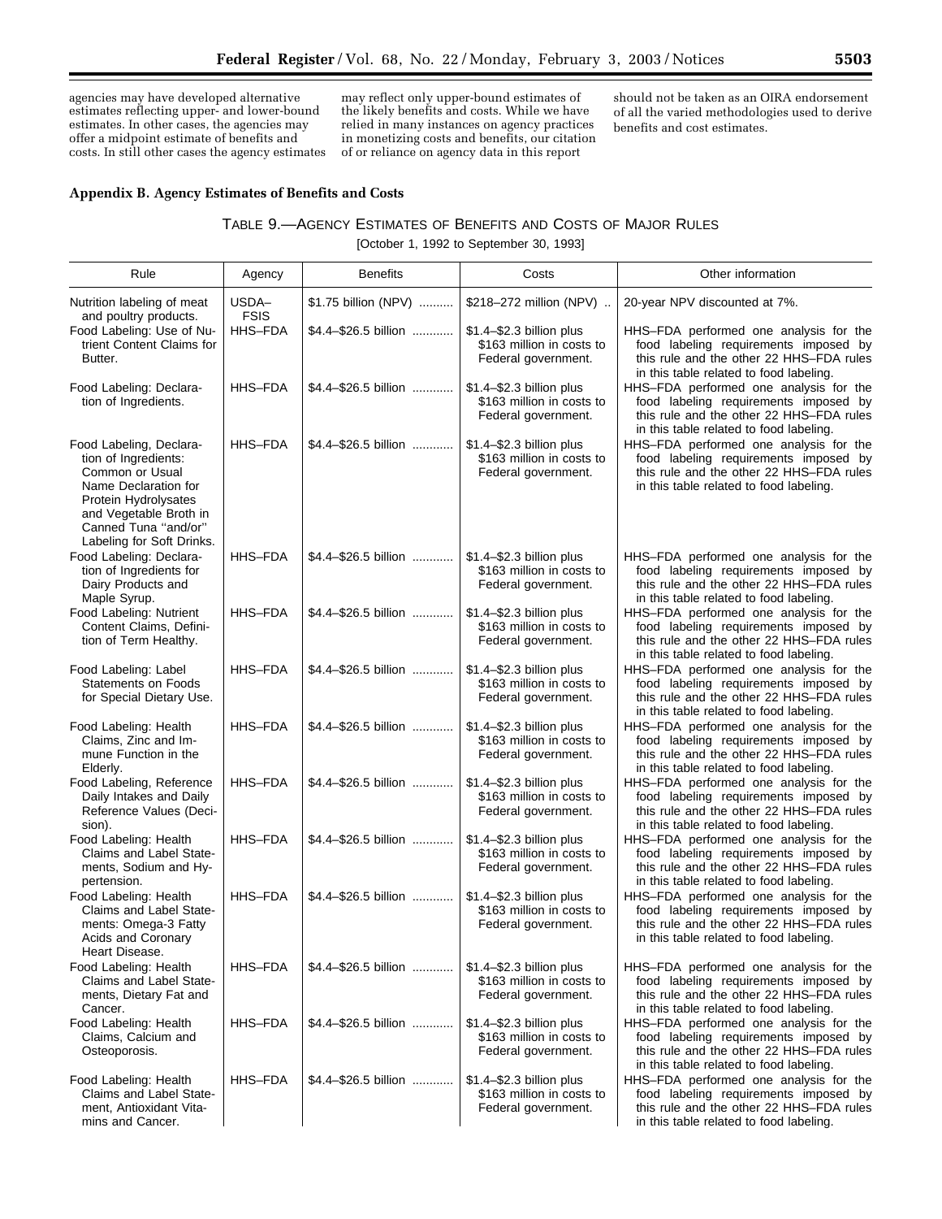agencies may have developed alternative estimates reflecting upper- and lower-bound estimates. In other cases, the agencies may offer a midpoint estimate of benefits and costs. In still other cases the agency estimates may reflect only upper-bound estimates of the likely benefits and costs. While we have relied in many instances on agency practices in monetizing costs and benefits, our citation of or reliance on agency data in this report should not be taken as an OIRA endorsement of all the varied methodologies used to derive benefits and cost estimates.

## Appendix B. Agency Estimates of Benefits and Costs

TABLE 9.—AGENCY ESTIMATES OF BENEFITS AND COSTS OF MAJOR RULES

[October 1, 1992 to September 30, 1993]

| Rule | Agency | Benefits | Costs | Other information |
|---|---|---|---|---|
| Nutrition labeling of meat and poultry products. | USDA–FSIS | $1.75 billion (NPV) | $218–272 million (NPV) | 20-year NPV discounted at 7%. |
| Food Labeling: Use of Nutrient Content Claims for Butter. | HHS–FDA | $4.4–$26.5 billion | $1.4–$2.3 billion plus $163 million in costs to Federal government. | HHS–FDA performed one analysis for the food labeling requirements imposed by this rule and the other 22 HHS–FDA rules in this table related to food labeling. |
| Food Labeling: Declaration of Ingredients. | HHS–FDA | $4.4–$26.5 billion | $1.4–$2.3 billion plus $163 million in costs to Federal government. | HHS–FDA performed one analysis for the food labeling requirements imposed by this rule and the other 22 HHS–FDA rules in this table related to food labeling. |
| Food Labeling, Declaration of Ingredients: Common or Usual Name Declaration for Protein Hydrolysates and Vegetable Broth in Canned Tuna "and/or" Labeling for Soft Drinks. | HHS–FDA | $4.4–$26.5 billion | $1.4–$2.3 billion plus $163 million in costs to Federal government. | HHS–FDA performed one analysis for the food labeling requirements imposed by this rule and the other 22 HHS–FDA rules in this table related to food labeling. |
| Food Labeling: Declaration of Ingredients for Dairy Products and Maple Syrup. | HHS–FDA | $4.4–$26.5 billion | $1.4–$2.3 billion plus $163 million in costs to Federal government. | HHS–FDA performed one analysis for the food labeling requirements imposed by this rule and the other 22 HHS–FDA rules in this table related to food labeling. |
| Food Labeling: Nutrient Content Claims, Definition of Term Healthy. | HHS–FDA | $4.4–$26.5 billion | $1.4–$2.3 billion plus $163 million in costs to Federal government. | HHS–FDA performed one analysis for the food labeling requirements imposed by this rule and the other 22 HHS–FDA rules in this table related to food labeling. |
| Food Labeling: Label Statements on Foods for Special Dietary Use. | HHS–FDA | $4.4–$26.5 billion | $1.4–$2.3 billion plus $163 million in costs to Federal government. | HHS–FDA performed one analysis for the food labeling requirements imposed by this rule and the other 22 HHS–FDA rules in this table related to food labeling. |
| Food Labeling: Health Claims, Zinc and Immune Function in the Elderly. | HHS–FDA | $4.4–$26.5 billion | $1.4–$2.3 billion plus $163 million in costs to Federal government. | HHS–FDA performed one analysis for the food labeling requirements imposed by this rule and the other 22 HHS–FDA rules in this table related to food labeling. |
| Food Labeling, Reference Daily Intakes and Daily Reference Values (Decision). | HHS–FDA | $4.4–$26.5 billion | $1.4–$2.3 billion plus $163 million in costs to Federal government. | HHS–FDA performed one analysis for the food labeling requirements imposed by this rule and the other 22 HHS–FDA rules in this table related to food labeling. |
| Food Labeling: Health Claims and Label Statements, Sodium and Hypertension. | HHS–FDA | $4.4–$26.5 billion | $1.4–$2.3 billion plus $163 million in costs to Federal government. | HHS–FDA performed one analysis for the food labeling requirements imposed by this rule and the other 22 HHS–FDA rules in this table related to food labeling. |
| Food Labeling: Health Claims and Label Statements: Omega-3 Fatty Acids and Coronary Heart Disease. | HHS–FDA | $4.4–$26.5 billion | $1.4–$2.3 billion plus $163 million in costs to Federal government. | HHS–FDA performed one analysis for the food labeling requirements imposed by this rule and the other 22 HHS–FDA rules in this table related to food labeling. |
| Food Labeling: Health Claims and Label Statements, Dietary Fat and Cancer. | HHS–FDA | $4.4–$26.5 billion | $1.4–$2.3 billion plus $163 million in costs to Federal government. | HHS–FDA performed one analysis for the food labeling requirements imposed by this rule and the other 22 HHS–FDA rules in this table related to food labeling. |
| Food Labeling: Health Claims, Calcium and Osteoporosis. | HHS–FDA | $4.4–$26.5 billion | $1.4–$2.3 billion plus $163 million in costs to Federal government. | HHS–FDA performed one analysis for the food labeling requirements imposed by this rule and the other 22 HHS–FDA rules in this table related to food labeling. |
| Food Labeling: Health Claims and Label Statement, Antioxidant Vitamins and Cancer. | HHS–FDA | $4.4–$26.5 billion | $1.4–$2.3 billion plus $163 million in costs to Federal government. | HHS–FDA performed one analysis for the food labeling requirements imposed by this rule and the other 22 HHS–FDA rules in this table related to food labeling. |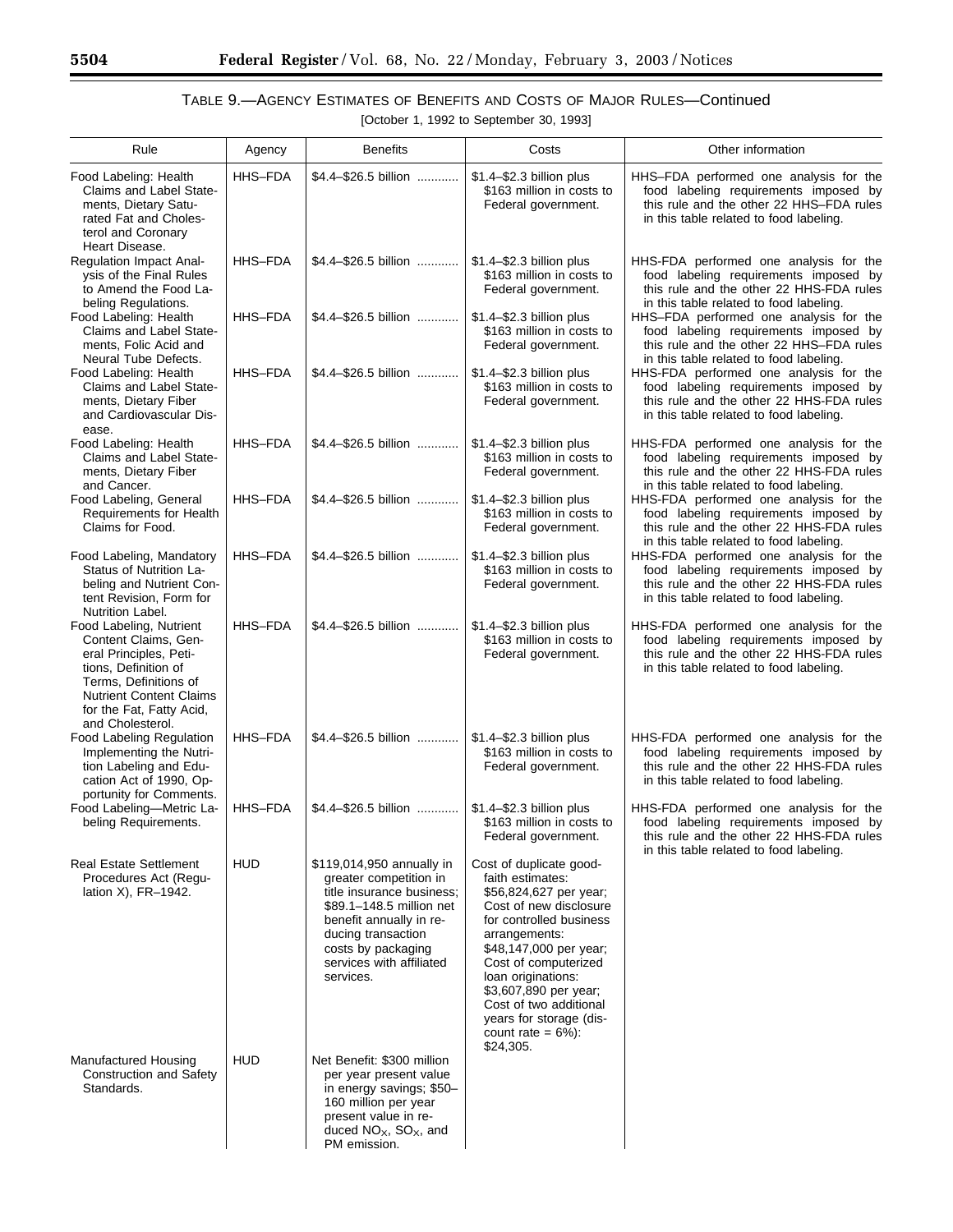TABLE 9.—AGENCY ESTIMATES OF BENEFITS AND COSTS OF MAJOR RULES—Continued

[October 1, 1992 to September 30, 1993]

| Rule | Agency | Benefits | Costs | Other information |
|---|---|---|---|---|
| Food Labeling: Health Claims and Label Statements, Dietary Saturated Fat and Cholesterol and Coronary Heart Disease. | HHS–FDA | $4.4–$26.5 billion | $1.4–$2.3 billion plus $163 million in costs to Federal government. | HHS–FDA performed one analysis for the food labeling requirements imposed by this rule and the other 22 HHS–FDA rules in this table related to food labeling. |
| Regulation Impact Analysis of the Final Rules to Amend the Food Labeling Regulations. | HHS–FDA | $4.4–$26.5 billion | $1.4–$2.3 billion plus $163 million in costs to Federal government. | HHS-FDA performed one analysis for the food labeling requirements imposed by this rule and the other 22 HHS-FDA rules in this table related to food labeling. |
| Food Labeling: Health Claims and Label Statements, Folic Acid and Neural Tube Defects. | HHS–FDA | $4.4–$26.5 billion | $1.4–$2.3 billion plus $163 million in costs to Federal government. | HHS–FDA performed one analysis for the food labeling requirements imposed by this rule and the other 22 HHS–FDA rules in this table related to food labeling. |
| Food Labeling: Health Claims and Label Statements, Dietary Fiber and Cardiovascular Disease. | HHS–FDA | $4.4–$26.5 billion | $1.4–$2.3 billion plus $163 million in costs to Federal government. | HHS-FDA performed one analysis for the food labeling requirements imposed by this rule and the other 22 HHS-FDA rules in this table related to food labeling. |
| Food Labeling: Health Claims and Label Statements, Dietary Fiber and Cancer. | HHS–FDA | $4.4–$26.5 billion | $1.4–$2.3 billion plus $163 million in costs to Federal government. | HHS-FDA performed one analysis for the food labeling requirements imposed by this rule and the other 22 HHS-FDA rules in this table related to food labeling. |
| Food Labeling, General Requirements for Health Claims for Food. | HHS–FDA | $4.4–$26.5 billion | $1.4–$2.3 billion plus $163 million in costs to Federal government. | HHS-FDA performed one analysis for the food labeling requirements imposed by this rule and the other 22 HHS-FDA rules in this table related to food labeling. |
| Food Labeling, Mandatory Status of Nutrition Labeling and Nutrient Content Revision, Form for Nutrition Label. | HHS–FDA | $4.4–$26.5 billion | $1.4–$2.3 billion plus $163 million in costs to Federal government. | HHS-FDA performed one analysis for the food labeling requirements imposed by this rule and the other 22 HHS-FDA rules in this table related to food labeling. |
| Food Labeling, Nutrient Content Claims, General Principles, Petitions, Definition of Terms, Definitions of Nutrient Content Claims for the Fat, Fatty Acid, and Cholesterol. | HHS–FDA | $4.4–$26.5 billion | $1.4–$2.3 billion plus $163 million in costs to Federal government. | HHS-FDA performed one analysis for the food labeling requirements imposed by this rule and the other 22 HHS-FDA rules in this table related to food labeling. |
| Food Labeling Regulation Implementing the Nutrition Labeling and Education Act of 1990, Opportunity for Comments. | HHS–FDA | $4.4–$26.5 billion | $1.4–$2.3 billion plus $163 million in costs to Federal government. | HHS-FDA performed one analysis for the food labeling requirements imposed by this rule and the other 22 HHS-FDA rules in this table related to food labeling. |
| Food Labeling—Metric Labeling Requirements. | HHS–FDA | $4.4–$26.5 billion | $1.4–$2.3 billion plus $163 million in costs to Federal government. | HHS-FDA performed one analysis for the food labeling requirements imposed by this rule and the other 22 HHS-FDA rules in this table related to food labeling. |
| Real Estate Settlement Procedures Act (Regulation X), FR–1942. | HUD | $119,014,950 annually in greater competition in title insurance business; $89.1–148.5 million net benefit annually in reducing transaction costs by packaging services with affiliated services. | Cost of duplicate good-faith estimates: $56,824,627 per year; Cost of new disclosure for controlled business arrangements: $48,147,000 per year; Cost of computerized loan originations: $3,607,890 per year; Cost of two additional years for storage (discount rate = 6%): $24,305. | |
| Manufactured Housing Construction and Safety Standards. | HUD | Net Benefit: $300 million per year present value in energy savings; $50–160 million per year present value in reduced $NO_X$, $SO_X$, and PM emission. | | |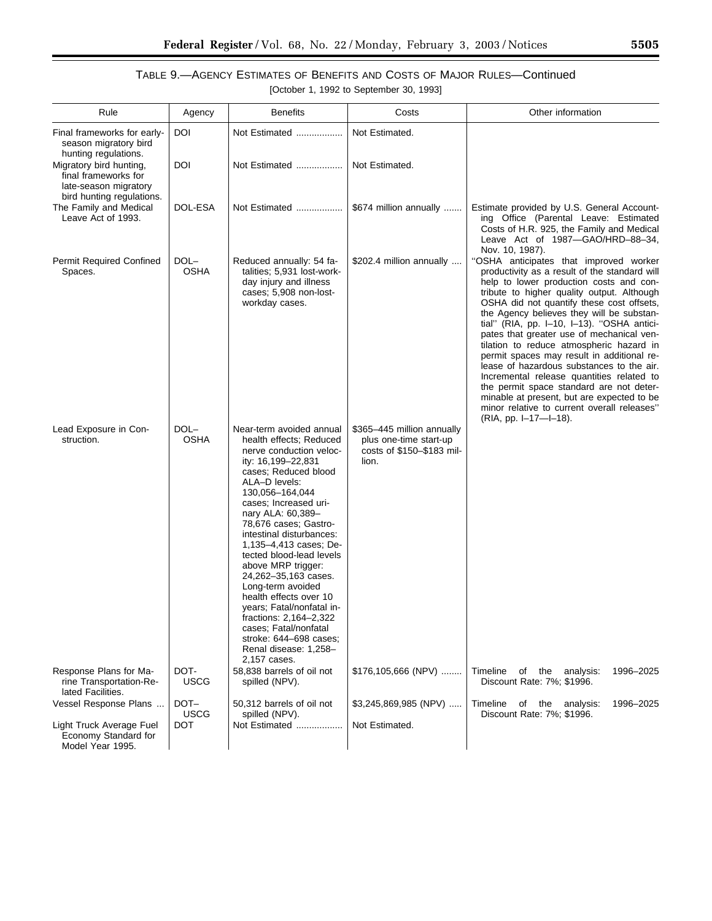TABLE 9.—AGENCY ESTIMATES OF BENEFITS AND COSTS OF MAJOR RULES—Continued

[October 1, 1992 to September 30, 1993]

| Rule | Agency | Benefits | Costs | Other information |
|---|---|---|---|---|
| Final frameworks for early-season migratory bird hunting regulations. | DOI | Not Estimated | Not Estimated. | |
| Migratory bird hunting, final frameworks for late-season migratory bird hunting regulations. | DOI | Not Estimated | Not Estimated. | |
| The Family and Medical Leave Act of 1993. | DOL-ESA | Not Estimated | $674 million annually | Estimate provided by U.S. General Accounting Office (Parental Leave: Estimated Costs of H.R. 925, the Family and Medical Leave Act of 1987—GAO/HRD–88–34, Nov. 10, 1987). |
| Permit Required Confined Spaces. | DOL–OSHA | Reduced annually: 54 fatalities; 5,931 lost-workday injury and illness cases; 5,908 non-lost-workday cases. | $202.4 million annually | "OSHA anticipates that improved worker productivity as a result of the standard will help to lower production costs and contribute to higher quality output. Although OSHA did not quantify these cost offsets, the Agency believes they will be substantial" (RIA, pp. I–10, I–13). "OSHA anticipates that greater use of mechanical ventilation to reduce atmospheric hazard in permit spaces may result in additional release of hazardous substances to the air. Incremental release quantities related to the permit space standard are not determinable at present, but are expected to be minor relative to current overall releases" (RIA, pp. I–17—I–18). |
| Lead Exposure in Construction. | DOL–OSHA | Near-term avoided annual health effects; Reduced nerve conduction velocity: 16,199–22,831 cases; Reduced blood ALA–D levels: 130,056–164,044 cases; Increased urinary ALA: 60,389–78,676 cases; Gastrointestinal disturbances: 1,135–4,413 cases; Detected blood-lead levels above MRP trigger: 24,262–35,163 cases. Long-term avoided health effects over 10 years; Fatal/nonfatal infractions: 2,164–2,322 cases; Fatal/nonfatal stroke: 644–698 cases; Renal disease: 1,258–2,157 cases. | $365–445 million annually plus one-time start-up costs of $150–$183 million. | |
| Response Plans for Marine Transportation-Related Facilities. | DOT-USCG | 58,838 barrels of oil not spilled (NPV). | $176,105,666 (NPV) | Timeline of the analysis: 1996–2025 Discount Rate: 7%; $1996. |
| Vessel Response Plans | DOT–USCG | 50,312 barrels of oil not spilled (NPV). | $3,245,869,985 (NPV) | Timeline of the analysis: 1996–2025 Discount Rate: 7%; $1996. |
| Light Truck Average Fuel Economy Standard for Model Year 1995. | DOT | Not Estimated | Not Estimated. | |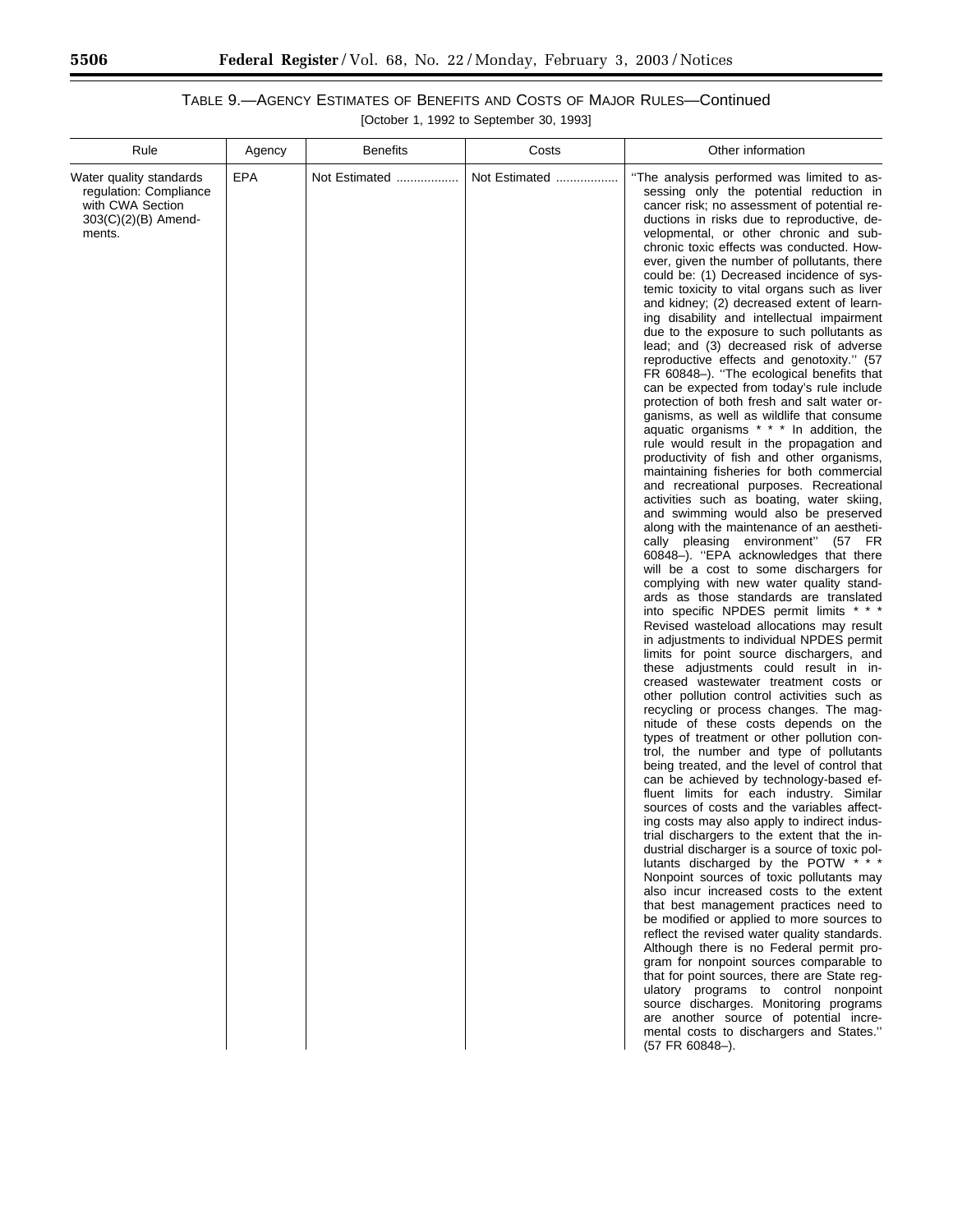## TABLE 9.—AGENCY ESTIMATES OF BENEFITS AND COSTS OF MAJOR RULES—Continued

[October 1, 1992 to September 30, 1993]

| Rule | Agency | Benefits | Costs | Other information |
|---|---|---|---|---|
| Water quality standards regulation: Compliance with CWA Section 303(C)(2)(B) Amendments. | EPA | Not Estimated .................. | Not Estimated .................. | ''The analysis performed was limited to assessing only the potential reduction in cancer risk; no assessment of potential reductions in risks due to reproductive, developmental, or other chronic and subchronic toxic effects was conducted. However, given the number of pollutants, there could be: (1) Decreased incidence of systemic toxicity to vital organs such as liver and kidney; (2) decreased extent of learning disability and intellectual impairment due to the exposure to such pollutants as lead; and (3) decreased risk of adverse reproductive effects and genotoxity.'' (57 FR 60848–). ''The ecological benefits that can be expected from today's rule include protection of both fresh and salt water organisms, as well as wildlife that consume aquatic organisms * * * In addition, the rule would result in the propagation and productivity of fish and other organisms, maintaining fisheries for both commercial and recreational purposes. Recreational activities such as boating, water skiing, and swimming would also be preserved along with the maintenance of an aesthetically pleasing environment'' (57 FR 60848–). ''EPA acknowledges that there will be a cost to some dischargers for complying with new water quality standards as those standards are translated into specific NPDES permit limits * * * Revised wasteload allocations may result in adjustments to individual NPDES permit limits for point source dischargers, and these adjustments could result in increased wastewater treatment costs or other pollution control activities such as recycling or process changes. The magnitude of these costs depends on the types of treatment or other pollution control, the number and type of pollutants being treated, and the level of control that can be achieved by technology-based effluent limits for each industry. Similar sources of costs and the variables affecting costs may also apply to indirect industrial dischargers to the extent that the industrial discharger is a source of toxic pollutants discharged by the POTW * * * Nonpoint sources of toxic pollutants may also incur increased costs to the extent that best management practices need to be modified or applied to more sources to reflect the revised water quality standards. Although there is no Federal permit program for nonpoint sources comparable to that for point sources, there are State regulatory programs to control nonpoint source discharges. Monitoring programs are another source of potential incremental costs to dischargers and States.'' (57 FR 60848–). |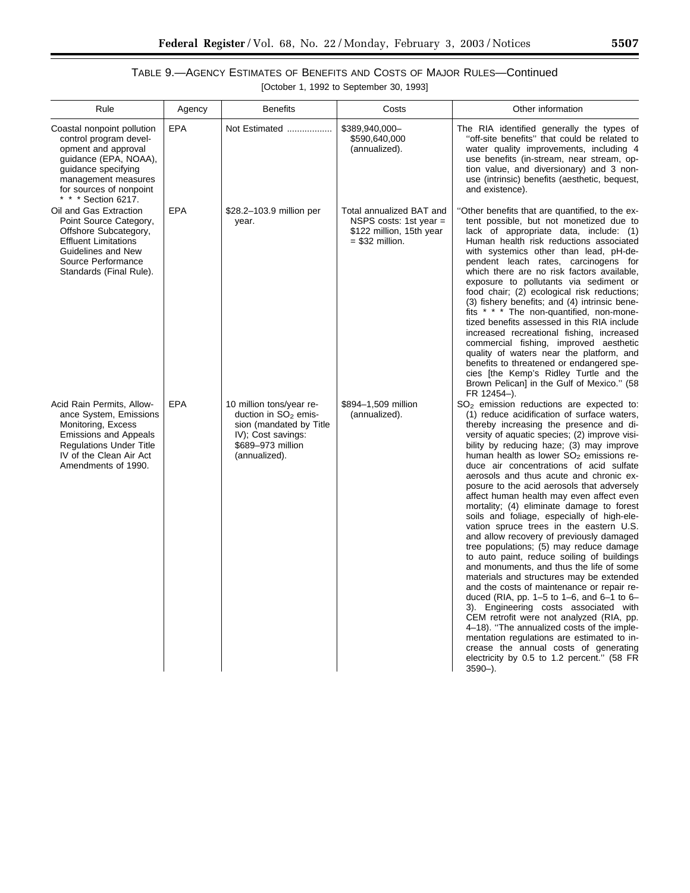TABLE 9.—AGENCY ESTIMATES OF BENEFITS AND COSTS OF MAJOR RULES—Continued

[October 1, 1992 to September 30, 1993]

| Rule | Agency | Benefits | Costs | Other information |
|---|---|---|---|---|
| Coastal nonpoint pollution control program development and approval guidance (EPA, NOAA), guidance specifying management measures for sources of nonpoint * * * Section 6217. | EPA | Not Estimated .................. | $389,940,000–$590,640,000 (annualized). | The RIA identified generally the types of ''off-site benefits'' that could be related to water quality improvements, including 4 use benefits (in-stream, near stream, option value, and diversionary) and 3 non-use (intrinsic) benefits (aesthetic, bequest, and existence). |
| Oil and Gas Extraction Point Source Category, Offshore Subcategory, Effluent Limitations Guidelines and New Source Performance Standards (Final Rule). | EPA | $28.2–103.9 million per year. | Total annualized BAT and NSPS costs: 1st year = $122 million, 15th year = $32 million. | ''Other benefits that are quantified, to the extent possible, but not monetized due to lack of appropriate data, include: (1) Human health risk reductions associated with systemics other than lead, pH-dependent leach rates, carcinogens for which there are no risk factors available, exposure to pollutants via sediment or food chair; (2) ecological risk reductions; (3) fishery benefits; and (4) intrinsic benefits * * * The non-quantified, non-monetized benefits assessed in this RIA include increased recreational fishing, increased commercial fishing, improved aesthetic quality of waters near the platform, and benefits to threatened or endangered species [the Kemp's Ridley Turtle and the Brown Pelican] in the Gulf of Mexico.'' (58 FR 12454–). |
| Acid Rain Permits, Allowance System, Emissions Monitoring, Excess Emissions and Appeals Regulations Under Title IV of the Clean Air Act Amendments of 1990. | EPA | 10 million tons/year reduction in $SO_2$ emission (mandated by Title IV); Cost savings: $689–973 million (annualized). | $894–1,509 million (annualized). | $SO_2$ emission reductions are expected to: (1) reduce acidification of surface waters, thereby increasing the presence and diversity of aquatic species; (2) improve visibility by reducing haze; (3) may improve human health as lower $SO_2$ emissions reduce air concentrations of acid sulfate aerosols and thus acute and chronic exposure to the acid aerosols that adversely affect human health may even affect even mortality; (4) eliminate damage to forest soils and foliage, especially of high-elevation spruce trees in the eastern U.S. and allow recovery of previously damaged tree populations; (5) may reduce damage to auto paint, reduce soiling of buildings and monuments, and thus the life of some materials and structures may be extended and the costs of maintenance or repair reduced (RIA, pp. 1–5 to 1–6, and 6–1 to 6–3). Engineering costs associated with CEM retrofit were not analyzed (RIA, pp. 4–18). ''The annualized costs of the implementation regulations are estimated to increase the annual costs of generating electricity by 0.5 to 1.2 percent.'' (58 FR 3590–). |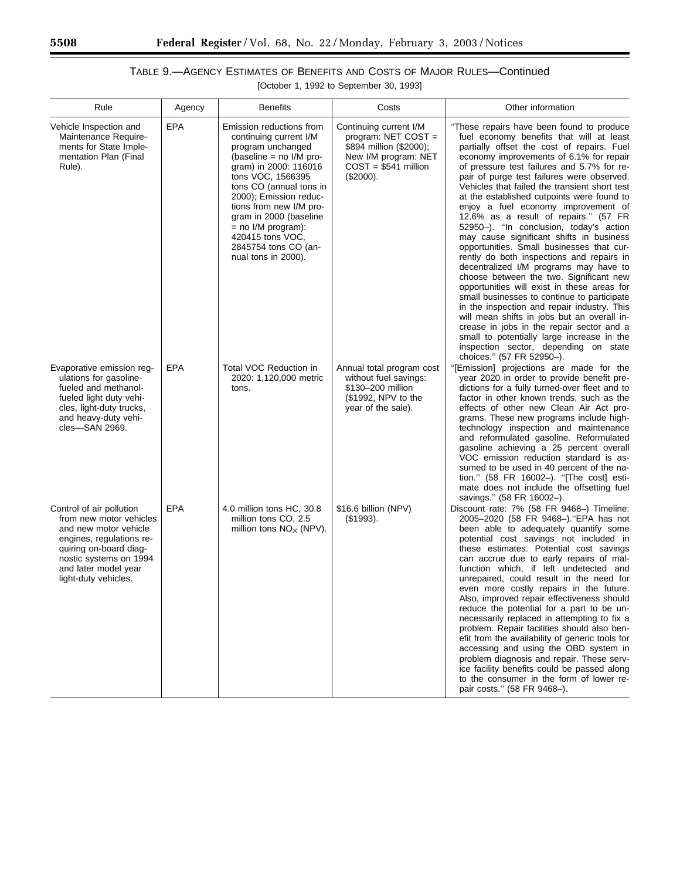# TABLE 9.—AGENCY ESTIMATES OF BENEFITS AND COSTS OF MAJOR RULES—Continued

[October 1, 1992 to September 30, 1993]

| Rule | Agency | Benefits | Costs | Other information |
|---|---|---|---|---|
| Vehicle Inspection and Maintenance Requirements for State Implementation Plan (Final Rule). | EPA | Emission reductions from continuing current I/M program unchanged (baseline = no I/M program) in 2000: 116016 tons VOC, 1566395 tons CO (annual tons in 2000); Emission reductions from new I/M program in 2000 (baseline = no I/M program): 420415 tons VOC, 2845754 tons CO (annual tons in 2000). | Continuing current I/M program: NET COST = $894 million ($2000); New I/M program: NET COST = $541 million ($2000). | "These repairs have been found to produce fuel economy benefits that will at least partially offset the cost of repairs. Fuel economy improvements of 6.1% for repair of pressure test failures and 5.7% for repair of purge test failures were observed. Vehicles that failed the transient short test at the established cutpoints were found to enjoy a fuel economy improvement of 12.6% as a result of repairs." (57 FR 52950–). "In conclusion, today's action may cause significant shifts in business opportunities. Small businesses that currently do both inspections and repairs in decentralized I/M programs may have to choose between the two. Significant new opportunities will exist in these areas for small businesses to continue to participate in the inspection and repair industry. This will mean shifts in jobs but an overall increase in jobs in the repair sector and a small to potentially large increase in the inspection sector, depending on state choices." (57 FR 52950–). |
| Evaporative emission regulations for gasoline-fueled and methanol-fueled light duty vehicles, light-duty trucks, and heavy-duty vehicles—SAN 2969. | EPA | Total VOC Reduction in 2020: 1,120,000 metric tons. | Annual total program cost without fuel savings: $130–200 million ($1992, NPV to the year of the sale). | "[Emission] projections are made for the year 2020 in order to provide benefit predictions for a fully turned-over fleet and to factor in other known trends, such as the effects of other new Clean Air Act programs. These new programs include high-technology inspection and maintenance and reformulated gasoline. Reformulated gasoline achieving a 25 percent overall VOC emission reduction standard is assumed to be used in 40 percent of the nation." (58 FR 16002–). "[The cost] estimate does not include the offsetting fuel savings." (58 FR 16002–). |
| Control of air pollution from new motor vehicles and new motor vehicle engines, regulations requiring on-board diagnostic systems on 1994 and later model year light-duty vehicles. | EPA | 4.0 million tons HC, 30.8 million tons CO, 2.5 million tons $NO_X$ (NPV). | $16.6 billion (NPV) ($1993). | Discount rate: 7% (58 FR 9468–) Timeline: 2005–2020 (58 FR 9468–)."EPA has not been able to adequately quantify some potential cost savings not included in these estimates. Potential cost savings can accrue due to early repairs of malfunction which, if left undetected and unrepaired, could result in the need for even more costly repairs in the future. Also, improved repair effectiveness should reduce the potential for a part to be unnecessarily replaced in attempting to fix a problem. Repair facilities should also benefit from the availability of generic tools for accessing and using the OBD system in problem diagnosis and repair. These service facility benefits could be passed along to the consumer in the form of lower repair costs." (58 FR 9468–). |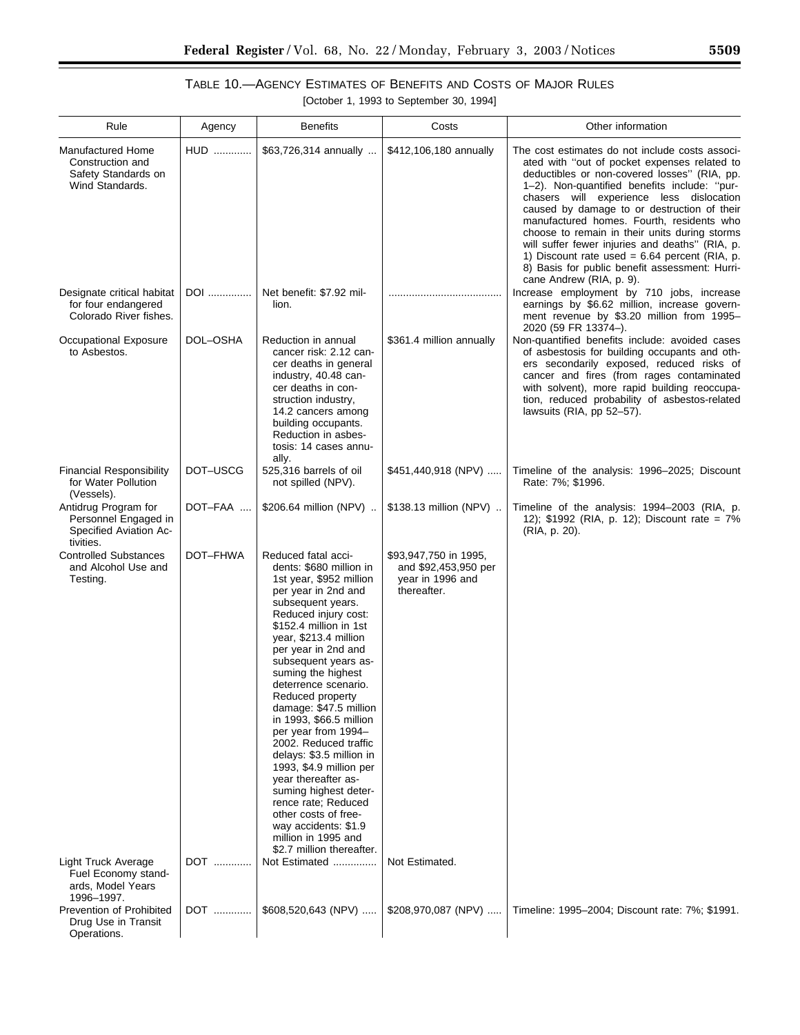## TABLE 10.—AGENCY ESTIMATES OF BENEFITS AND COSTS OF MAJOR RULES

[October 1, 1993 to September 30, 1994]

| Rule | Agency | Benefits | Costs | Other information |
|---|---|---|---|---|
| Manufactured Home Construction and Safety Standards on Wind Standards. | HUD | $63,726,314 annually | $412,106,180 annually | The cost estimates do not include costs associated with ''out of pocket expenses related to deductibles or non-covered losses'' (RIA, pp. 1–2). Non-quantified benefits include: ''purchasers will experience less dislocation caused by damage to or destruction of their manufactured homes. Fourth, residents who choose to remain in their units during storms will suffer fewer injuries and deaths'' (RIA, p. 1) Discount rate used = 6.64 percent (RIA, p. 8) Basis for public benefit assessment: Hurricane Andrew (RIA, p. 9). |
| Designate critical habitat for four endangered Colorado River fishes. | DOI | Net benefit: $7.92 million. | | Increase employment by 710 jobs, increase earnings by $6.62 million, increase government revenue by $3.20 million from 1995–2020 (59 FR 13374–). |
| Occupational Exposure to Asbestos. | DOL–OSHA | Reduction in annual cancer risk: 2.12 cancer deaths in general industry, 40.48 cancer deaths in construction industry, 14.2 cancers among building occupants. Reduction in asbestosis: 14 cases annually. | $361.4 million annually | Non-quantified benefits include: avoided cases of asbestosis for building occupants and others secondarily exposed, reduced risks of cancer and fires (from rages contaminated with solvent), more rapid building reoccupation, reduced probability of asbestos-related lawsuits (RIA, pp 52–57). |
| Financial Responsibility for Water Pollution (Vessels). | DOT–USCG | 525,316 barrels of oil not spilled (NPV). | $451,440,918 (NPV) | Timeline of the analysis: 1996–2025; Discount Rate: 7%; $1996. |
| Antidrug Program for Personnel Engaged in Specified Aviation Activities. | DOT–FAA | $206.64 million (NPV) | $138.13 million (NPV) | Timeline of the analysis: 1994–2003 (RIA, p. 12); $1992 (RIA, p. 12); Discount rate = 7% (RIA, p. 20). |
| Controlled Substances and Alcohol Use and Testing. | DOT–FHWA | Reduced fatal accidents: $680 million in 1st year, $952 million per year in 2nd and subsequent years. Reduced injury cost: $152.4 million in 1st year, $213.4 million per year in 2nd and subsequent years assuming the highest deterrence scenario. Reduced property damage: $47.5 million in 1993, $66.5 million per year from 1994–2002. Reduced traffic delays: $3.5 million in 1993, $4.9 million per year thereafter assuming highest deterrence rate; Reduced other costs of freeway accidents: $1.9 million in 1995 and $2.7 million thereafter. | $93,947,750 in 1995, and $92,453,950 per year in 1996 and thereafter. | |
| Light Truck Average Fuel Economy standards, Model Years 1996–1997. | DOT | Not Estimated | Not Estimated. | |
| Prevention of Prohibited Drug Use in Transit Operations. | DOT | $608,520,643 (NPV) | $208,970,087 (NPV) | Timeline: 1995–2004; Discount rate: 7%; $1991. |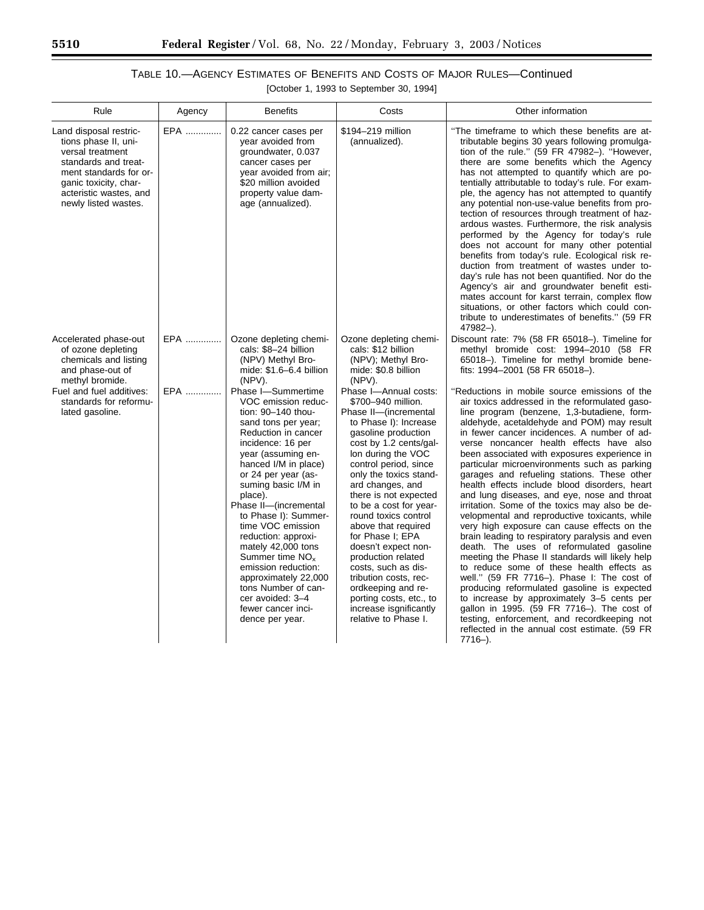TABLE 10.—AGENCY ESTIMATES OF BENEFITS AND COSTS OF MAJOR RULES—Continued

[October 1, 1993 to September 30, 1994]

| Rule | Agency | Benefits | Costs | Other information |
|---|---|---|---|---|
| Land disposal restrictions phase II, universal treatment standards and treatment standards for organic toxicity, characteristic wastes, and newly listed wastes. | EPA | 0.22 cancer cases per year avoided from groundwater, 0.037 cancer cases per year avoided from air; $20 million avoided property value damage (annualized). | $194–219 million (annualized). | "The timeframe to which these benefits are attributable begins 30 years following promulgation of the rule." (59 FR 47982–). "However, there are some benefits which the Agency has not attempted to quantify which are potentially attributable to today's rule. For example, the agency has not attempted to quantify any potential non-use-value benefits from protection of resources through treatment of hazardous wastes. Furthermore, the risk analysis performed by the Agency for today's rule does not account for many other potential benefits from today's rule. Ecological risk reduction from treatment of wastes under today's rule has not been quantified. Nor do the Agency's air and groundwater benefit estimates account for karst terrain, complex flow situations, or other factors which could contribute to underestimates of benefits." (59 FR 47982–). |
| Accelerated phase-out of ozone depleting chemicals and listing and phase-out of methyl bromide. | EPA | Ozone depleting chemicals: $8–24 billion (NPV) Methyl Bromide: $1.6–6.4 billion (NPV). | Ozone depleting chemicals: $12 billion (NPV); Methyl Bromide: $0.8 billion (NPV). | Discount rate: 7% (58 FR 65018–). Timeline for methyl bromide cost: 1994–2010 (58 FR 65018–). Timeline for methyl bromide benefits: 1994–2001 (58 FR 65018–). |
| Fuel and fuel additives: standards for reformulated gasoline. | EPA | Phase I—Summertime VOC emission reduction: 90–140 thousand tons per year; Reduction in cancer incidence: 16 per year (assuming enhanced I/M in place) or 24 per year (assuming basic I/M in place).<br>Phase II—(incremental to Phase I): Summertime VOC emission reduction: approximately 42,000 tons Summer time $NO_x$ emission reduction: approximately 22,000 tons Number of cancer avoided: 3–4 fewer cancer incidence per year. | Phase I—Annual costs: $700–940 million.<br>Phase II—(incremental to Phase I): Increase gasoline production cost by 1.2 cents/gallon during the VOC control period, since only the toxics standard changes, and there is not expected to be a cost for year-round toxics control above that required for Phase I; EPA doesn't expect non-production related costs, such as distribution costs, recordkeeping and reporting costs, etc., to increase isgnificantly relative to Phase I. | "Reductions in mobile source emissions of the air toxics addressed in the reformulated gasoline program (benzene, 1,3-butadiene, formaldehyde, acetaldehyde and POM) may result in fewer cancer incidences. A number of adverse noncancer health effects have also been associated with exposures experience in particular microenvironments such as parking garages and refueling stations. These other health effects include blood disorders, heart and lung diseases, and eye, nose and throat irritation. Some of the toxics may also be developmental and reproductive toxicants, while very high exposure can cause effects on the brain leading to respiratory paralysis and even death. The uses of reformulated gasoline meeting the Phase II standards will likely help to reduce some of these health effects as well." (59 FR 7716–). Phase I: The cost of producing reformulated gasoline is expected to increase by approximately 3–5 cents per gallon in 1995. (59 FR 7716–). The cost of testing, enforcement, and recordkeeping not reflected in the annual cost estimate. (59 FR 7716–). |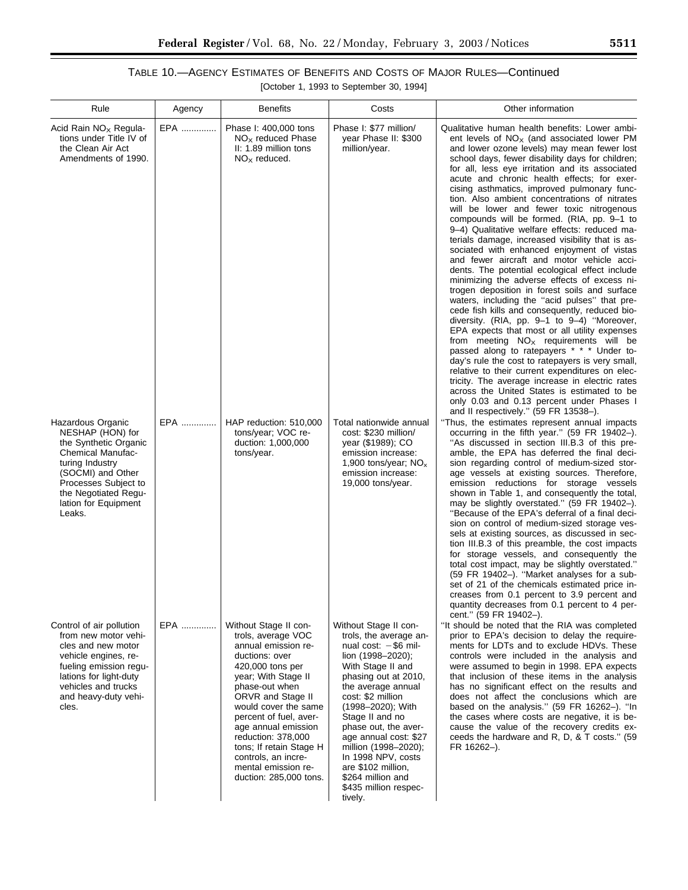## TABLE 10.—AGENCY ESTIMATES OF BENEFITS AND COSTS OF MAJOR RULES—Continued

[October 1, 1993 to September 30, 1994]

| Rule | Agency | Benefits | Costs | Other information |
|---|---|---|---|---|
| Acid Rain $NO_X$ Regulations under Title IV of the Clean Air Act Amendments of 1990. | EPA | Phase I: 400,000 tons $NO_X$ reduced Phase II: 1.89 million tons $NO_X$ reduced. | Phase I: $77 million/year Phase II: $300 million/year. | Qualitative human health benefits: Lower ambient levels of $NO_X$ (and associated lower PM and lower ozone levels) may mean fewer lost school days, fewer disability days for children; for all, less eye irritation and its associated acute and chronic health effects; for exercising asthmatics, improved pulmonary function. Also ambient concentrations of nitrates will be lower and fewer toxic nitrogenous compounds will be formed. (RIA, pp. 9–1 to 9–4) Qualitative welfare effects: reduced materials damage, increased visibility that is associated with enhanced enjoyment of vistas and fewer aircraft and motor vehicle accidents. The potential ecological effect include minimizing the adverse effects of excess nitrogen deposition in forest soils and surface waters, including the "acid pulses" that precede fish kills and consequently, reduced biodiversity. (RIA, pp. 9–1 to 9–4) "Moreover, EPA expects that most or all utility expenses from meeting $NO_X$ requirements will be passed along to ratepayers * * * Under today's rule the cost to ratepayers is very small, relative to their current expenditures on electricity. The average increase in electric rates across the United States is estimated to be only 0.03 and 0.13 percent under Phases I and II respectively." (59 FR 13538–). |
| Hazardous Organic NESHAP (HON) for the Synthetic Organic Chemical Manufacturing Industry (SOCMI) and Other Processes Subject to the Negotiated Regulation for Equipment Leaks. | EPA | HAP reduction: 510,000 tons/year; VOC reduction: 1,000,000 tons/year. | Total nationwide annual cost: $230 million/year ($1989); CO emission increase: 1,900 tons/year; $NO_x$ emission increase: 19,000 tons/year. | "Thus, the estimates represent annual impacts occurring in the fifth year." (59 FR 19402–). "As discussed in section III.B.3 of this preamble, the EPA has deferred the final decision regarding control of medium-sized storage vessels at existing sources. Therefore, emission reductions for storage vessels shown in Table 1, and consequently the total, may be slightly overstated." (59 FR 19402–). "Because of the EPA's deferral of a final decision on control of medium-sized storage vessels at existing sources, as discussed in section III.B.3 of this preamble, the cost impacts for storage vessels, and consequently the total cost impact, may be slightly overstated." (59 FR 19402–). "Market analyses for a subset of 21 of the chemicals estimated price increases from 0.1 percent to 3.9 percent and quantity decreases from 0.1 percent to 4 percent." (59 FR 19402–). |
| Control of air pollution from new motor vehicles and new motor vehicle engines, refueling emission regulations for light-duty vehicles and trucks and heavy-duty vehicles. | EPA | Without Stage II controls, average VOC annual emission reductions: over 420,000 tons per year; With Stage II phase-out when ORVR and Stage II would cover the same percent of fuel, average annual emission reduction: 378,000 tons; If retain Stage H controls, an incremental emission reduction: 285,000 tons. | Without Stage II controls, the average annual cost: −$6 million (1998–2020); With Stage II and phasing out at 2010, the average annual cost: $2 million (1998–2020); With Stage II and no phase out, the average annual cost: $27 million (1998–2020); In 1998 NPV, costs are $102 million, $264 million and $435 million respectively. | "It should be noted that the RIA was completed prior to EPA's decision to delay the requirements for LDTs and to exclude HDVs. These controls were included in the analysis and were assumed to begin in 1998. EPA expects that inclusion of these items in the analysis has no significant effect on the results and does not affect the conclusions which are based on the analysis." (59 FR 16262–). "In the cases where costs are negative, it is because the value of the recovery credits exceeds the hardware and R, D, & T costs." (59 FR 16262–). |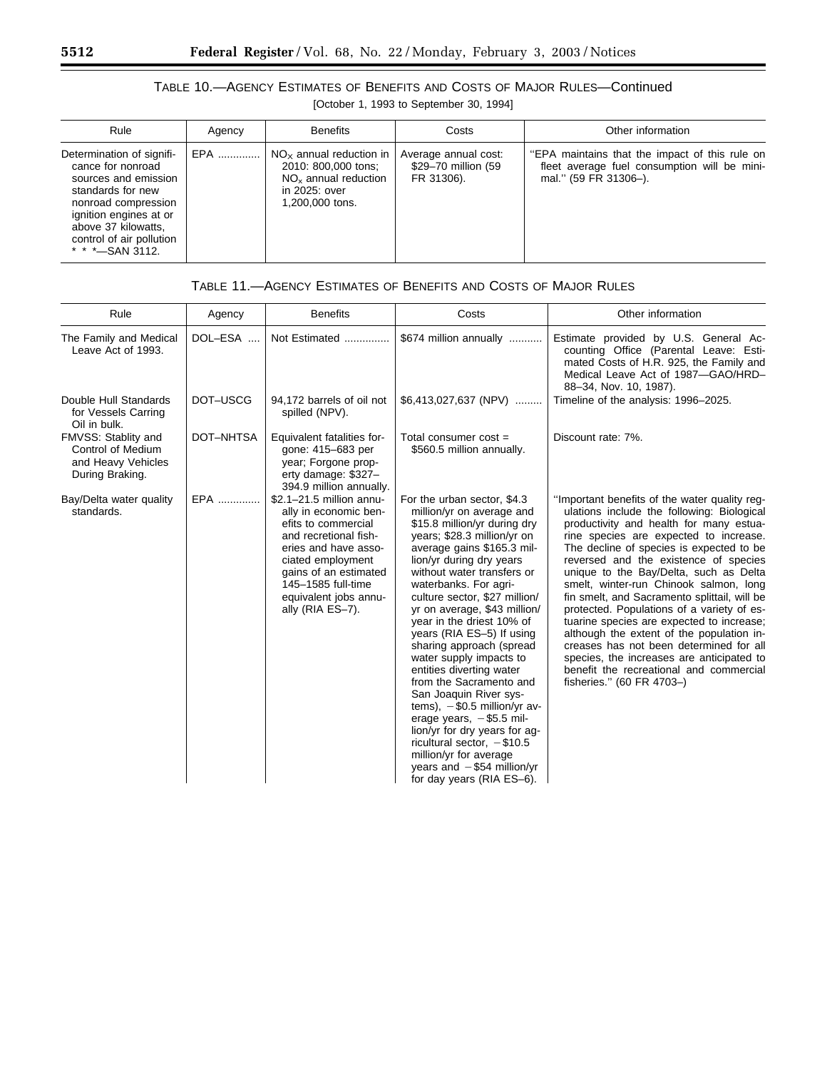TABLE 10.—AGENCY ESTIMATES OF BENEFITS AND COSTS OF MAJOR RULES—Continued

[October 1, 1993 to September 30, 1994]

| Rule | Agency | Benefits | Costs | Other information |
| --- | --- | --- | --- | --- |
| Determination of significance for nonroad sources and emission standards for new nonroad compression ignition engines at or above 37 kilowatts, control of air pollution * * *—SAN 3112. | EPA | $NO_x$ annual reduction in 2010: 800,000 tons; $NO_x$ annual reduction in 2025: over 1,200,000 tons. | Average annual cost: $29–70 million (59 FR 31306). | "EPA maintains that the impact of this rule on fleet average fuel consumption will be minimal." (59 FR 31306–). |

TABLE 11.—AGENCY ESTIMATES OF BENEFITS AND COSTS OF MAJOR RULES

| Rule | Agency | Benefits | Costs | Other information |
| --- | --- | --- | --- | --- |
| The Family and Medical Leave Act of 1993. | DOL–ESA | Not Estimated | $674 million annually | Estimate provided by U.S. General Accounting Office (Parental Leave: Estimated Costs of H.R. 925, the Family and Medical Leave Act of 1987—GAO/HRD–88–34, Nov. 10, 1987). |
| Double Hull Standards for Vessels Carring Oil in bulk. | DOT–USCG | 94,172 barrels of oil not spilled (NPV). | $6,413,027,637 (NPV) | Timeline of the analysis: 1996–2025. |
| FMVSS: Stablity and Control of Medium and Heavy Vehicles During Braking. | DOT–NHTSA | Equivalent fatalities forgone: 415–683 per year; Forgone property damage: $327–394.9 million annually. | Total consumer cost = $560.5 million annually. | Discount rate: 7%. |
| Bay/Delta water quality standards. | EPA | $2.1–21.5 million annually in economic benefits to commercial and recretional fisheries and have associated employment gains of an estimated 145–1585 full-time equivalent jobs annually (RIA ES–7). | For the urban sector, $4.3 million/yr on average and $15.8 million/yr during dry years; $28.3 million/yr on average gains $165.3 million/yr during dry years without water transfers or waterbanks. For agriculture sector, $27 million/yr on average, $43 million/year in the driest 10% of years (RIA ES–5) If using sharing approach (spread water supply impacts to entities diverting water from the Sacramento and San Joaquin River systems), −$0.5 million/yr average years, −$5.5 million/yr for dry years for agricultural sector, −$10.5 million/yr for average years and −$54 million/yr for day years (RIA ES–6). | "Important benefits of the water quality regulations include the following: Biological productivity and health for many estuarine species are expected to increase. The decline of species is expected to be reversed and the existence of species unique to the Bay/Delta, such as Delta smelt, winter-run Chinook salmon, long fin smelt, and Sacramento splittail, will be protected. Populations of a variety of estuarine species are expected to increase; although the extent of the population increases has not been determined for all species, the increases are anticipated to benefit the recreational and commercial fisheries." (60 FR 4703–) |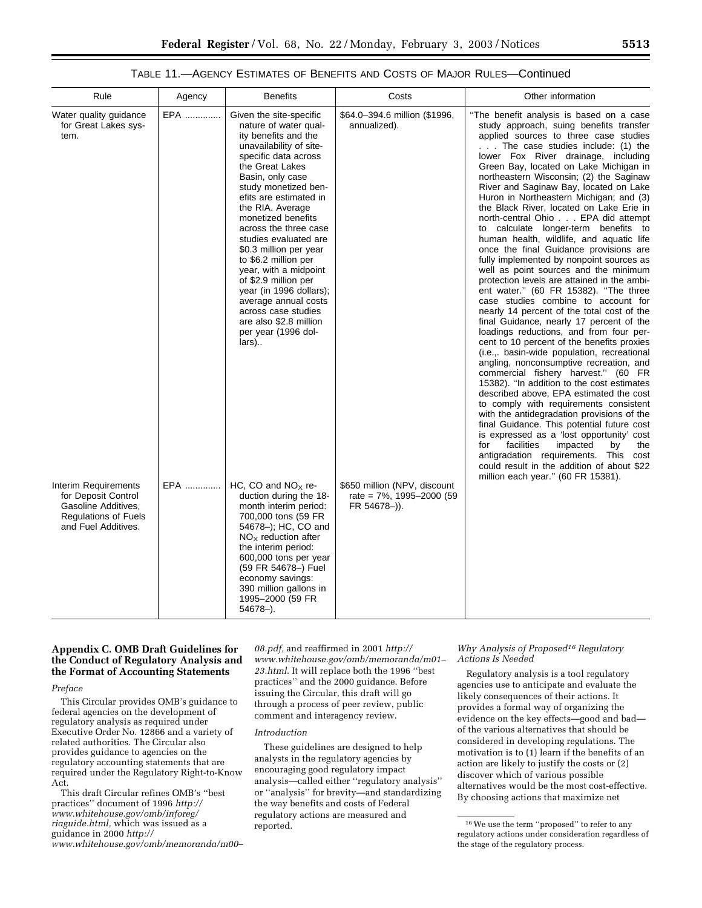TABLE 11.—AGENCY ESTIMATES OF BENEFITS AND COSTS OF MAJOR RULES—Continued

| Rule | Agency | Benefits | Costs | Other information |
|---|---|---|---|---|
| Water quality guidance for Great Lakes system. | EPA .............. | Given the site-specific nature of water quality benefits and the unavailability of site-specific data across the Great Lakes Basin, only case study monetized benefits are estimated in the RIA. Average monetized benefits across the three case studies evaluated are $0.3 million per year to $6.2 million per year, with a midpoint of $2.9 million per year (in 1996 dollars); average annual costs across case studies are also $2.8 million per year (1996 dollars).. | $64.0–394.6 million ($1996, annualized). | ''The benefit analysis is based on a case study approach, suing benefits transfer applied sources to three case studies . . . The case studies include: (1) the lower Fox River drainage, including Green Bay, located on Lake Michigan in northeastern Wisconsin; (2) the Saginaw River and Saginaw Bay, located on Lake Huron in Northeastern Michigan; and (3) the Black River, located on Lake Erie in north-central Ohio . . . EPA did attempt to calculate longer-term benefits to human health, wildlife, and aquatic life once the final Guidance provisions are fully implemented by nonpoint sources as well as point sources and the minimum protection levels are attained in the ambient water.'' (60 FR 15382). ''The three case studies combine to account for nearly 14 percent of the total cost of the final Guidance, nearly 17 percent of the loadings reductions, and from four percent to 10 percent of the benefits proxies (i.e.,. basin-wide population, recreational angling, nonconsumptive recreation, and commercial fishery harvest.'' (60 FR 15382). ''In addition to the cost estimates described above, EPA estimated the cost to comply with requirements consistent with the antidegradation provisions of the final Guidance. This potential future cost is expressed as a 'lost opportunity' cost for facilities impacted by the antigradation requirements. This cost could result in the addition of about $22 million each year.'' (60 FR 15381). |
| Interim Requirements for Deposit Control Gasoline Additives, Regulations of Fuels and Fuel Additives. | EPA .............. | HC, CO and $NO_X$ reduction during the 18-month interim period: 700,000 tons (59 FR 54678–); HC, CO and $NO_X$ reduction after the interim period: 600,000 tons per year (59 FR 54678–) Fuel economy savings: 390 million gallons in 1995–2000 (59 FR 54678–). | $650 million (NPV, discount rate = 7%, 1995–2000 (59 FR 54678–)). | |

## Appendix C. OMB Draft Guidelines for the Conduct of Regulatory Analysis and the Format of Accounting Statements

*Preface*

This Circular provides OMB's guidance to federal agencies on the development of regulatory analysis as required under Executive Order No. 12866 and a variety of related authorities. The Circular also provides guidance to agencies on the regulatory accounting statements that are required under the Regulatory Right-to-Know Act.

This draft Circular refines OMB's ''best practices'' document of 1996 *http://www.whitehouse.gov/omb/inforeg/riaguide.html,* which was issued as a guidance in 2000 *http://www.whitehouse.gov/omb/memoranda/m00–08.pdf,* and reaffirmed in 2001 *http://www.whitehouse.gov/omb/memoranda/m01–23.html.* It will replace both the 1996 ''best practices'' and the 2000 guidance. Before issuing the Circular, this draft will go through a process of peer review, public comment and interagency review.

*Introduction*

These guidelines are designed to help analysts in the regulatory agencies by encouraging good regulatory impact analysis—called either ''regulatory analysis'' or ''analysis'' for brevity—and standardizing the way benefits and costs of Federal regulatory actions are measured and reported.

*Why Analysis of Proposed[16] Regulatory Actions Is Needed*

Regulatory analysis is a tool regulatory agencies use to anticipate and evaluate the likely consequences of their actions. It provides a formal way of organizing the evidence on the key effects—good and bad—of the various alternatives that should be considered in developing regulations. The motivation is to (1) learn if the benefits of an action are likely to justify the costs or (2) discover which of various possible alternatives would be the most cost-effective. By choosing actions that maximize net

[16] We use the term ''proposed'' to refer to any regulatory actions under consideration regardless of the stage of the regulatory process.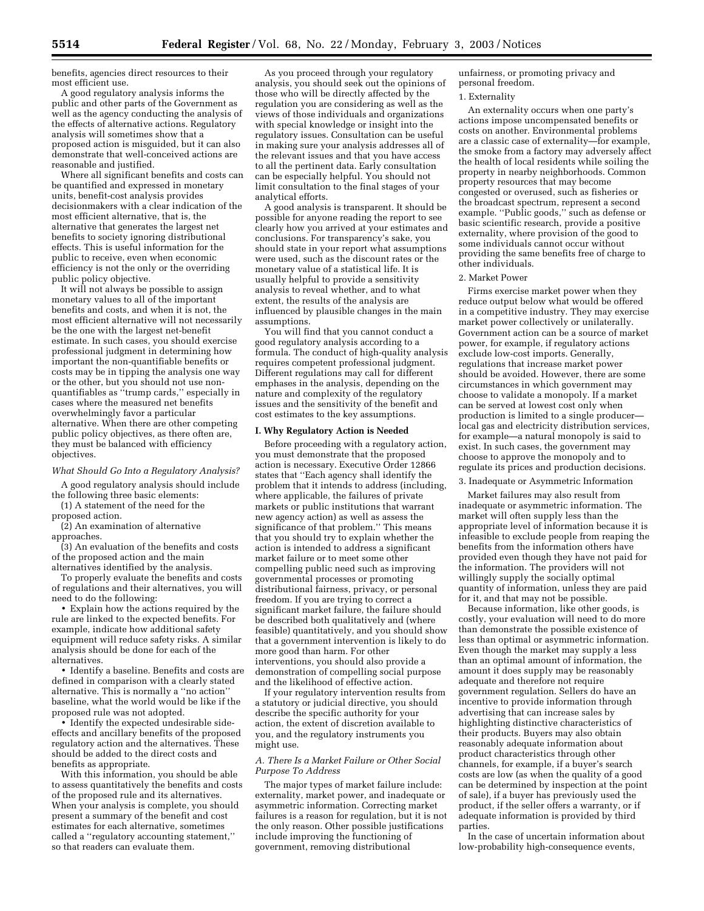benefits, agencies direct resources to their most efficient use.

A good regulatory analysis informs the public and other parts of the Government as well as the agency conducting the analysis of the effects of alternative actions. Regulatory analysis will sometimes show that a proposed action is misguided, but it can also demonstrate that well-conceived actions are reasonable and justified.

Where all significant benefits and costs can be quantified and expressed in monetary units, benefit-cost analysis provides decisionmakers with a clear indication of the most efficient alternative, that is, the alternative that generates the largest net benefits to society ignoring distributional effects. This is useful information for the public to receive, even when economic efficiency is not the only or the overriding public policy objective.

It will not always be possible to assign monetary values to all of the important benefits and costs, and when it is not, the most efficient alternative will not necessarily be the one with the largest net-benefit estimate. In such cases, you should exercise professional judgment in determining how important the non-quantifiable benefits or costs may be in tipping the analysis one way or the other, but you should not use non-quantifiables as ''trump cards,'' especially in cases where the measured net benefits overwhelmingly favor a particular alternative. When there are other competing public policy objectives, as there often are, they must be balanced with efficiency objectives.

*What Should Go Into a Regulatory Analysis?*

A good regulatory analysis should include the following three basic elements:

(1) A statement of the need for the proposed action.

(2) An examination of alternative approaches.

(3) An evaluation of the benefits and costs of the proposed action and the main alternatives identified by the analysis.

To properly evaluate the benefits and costs of regulations and their alternatives, you will need to do the following:

- Explain how the actions required by the rule are linked to the expected benefits. For example, indicate how additional safety equipment will reduce safety risks. A similar analysis should be done for each of the alternatives.
- Identify a baseline. Benefits and costs are defined in comparison with a clearly stated alternative. This is normally a ''no action'' baseline, what the world would be like if the proposed rule was not adopted.
- Identify the expected undesirable side-effects and ancillary benefits of the proposed regulatory action and the alternatives. These should be added to the direct costs and benefits as appropriate.

With this information, you should be able to assess quantitatively the benefits and costs of the proposed rule and its alternatives. When your analysis is complete, you should present a summary of the benefit and cost estimates for each alternative, sometimes called a ''regulatory accounting statement,'' so that readers can evaluate them.

As you proceed through your regulatory analysis, you should seek out the opinions of those who will be directly affected by the regulation you are considering as well as the views of those individuals and organizations with special knowledge or insight into the regulatory issues. Consultation can be useful in making sure your analysis addresses all of the relevant issues and that you have access to all the pertinent data. Early consultation can be especially helpful. You should not limit consultation to the final stages of your analytical efforts.

A good analysis is transparent. It should be possible for anyone reading the report to see clearly how you arrived at your estimates and conclusions. For transparency's sake, you should state in your report what assumptions were used, such as the discount rates or the monetary value of a statistical life. It is usually helpful to provide a sensitivity analysis to reveal whether, and to what extent, the results of the analysis are influenced by plausible changes in the main assumptions.

You will find that you cannot conduct a good regulatory analysis according to a formula. The conduct of high-quality analysis requires competent professional judgment. Different regulations may call for different emphases in the analysis, depending on the nature and complexity of the regulatory issues and the sensitivity of the benefit and cost estimates to the key assumptions.

**I. Why Regulatory Action is Needed**

Before proceeding with a regulatory action, you must demonstrate that the proposed action is necessary. Executive Order 12866 states that ''Each agency shall identify the problem that it intends to address (including, where applicable, the failures of private markets or public institutions that warrant new agency action) as well as assess the significance of that problem.'' This means that you should try to explain whether the action is intended to address a significant market failure or to meet some other compelling public need such as improving governmental processes or promoting distributional fairness, privacy, or personal freedom. If you are trying to correct a significant market failure, the failure should be described both qualitatively and (where feasible) quantitatively, and you should show that a government intervention is likely to do more good than harm. For other interventions, you should also provide a demonstration of compelling social purpose and the likelihood of effective action.

If your regulatory intervention results from a statutory or judicial directive, you should describe the specific authority for your action, the extent of discretion available to you, and the regulatory instruments you might use.

*A. There Is a Market Failure or Other Social Purpose To Address*

The major types of market failure include: externality, market power, and inadequate or asymmetric information. Correcting market failures is a reason for regulation, but it is not the only reason. Other possible justifications include improving the functioning of government, removing distributional unfairness, or promoting privacy and personal freedom.

1. Externality

An externality occurs when one party's actions impose uncompensated benefits or costs on another. Environmental problems are a classic case of externality—for example, the smoke from a factory may adversely affect the health of local residents while soiling the property in nearby neighborhoods. Common property resources that may become congested or overused, such as fisheries or the broadcast spectrum, represent a second example. ''Public goods,'' such as defense or basic scientific research, provide a positive externality, where provision of the good to some individuals cannot occur without providing the same benefits free of charge to other individuals.

2. Market Power

Firms exercise market power when they reduce output below what would be offered in a competitive industry. They may exercise market power collectively or unilaterally. Government action can be a source of market power, for example, if regulatory actions exclude low-cost imports. Generally, regulations that increase market power should be avoided. However, there are some circumstances in which government may choose to validate a monopoly. If a market can be served at lowest cost only when production is limited to a single producer—local gas and electricity distribution services, for example—a natural monopoly is said to exist. In such cases, the government may choose to approve the monopoly and to regulate its prices and production decisions.

3. Inadequate or Asymmetric Information

Market failures may also result from inadequate or asymmetric information. The market will often supply less than the appropriate level of information because it is infeasible to exclude people from reaping the benefits from the information others have provided even though they have not paid for the information. The providers will not willingly supply the socially optimal quantity of information, unless they are paid for it, and that may not be possible.

Because information, like other goods, is costly, your evaluation will need to do more than demonstrate the possible existence of less than optimal or asymmetric information. Even though the market may supply a less than an optimal amount of information, the amount it does supply may be reasonably adequate and therefore not require government regulation. Sellers do have an incentive to provide information through advertising that can increase sales by highlighting distinctive characteristics of their products. Buyers may also obtain reasonably adequate information about product characteristics through other channels, for example, if a buyer's search costs are low (as when the quality of a good can be determined by inspection at the point of sale), if a buyer has previously used the product, if the seller offers a warranty, or if adequate information is provided by third parties.

In the case of uncertain information about low-probability high-consequence events,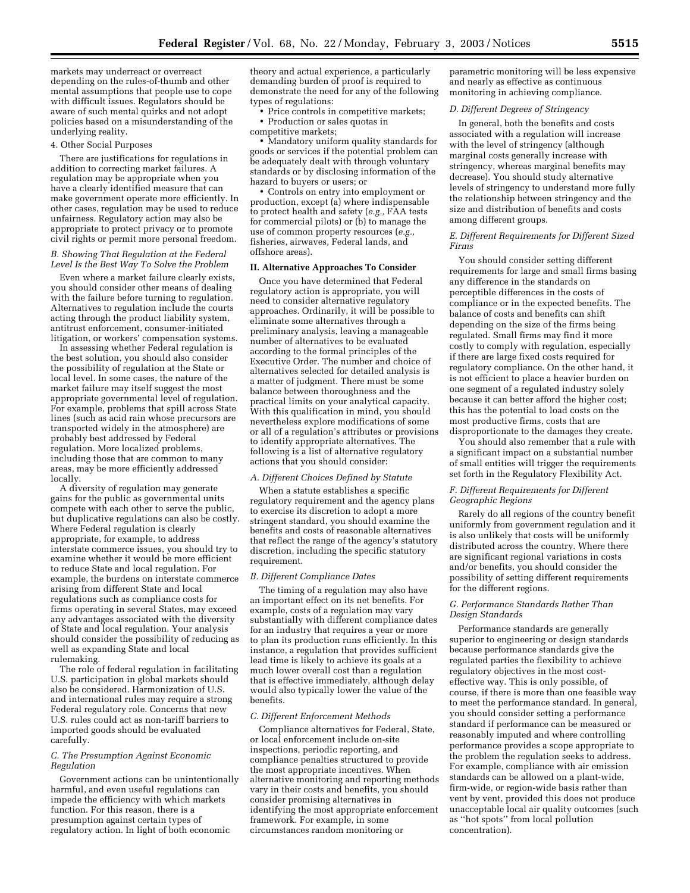markets may underreact or overreact depending on the rules-of-thumb and other mental assumptions that people use to cope with difficult issues. Regulators should be aware of such mental quirks and not adopt policies based on a misunderstanding of the underlying reality.

4. Other Social Purposes

There are justifications for regulations in addition to correcting market failures. A regulation may be appropriate when you have a clearly identified measure that can make government operate more efficiently. In other cases, regulation may be used to reduce unfairness. Regulatory action may also be appropriate to protect privacy or to promote civil rights or permit more personal freedom.

### *B. Showing That Regulation at the Federal Level Is the Best Way To Solve the Problem*

Even where a market failure clearly exists, you should consider other means of dealing with the failure before turning to regulation. Alternatives to regulation include the courts acting through the product liability system, antitrust enforcement, consumer-initiated litigation, or workers' compensation systems.

In assessing whether Federal regulation is the best solution, you should also consider the possibility of regulation at the State or local level. In some cases, the nature of the market failure may itself suggest the most appropriate governmental level of regulation. For example, problems that spill across State lines (such as acid rain whose precursors are transported widely in the atmosphere) are probably best addressed by Federal regulation. More localized problems, including those that are common to many areas, may be more efficiently addressed locally.

A diversity of regulation may generate gains for the public as governmental units compete with each other to serve the public, but duplicative regulations can also be costly. Where Federal regulation is clearly appropriate, for example, to address interstate commerce issues, you should try to examine whether it would be more efficient to reduce State and local regulation. For example, the burdens on interstate commerce arising from different State and local regulations such as compliance costs for firms operating in several States, may exceed any advantages associated with the diversity of State and local regulation. Your analysis should consider the possibility of reducing as well as expanding State and local rulemaking.

The role of federal regulation in facilitating U.S. participation in global markets should also be considered. Harmonization of U.S. and international rules may require a strong Federal regulatory role. Concerns that new U.S. rules could act as non-tariff barriers to imported goods should be evaluated carefully.

### *C. The Presumption Against Economic Regulation*

Government actions can be unintentionally harmful, and even useful regulations can impede the efficiency with which markets function. For this reason, there is a presumption against certain types of regulatory action. In light of both economic theory and actual experience, a particularly demanding burden of proof is required to demonstrate the need for any of the following types of regulations:

- Price controls in competitive markets;
- Production or sales quotas in competitive markets;
- Mandatory uniform quality standards for goods or services if the potential problem can be adequately dealt with through voluntary standards or by disclosing information of the hazard to buyers or users; or
- Controls on entry into employment or production, except (a) where indispensable to protect health and safety (*e.g.,* FAA tests for commercial pilots) or (b) to manage the use of common property resources (*e.g.,* fisheries, airwaves, Federal lands, and offshore areas).

## II. Alternative Approaches To Consider

Once you have determined that Federal regulatory action is appropriate, you will need to consider alternative regulatory approaches. Ordinarily, it will be possible to eliminate some alternatives through a preliminary analysis, leaving a manageable number of alternatives to be evaluated according to the formal principles of the Executive Order. The number and choice of alternatives selected for detailed analysis is a matter of judgment. There must be some balance between thoroughness and the practical limits on your analytical capacity. With this qualification in mind, you should nevertheless explore modifications of some or all of a regulation's attributes or provisions to identify appropriate alternatives. The following is a list of alternative regulatory actions that you should consider:

### *A. Different Choices Defined by Statute*

When a statute establishes a specific regulatory requirement and the agency plans to exercise its discretion to adopt a more stringent standard, you should examine the benefits and costs of reasonable alternatives that reflect the range of the agency's statutory discretion, including the specific statutory requirement.

### *B. Different Compliance Dates*

The timing of a regulation may also have an important effect on its net benefits. For example, costs of a regulation may vary substantially with different compliance dates for an industry that requires a year or more to plan its production runs efficiently. In this instance, a regulation that provides sufficient lead time is likely to achieve its goals at a much lower overall cost than a regulation that is effective immediately, although delay would also typically lower the value of the benefits.

### *C. Different Enforcement Methods*

Compliance alternatives for Federal, State, or local enforcement include on-site inspections, periodic reporting, and compliance penalties structured to provide the most appropriate incentives. When alternative monitoring and reporting methods vary in their costs and benefits, you should consider promising alternatives in identifying the most appropriate enforcement framework. For example, in some circumstances random monitoring or parametric monitoring will be less expensive and nearly as effective as continuous monitoring in achieving compliance.

### *D. Different Degrees of Stringency*

In general, both the benefits and costs associated with a regulation will increase with the level of stringency (although marginal costs generally increase with stringency, whereas marginal benefits may decrease). You should study alternative levels of stringency to understand more fully the relationship between stringency and the size and distribution of benefits and costs among different groups.

### *E. Different Requirements for Different Sized Firms*

You should consider setting different requirements for large and small firms basing any difference in the standards on perceptible differences in the costs of compliance or in the expected benefits. The balance of costs and benefits can shift depending on the size of the firms being regulated. Small firms may find it more costly to comply with regulation, especially if there are large fixed costs required for regulatory compliance. On the other hand, it is not efficient to place a heavier burden on one segment of a regulated industry solely because it can better afford the higher cost; this has the potential to load costs on the most productive firms, costs that are disproportionate to the damages they create.

You should also remember that a rule with a significant impact on a substantial number of small entities will trigger the requirements set forth in the Regulatory Flexibility Act.

### *F. Different Requirements for Different Geographic Regions*

Rarely do all regions of the country benefit uniformly from government regulation and it is also unlikely that costs will be uniformly distributed across the country. Where there are significant regional variations in costs and/or benefits, you should consider the possibility of setting different requirements for the different regions.

### *G. Performance Standards Rather Than Design Standards*

Performance standards are generally superior to engineering or design standards because performance standards give the regulated parties the flexibility to achieve regulatory objectives in the most cost-effective way. This is only possible, of course, if there is more than one feasible way to meet the performance standard. In general, you should consider setting a performance standard if performance can be measured or reasonably imputed and where controlling performance provides a scope appropriate to the problem the regulation seeks to address. For example, compliance with air emission standards can be allowed on a plant-wide, firm-wide, or region-wide basis rather than vent by vent, provided this does not produce unacceptable local air quality outcomes (such as ''hot spots'' from local pollution concentration).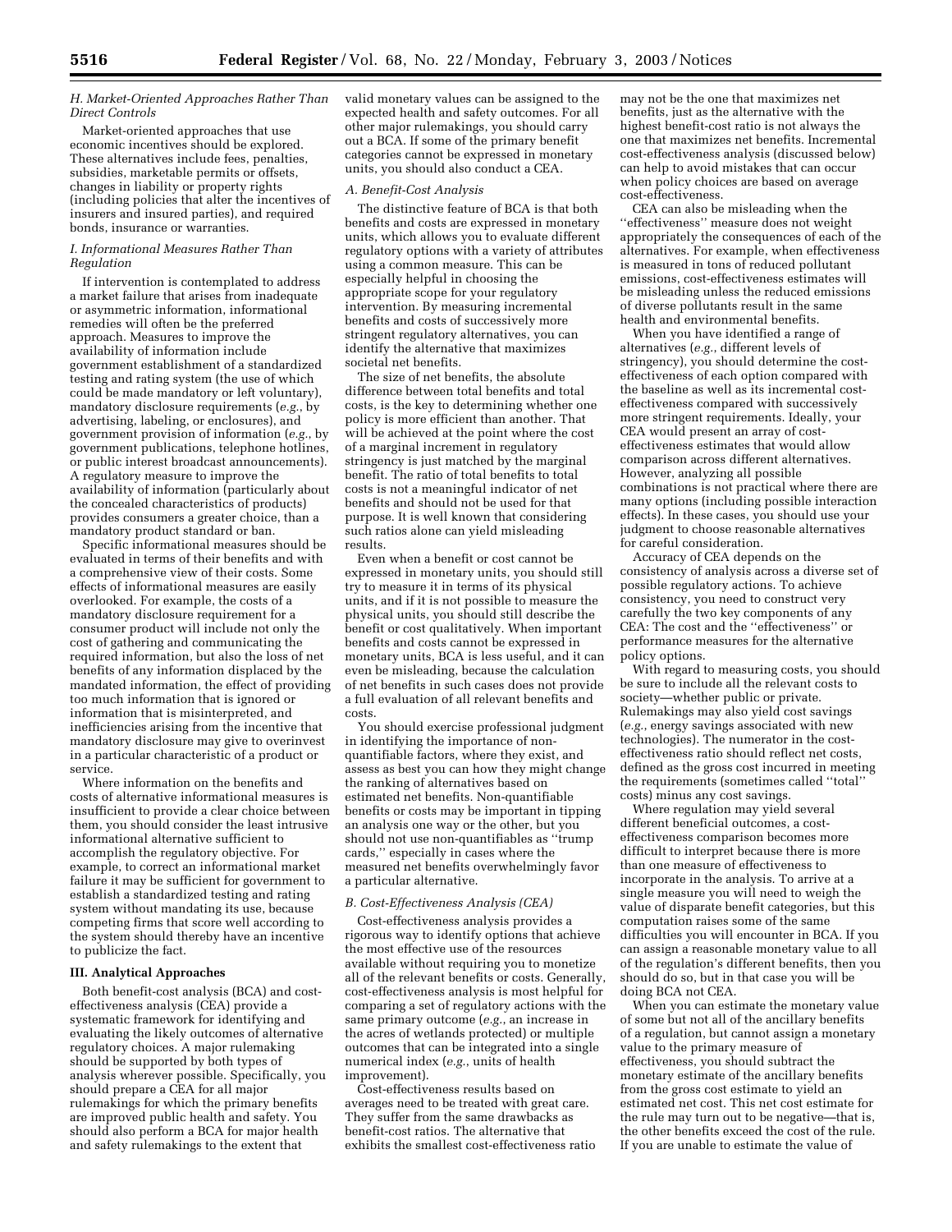### *H. Market-Oriented Approaches Rather Than Direct Controls*

Market-oriented approaches that use economic incentives should be explored. These alternatives include fees, penalties, subsidies, marketable permits or offsets, changes in liability or property rights (including policies that alter the incentives of insurers and insured parties), and required bonds, insurance or warranties.

### *I. Informational Measures Rather Than Regulation*

If intervention is contemplated to address a market failure that arises from inadequate or asymmetric information, informational remedies will often be the preferred approach. Measures to improve the availability of information include government establishment of a standardized testing and rating system (the use of which could be made mandatory or left voluntary), mandatory disclosure requirements (*e.g.*, by advertising, labeling, or enclosures), and government provision of information (*e.g.*, by government publications, telephone hotlines, or public interest broadcast announcements). A regulatory measure to improve the availability of information (particularly about the concealed characteristics of products) provides consumers a greater choice, than a mandatory product standard or ban.

Specific informational measures should be evaluated in terms of their benefits and with a comprehensive view of their costs. Some effects of informational measures are easily overlooked. For example, the costs of a mandatory disclosure requirement for a consumer product will include not only the cost of gathering and communicating the required information, but also the loss of net benefits of any information displaced by the mandated information, the effect of providing too much information that is ignored or information that is misinterpreted, and inefficiencies arising from the incentive that mandatory disclosure may give to overinvest in a particular characteristic of a product or service.

Where information on the benefits and costs of alternative informational measures is insufficient to provide a clear choice between them, you should consider the least intrusive informational alternative sufficient to accomplish the regulatory objective. For example, to correct an informational market failure it may be sufficient for government to establish a standardized testing and rating system without mandating its use, because competing firms that score well according to the system should thereby have an incentive to publicize the fact.

## III. Analytical Approaches

Both benefit-cost analysis (BCA) and cost-effectiveness analysis (CEA) provide a systematic framework for identifying and evaluating the likely outcomes of alternative regulatory choices. A major rulemaking should be supported by both types of analysis wherever possible. Specifically, you should prepare a CEA for all major rulemakings for which the primary benefits are improved public health and safety. You should also perform a BCA for major health and safety rulemakings to the extent that valid monetary values can be assigned to the expected health and safety outcomes. For all other major rulemakings, you should carry out a BCA. If some of the primary benefit categories cannot be expressed in monetary units, you should also conduct a CEA.

### *A. Benefit-Cost Analysis*

The distinctive feature of BCA is that both benefits and costs are expressed in monetary units, which allows you to evaluate different regulatory options with a variety of attributes using a common measure. This can be especially helpful in choosing the appropriate scope for your regulatory intervention. By measuring incremental benefits and costs of successively more stringent regulatory alternatives, you can identify the alternative that maximizes societal net benefits.

The size of net benefits, the absolute difference between total benefits and total costs, is the key to determining whether one policy is more efficient than another. That will be achieved at the point where the cost of a marginal increment in regulatory stringency is just matched by the marginal benefit. The ratio of total benefits to total costs is not a meaningful indicator of net benefits and should not be used for that purpose. It is well known that considering such ratios alone can yield misleading results.

Even when a benefit or cost cannot be expressed in monetary units, you should still try to measure it in terms of its physical units, and if it is not possible to measure the physical units, you should still describe the benefit or cost qualitatively. When important benefits and costs cannot be expressed in monetary units, BCA is less useful, and it can even be misleading, because the calculation of net benefits in such cases does not provide a full evaluation of all relevant benefits and costs.

You should exercise professional judgment in identifying the importance of non-quantifiable factors, where they exist, and assess as best you can how they might change the ranking of alternatives based on estimated net benefits. Non-quantifiable benefits or costs may be important in tipping an analysis one way or the other, but you should not use non-quantifiables as "trump cards," especially in cases where the measured net benefits overwhelmingly favor a particular alternative.

### *B. Cost-Effectiveness Analysis (CEA)*

Cost-effectiveness analysis provides a rigorous way to identify options that achieve the most effective use of the resources available without requiring you to monetize all of the relevant benefits or costs. Generally, cost-effectiveness analysis is most helpful for comparing a set of regulatory actions with the same primary outcome (*e.g.*, an increase in the acres of wetlands protected) or multiple outcomes that can be integrated into a single numerical index (*e.g.*, units of health improvement).

Cost-effectiveness results based on averages need to be treated with great care. They suffer from the same drawbacks as benefit-cost ratios. The alternative that exhibits the smallest cost-effectiveness ratio may not be the one that maximizes net benefits, just as the alternative with the highest benefit-cost ratio is not always the one that maximizes net benefits. Incremental cost-effectiveness analysis (discussed below) can help to avoid mistakes that can occur when policy choices are based on average cost-effectiveness.

CEA can also be misleading when the "effectiveness" measure does not weight appropriately the consequences of each of the alternatives. For example, when effectiveness is measured in tons of reduced pollutant emissions, cost-effectiveness estimates will be misleading unless the reduced emissions of diverse pollutants result in the same health and environmental benefits.

When you have identified a range of alternatives (*e.g.*, different levels of stringency), you should determine the cost-effectiveness of each option compared with the baseline as well as its incremental cost-effectiveness compared with successively more stringent requirements. Ideally, your CEA would present an array of cost-effectiveness estimates that would allow comparison across different alternatives. However, analyzing all possible combinations is not practical where there are many options (including possible interaction effects). In these cases, you should use your judgment to choose reasonable alternatives for careful consideration.

Accuracy of CEA depends on the consistency of analysis across a diverse set of possible regulatory actions. To achieve consistency, you need to construct very carefully the two key components of any CEA: The cost and the "effectiveness" or performance measures for the alternative policy options.

With regard to measuring costs, you should be sure to include all the relevant costs to society—whether public or private. Rulemakings may also yield cost savings (*e.g.*, energy savings associated with new technologies). The numerator in the cost-effectiveness ratio should reflect net costs, defined as the gross cost incurred in meeting the requirements (sometimes called "total" costs) minus any cost savings.

Where regulation may yield several different beneficial outcomes, a cost-effectiveness comparison becomes more difficult to interpret because there is more than one measure of effectiveness to incorporate in the analysis. To arrive at a single measure you will need to weigh the value of disparate benefit categories, but this computation raises some of the same difficulties you will encounter in BCA. If you can assign a reasonable monetary value to all of the regulation's different benefits, then you should do so, but in that case you will be doing BCA not CEA.

When you can estimate the monetary value of some but not all of the ancillary benefits of a regulation, but cannot assign a monetary value to the primary measure of effectiveness, you should subtract the monetary estimate of the ancillary benefits from the gross cost estimate to yield an estimated net cost. This net cost estimate for the rule may turn out to be negative—that is, the other benefits exceed the cost of the rule. If you are unable to estimate the value of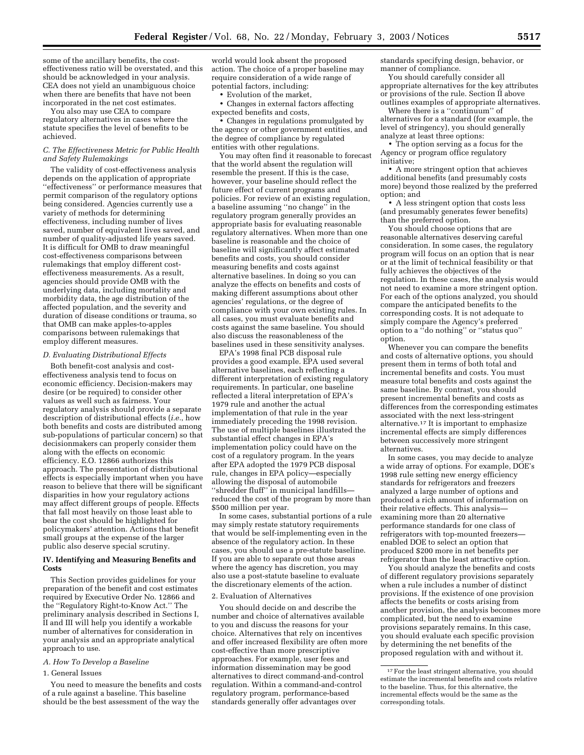some of the ancillary benefits, the cost-effectiveness ratio will be overstated, and this should be acknowledged in your analysis. CEA does not yield an unambiguous choice when there are benefits that have not been incorporated in the net cost estimates.

You also may use CEA to compare regulatory alternatives in cases where the statute specifies the level of benefits to be achieved.

### *C. The Effectiveness Metric for Public Health and Safety Rulemakings*

The validity of cost-effectiveness analysis depends on the application of appropriate "effectiveness" or performance measures that permit comparison of the regulatory options being considered. Agencies currently use a variety of methods for determining effectiveness, including number of lives saved, number of equivalent lives saved, and number of quality-adjusted life years saved. It is difficult for OMB to draw meaningful cost-effectiveness comparisons between rulemakings that employ different cost-effectiveness measurements. As a result, agencies should provide OMB with the underlying data, including mortality and morbidity data, the age distribution of the affected population, and the severity and duration of disease conditions or trauma, so that OMB can make apples-to-apples comparisons between rulemakings that employ different measures.

### *D. Evaluating Distributional Effects*

Both benefit-cost analysis and cost-effectiveness analysis tend to focus on economic efficiency. Decision-makers may desire (or be required) to consider other values as well such as fairness. Your regulatory analysis should provide a separate description of distributional effects (*i.e.*, how both benefits and costs are distributed among sub-populations of particular concern) so that decisionmakers can properly consider them along with the effects on economic efficiency. E.O. 12866 authorizes this approach. The presentation of distributional effects is especially important when you have reason to believe that there will be significant disparities in how your regulatory actions may affect different groups of people. Effects that fall most heavily on those least able to bear the cost should be highlighted for policymakers' attention. Actions that benefit small groups at the expense of the larger public also deserve special scrutiny.

## IV. Identifying and Measuring Benefits and Costs

This Section provides guidelines for your preparation of the benefit and cost estimates required by Executive Order No. 12866 and the "Regulatory Right-to-Know Act." The preliminary analysis described in Sections I, II and III will help you identify a workable number of alternatives for consideration in your analysis and an appropriate analytical approach to use.

### *A. How To Develop a Baseline*

#### 1. General Issues

You need to measure the benefits and costs of a rule against a baseline. This baseline should be the best assessment of the way the world would look absent the proposed action. The choice of a proper baseline may require consideration of a wide range of potential factors, including:

- Evolution of the market,
- Changes in external factors affecting expected benefits and costs,
- Changes in regulations promulgated by the agency or other government entities, and the degree of compliance by regulated entities with other regulations.

You may often find it reasonable to forecast that the world absent the regulation will resemble the present. If this is the case, however, your baseline should reflect the future effect of current programs and policies. For review of an existing regulation, a baseline assuming "no change" in the regulatory program generally provides an appropriate basis for evaluating reasonable regulatory alternatives. When more than one baseline is reasonable and the choice of baseline will significantly affect estimated benefits and costs, you should consider measuring benefits and costs against alternative baselines. In doing so you can analyze the effects on benefits and costs of making different assumptions about other agencies' regulations, or the degree of compliance with your own existing rules. In all cases, you must evaluate benefits and costs against the same baseline. You should also discuss the reasonableness of the baselines used in these sensitivity analyses.

EPA's 1998 final PCB disposal rule provides a good example. EPA used several alternative baselines, each reflecting a different interpretation of existing regulatory requirements. In particular, one baseline reflected a literal interpretation of EPA's 1979 rule and another the actual implementation of that rule in the year immediately preceding the 1998 revision. The use of multiple baselines illustrated the substantial effect changes in EPA's implementation policy could have on the cost of a regulatory program. In the years after EPA adopted the 1979 PCB disposal rule, changes in EPA policy—especially allowing the disposal of automobile "shredder fluff" in municipal landfills—reduced the cost of the program by more than $500 million per year.

In some cases, substantial portions of a rule may simply restate statutory requirements that would be self-implementing even in the absence of the regulatory action. In these cases, you should use a pre-statute baseline. If you are able to separate out those areas where the agency has discretion, you may also use a post-statute baseline to evaluate the discretionary elements of the action.

#### 2. Evaluation of Alternatives

You should decide on and describe the number and choice of alternatives available to you and discuss the reasons for your choice. Alternatives that rely on incentives and offer increased flexibility are often more cost-effective than more prescriptive approaches. For example, user fees and information dissemination may be good alternatives to direct command-and-control regulation. Within a command-and-control regulatory program, performance-based standards generally offer advantages over standards specifying design, behavior, or manner of compliance.

You should carefully consider all appropriate alternatives for the key attributes or provisions of the rule. Section II above outlines examples of appropriate alternatives.

Where there is a "continuum" of alternatives for a standard (for example, the level of stringency), you should generally analyze at least three options:

- The option serving as a focus for the Agency or program office regulatory initiative;
- A more stringent option that achieves additional benefits (and presumably costs more) beyond those realized by the preferred option; and
- A less stringent option that costs less (and presumably generates fewer benefits) than the preferred option.

You should choose options that are reasonable alternatives deserving careful consideration. In some cases, the regulatory program will focus on an option that is near or at the limit of technical feasibility or that fully achieves the objectives of the regulation. In these cases, the analysis would not need to examine a more stringent option. For each of the options analyzed, you should compare the anticipated benefits to the corresponding costs. It is not adequate to simply compare the Agency's preferred option to a "do nothing" or "status quo" option.

Whenever you can compare the benefits and costs of alternative options, you should present them in terms of both total and incremental benefits and costs. You must measure total benefits and costs against the same baseline. By contrast, you should present incremental benefits and costs as differences from the corresponding estimates associated with the next less-stringent alternative.[17] It is important to emphasize incremental effects are simply differences between successively more stringent alternatives.

In some cases, you may decide to analyze a wide array of options. For example, DOE's 1998 rule setting new energy efficiency standards for refrigerators and freezers analyzed a large number of options and produced a rich amount of information on their relative effects. This analysis—examining more than 20 alternative performance standards for one class of refrigerators with top-mounted freezers—enabled DOE to select an option that produced $200 more in net benefits per refrigerator than the least attractive option.

You should analyze the benefits and costs of different regulatory provisions separately when a rule includes a number of distinct provisions. If the existence of one provision affects the benefits or costs arising from another provision, the analysis becomes more complicated, but the need to examine provisions separately remains. In this case, you should evaluate each specific provision by determining the net benefits of the proposed regulation with and without it.

---

[17] For the least stringent alternative, you should estimate the incremental benefits and costs relative to the baseline. Thus, for this alternative, the incremental effects would be the same as the corresponding totals.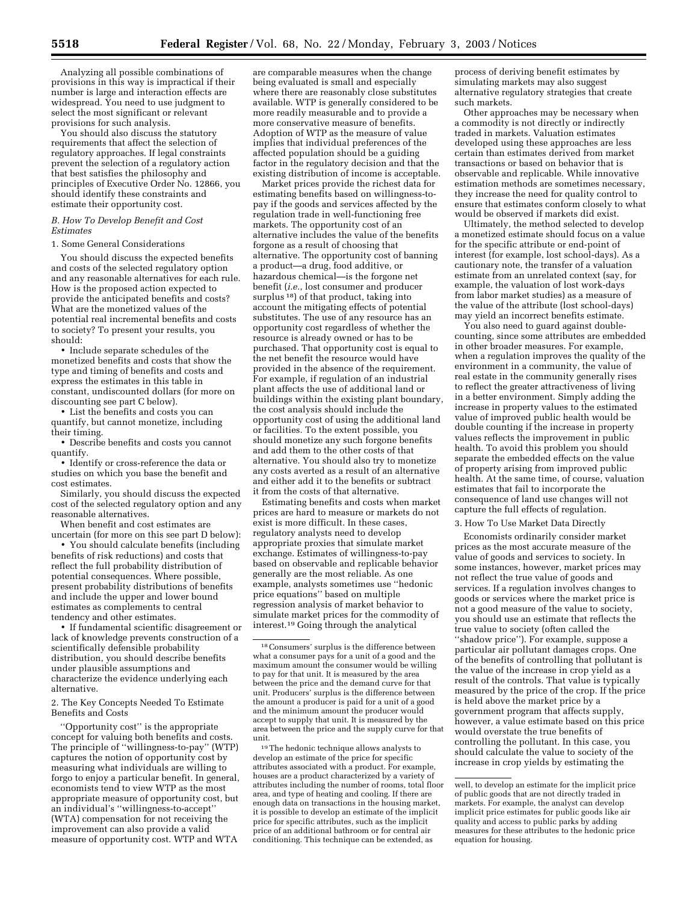Analyzing all possible combinations of provisions in this way is impractical if their number is large and interaction effects are widespread. You need to use judgment to select the most significant or relevant provisions for such analysis.

You should also discuss the statutory requirements that affect the selection of regulatory approaches. If legal constraints prevent the selection of a regulatory action that best satisfies the philosophy and principles of Executive Order No. 12866, you should identify these constraints and estimate their opportunity cost.

### *B. How To Develop Benefit and Cost Estimates*

#### 1. Some General Considerations

You should discuss the expected benefits and costs of the selected regulatory option and any reasonable alternatives for each rule. How is the proposed action expected to provide the anticipated benefits and costs? What are the monetized values of the potential real incremental benefits and costs to society? To present your results, you should:

- Include separate schedules of the monetized benefits and costs that show the type and timing of benefits and costs and express the estimates in this table in constant, undiscounted dollars (for more on discounting see part C below).
- List the benefits and costs you can quantify, but cannot monetize, including their timing.
- Describe benefits and costs you cannot quantify.
- Identify or cross-reference the data or studies on which you base the benefit and cost estimates.

Similarly, you should discuss the expected cost of the selected regulatory option and any reasonable alternatives.

When benefit and cost estimates are uncertain (for more on this see part D below):

- You should calculate benefits (including benefits of risk reductions) and costs that reflect the full probability distribution of potential consequences. Where possible, present probability distributions of benefits and include the upper and lower bound estimates as complements to central tendency and other estimates.
- If fundamental scientific disagreement or lack of knowledge prevents construction of a scientifically defensible probability distribution, you should describe benefits under plausible assumptions and characterize the evidence underlying each alternative.

#### 2. The Key Concepts Needed To Estimate Benefits and Costs

''Opportunity cost'' is the appropriate concept for valuing both benefits and costs. The principle of ''willingness-to-pay'' (WTP) captures the notion of opportunity cost by measuring what individuals are willing to forgo to enjoy a particular benefit. In general, economists tend to view WTP as the most appropriate measure of opportunity cost, but an individual's ''willingness-to-accept'' (WTA) compensation for not receiving the improvement can also provide a valid measure of opportunity cost. WTP and WTA are comparable measures when the change being evaluated is small and especially where there are reasonably close substitutes available. WTP is generally considered to be more readily measurable and to provide a more conservative measure of benefits. Adoption of WTP as the measure of value implies that individual preferences of the affected population should be a guiding factor in the regulatory decision and that the existing distribution of income is acceptable.

Market prices provide the richest data for estimating benefits based on willingness-to-pay if the goods and services affected by the regulation trade in well-functioning free markets. The opportunity cost of an alternative includes the value of the benefits forgone as a result of choosing that alternative. The opportunity cost of banning a product—a drug, food additive, or hazardous chemical—is the forgone net benefit (*i.e.*, lost consumer and producer surplus [18]) of that product, taking into account the mitigating effects of potential substitutes. The use of any resource has an opportunity cost regardless of whether the resource is already owned or has to be purchased. That opportunity cost is equal to the net benefit the resource would have provided in the absence of the requirement. For example, if regulation of an industrial plant affects the use of additional land or buildings within the existing plant boundary, the cost analysis should include the opportunity cost of using the additional land or facilities. To the extent possible, you should monetize any such forgone benefits and add them to the other costs of that alternative. You should also try to monetize any costs averted as a result of an alternative and either add it to the benefits or subtract it from the costs of that alternative.

Estimating benefits and costs when market prices are hard to measure or markets do not exist is more difficult. In these cases, regulatory analysts need to develop appropriate proxies that simulate market exchange. Estimates of willingness-to-pay based on observable and replicable behavior generally are the most reliable. As one example, analysts sometimes use ''hedonic price equations'' based on multiple regression analysis of market behavior to simulate market prices for the commodity of interest.[19] Going through the analytical process of deriving benefit estimates by simulating markets may also suggest alternative regulatory strategies that create such markets.

Other approaches may be necessary when a commodity is not directly or indirectly traded in markets. Valuation estimates developed using these approaches are less certain than estimates derived from market transactions or based on behavior that is observable and replicable. While innovative estimation methods are sometimes necessary, they increase the need for quality control to ensure that estimates conform closely to what would be observed if markets did exist.

Ultimately, the method selected to develop a monetized estimate should focus on a value for the specific attribute or end-point of interest (for example, lost school-days). As a cautionary note, the transfer of a valuation estimate from an unrelated context (say, for example, the valuation of lost work-days from labor market studies) as a measure of the value of the attribute (lost school-days) may yield an incorrect benefits estimate.

You also need to guard against double-counting, since some attributes are embedded in other broader measures. For example, when a regulation improves the quality of the environment in a community, the value of real estate in the community generally rises to reflect the greater attractiveness of living in a better environment. Simply adding the increase in property values to the estimated value of improved public health would be double counting if the increase in property values reflects the improvement in public health. To avoid this problem you should separate the embedded effects on the value of property arising from improved public health. At the same time, of course, valuation estimates that fail to incorporate the consequence of land use changes will not capture the full effects of regulation.

#### 3. How To Use Market Data Directly

Economists ordinarily consider market prices as the most accurate measure of the value of goods and services to society. In some instances, however, market prices may not reflect the true value of goods and services. If a regulation involves changes to goods or services where the market price is not a good measure of the value to society, you should use an estimate that reflects the true value to society (often called the ''shadow price''). For example, suppose a particular air pollutant damages crops. One of the benefits of controlling that pollutant is the value of the increase in crop yield as a result of the controls. That value is typically measured by the price of the crop. If the price is held above the market price by a government program that affects supply, however, a value estimate based on this price would overstate the true benefits of controlling the pollutant. In this case, you should calculate the value to society of the increase in crop yields by estimating the

---

[18] Consumers' surplus is the difference between what a consumer pays for a unit of a good and the maximum amount the consumer would be willing to pay for that unit. It is measured by the area between the price and the demand curve for that unit. Producers' surplus is the difference between the amount a producer is paid for a unit of a good and the minimum amount the producer would accept to supply that unit. It is measured by the area between the price and the supply curve for that unit.

[19] The hedonic technique allows analysts to develop an estimate of the price for specific attributes associated with a product. For example, houses are a product characterized by a variety of attributes including the number of rooms, total floor area, and type of heating and cooling. If there are enough data on transactions in the housing market, it is possible to develop an estimate of the implicit price for specific attributes, such as the implicit price of an additional bathroom or for central air conditioning. This technique can be extended, as well, to develop an estimate for the implicit price of public goods that are not directly traded in markets. For example, the analyst can develop implicit price estimates for public goods like air quality and access to public parks by adding measures for these attributes to the hedonic price equation for housing.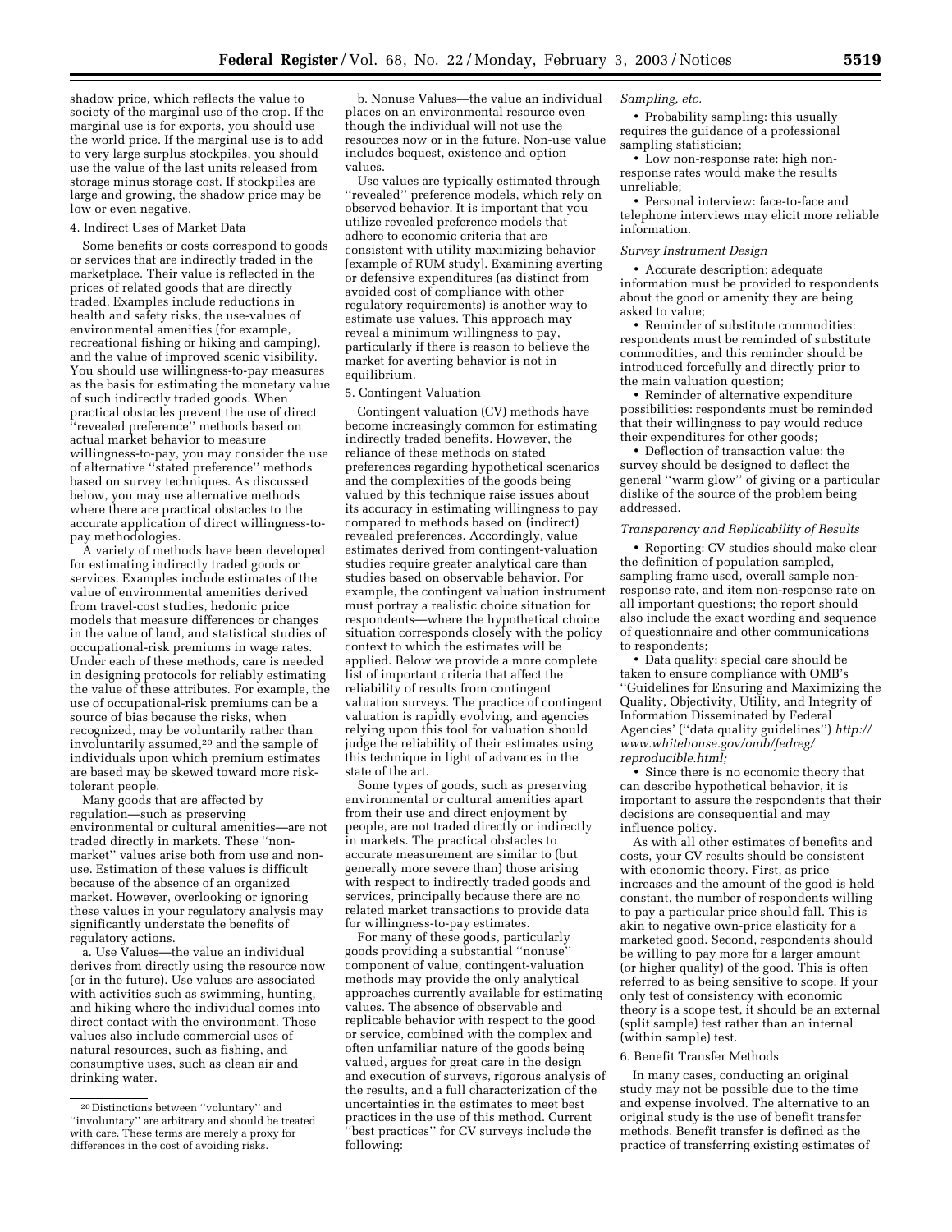shadow price, which reflects the value to society of the marginal use of the crop. If the marginal use is for exports, you should use the world price. If the marginal use is to add to very large surplus stockpiles, you should use the value of the last units released from storage minus storage cost. If stockpiles are large and growing, the shadow price may be low or even negative.

4. Indirect Uses of Market Data

Some benefits or costs correspond to goods or services that are indirectly traded in the marketplace. Their value is reflected in the prices of related goods that are directly traded. Examples include reductions in health and safety risks, the use-values of environmental amenities (for example, recreational fishing or hiking and camping), and the value of improved scenic visibility. You should use willingness-to-pay measures as the basis for estimating the monetary value of such indirectly traded goods. When practical obstacles prevent the use of direct ''revealed preference'' methods based on actual market behavior to measure willingness-to-pay, you may consider the use of alternative ''stated preference'' methods based on survey techniques. As discussed below, you may use alternative methods where there are practical obstacles to the accurate application of direct willingness-to-pay methodologies.

A variety of methods have been developed for estimating indirectly traded goods or services. Examples include estimates of the value of environmental amenities derived from travel-cost studies, hedonic price models that measure differences or changes in the value of land, and statistical studies of occupational-risk premiums in wage rates. Under each of these methods, care is needed in designing protocols for reliably estimating the value of these attributes. For example, the use of occupational-risk premiums can be a source of bias because the risks, when recognized, may be voluntarily rather than involuntarily assumed,[20] and the sample of individuals upon which premium estimates are based may be skewed toward more risk-tolerant people.

Many goods that are affected by regulation—such as preserving environmental or cultural amenities—are not traded directly in markets. These ''non-market'' values arise both from use and non-use. Estimation of these values is difficult because of the absence of an organized market. However, overlooking or ignoring these values in your regulatory analysis may significantly understate the benefits of regulatory actions.

a. Use Values—the value an individual derives from directly using the resource now (or in the future). Use values are associated with activities such as swimming, hunting, and hiking where the individual comes into direct contact with the environment. These values also include commercial uses of natural resources, such as fishing, and consumptive uses, such as clean air and drinking water.

b. Nonuse Values—the value an individual places on an environmental resource even though the individual will not use the resources now or in the future. Non-use value includes bequest, existence and option values.

Use values are typically estimated through ''revealed'' preference models, which rely on observed behavior. It is important that you utilize revealed preference models that adhere to economic criteria that are consistent with utility maximizing behavior [example of RUM study]. Examining averting or defensive expenditures (as distinct from avoided cost of compliance with other regulatory requirements) is another way to estimate use values. This approach may reveal a minimum willingness to pay, particularly if there is reason to believe the market for averting behavior is not in equilibrium.

5. Contingent Valuation

Contingent valuation (CV) methods have become increasingly common for estimating indirectly traded benefits. However, the reliance of these methods on stated preferences regarding hypothetical scenarios and the complexities of the goods being valued by this technique raise issues about its accuracy in estimating willingness to pay compared to methods based on (indirect) revealed preferences. Accordingly, value estimates derived from contingent-valuation studies require greater analytical care than studies based on observable behavior. For example, the contingent valuation instrument must portray a realistic choice situation for respondents—where the hypothetical choice situation corresponds closely with the policy context to which the estimates will be applied. Below we provide a more complete list of important criteria that affect the reliability of results from contingent valuation surveys. The practice of contingent valuation is rapidly evolving, and agencies relying upon this tool for valuation should judge the reliability of their estimates using this technique in light of advances in the state of the art.

Some types of goods, such as preserving environmental or cultural amenities apart from their use and direct enjoyment by people, are not traded directly or indirectly in markets. The practical obstacles to accurate measurement are similar to (but generally more severe than) those arising with respect to indirectly traded goods and services, principally because there are no related market transactions to provide data for willingness-to-pay estimates.

For many of these goods, particularly goods providing a substantial ''nonuse'' component of value, contingent-valuation methods may provide the only analytical approaches currently available for estimating values. The absence of observable and replicable behavior with respect to the good or service, combined with the complex and often unfamiliar nature of the goods being valued, argues for great care in the design and execution of surveys, rigorous analysis of the results, and a full characterization of the uncertainties in the estimates to meet best practices in the use of this method. Current ''best practices'' for CV surveys include the following:

*Sampling, etc.*

- Probability sampling: this usually requires the guidance of a professional sampling statistician;
- Low non-response rate: high non-response rates would make the results unreliable;
- Personal interview: face-to-face and telephone interviews may elicit more reliable information.

*Survey Instrument Design*

- Accurate description: adequate information must be provided to respondents about the good or amenity they are being asked to value;
- Reminder of substitute commodities: respondents must be reminded of substitute commodities, and this reminder should be introduced forcefully and directly prior to the main valuation question;
- Reminder of alternative expenditure possibilities: respondents must be reminded that their willingness to pay would reduce their expenditures for other goods;
- Deflection of transaction value: the survey should be designed to deflect the general ''warm glow'' of giving or a particular dislike of the source of the problem being addressed.

*Transparency and Replicability of Results*

- Reporting: CV studies should make clear the definition of population sampled, sampling frame used, overall sample non-response rate, and item non-response rate on all important questions; the report should also include the exact wording and sequence of questionnaire and other communications to respondents;
- Data quality: special care should be taken to ensure compliance with OMB's ''Guidelines for Ensuring and Maximizing the Quality, Objectivity, Utility, and Integrity of Information Disseminated by Federal Agencies' (''data quality guidelines'') *http://www.whitehouse.gov/omb/fedreg/reproducible.html;*
- Since there is no economic theory that can describe hypothetical behavior, it is important to assure the respondents that their decisions are consequential and may influence policy.

As with all other estimates of benefits and costs, your CV results should be consistent with economic theory. First, as price increases and the amount of the good is held constant, the number of respondents willing to pay a particular price should fall. This is akin to negative own-price elasticity for a marketed good. Second, respondents should be willing to pay more for a larger amount (or higher quality) of the good. This is often referred to as being sensitive to scope. If your only test of consistency with economic theory is a scope test, it should be an external (split sample) test rather than an internal (within sample) test.

6. Benefit Transfer Methods

In many cases, conducting an original study may not be possible due to the time and expense involved. The alternative to an original study is the use of benefit transfer methods. Benefit transfer is defined as the practice of transferring existing estimates of

[20] Distinctions between ''voluntary'' and ''involuntary'' are arbitrary and should be treated with care. These terms are merely a proxy for differences in the cost of avoiding risks.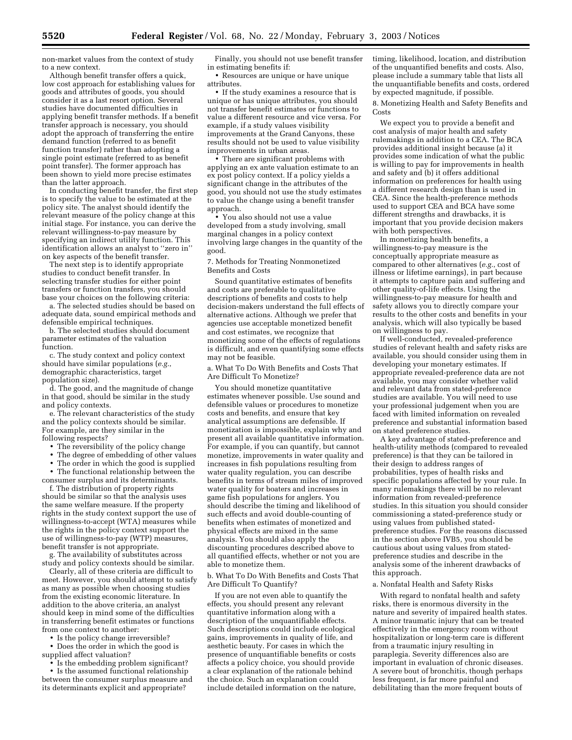non-market values from the context of study to a new context.

Although benefit transfer offers a quick, low cost approach for establishing values for goods and attributes of goods, you should consider it as a last resort option. Several studies have documented difficulties in applying benefit transfer methods. If a benefit transfer approach is necessary, you should adopt the approach of transferring the entire demand function (referred to as benefit function transfer) rather than adopting a single point estimate (referred to as benefit point transfer). The former approach has been shown to yield more precise estimates than the latter approach.

In conducting benefit transfer, the first step is to specify the value to be estimated at the policy site. The analyst should identify the relevant measure of the policy change at this initial stage. For instance, you can derive the relevant willingness-to-pay measure by specifying an indirect utility function. This identification allows an analyst to ''zero in'' on key aspects of the benefit transfer.

The next step is to identify appropriate studies to conduct benefit transfer. In selecting transfer studies for either point transfers or function transfers, you should base your choices on the following criteria:

a. The selected studies should be based on adequate data, sound empirical methods and defensible empirical techniques.

b. The selected studies should document parameter estimates of the valuation function.

c. The study context and policy context should have similar populations (*e.g.*, demographic characteristics, target population size).

d. The good, and the magnitude of change in that good, should be similar in the study and policy contexts.

e. The relevant characteristics of the study and the policy contexts should be similar. For example, are they similar in the following respects?

- The reversibility of the policy change
- The degree of embedding of other values
- The order in which the good is supplied
- The functional relationship between the consumer surplus and its determinants.

f. The distribution of property rights should be similar so that the analysis uses the same welfare measure. If the property rights in the study context support the use of willingness-to-accept (WTA) measures while the rights in the policy context support the use of willingness-to-pay (WTP) measures, benefit transfer is not appropriate.

g. The availability of substitutes across study and policy contexts should be similar.

Clearly, all of these criteria are difficult to meet. However, you should attempt to satisfy as many as possible when choosing studies from the existing economic literature. In addition to the above criteria, an analyst should keep in mind some of the difficulties in transferring benefit estimates or functions from one context to another:

- Is the policy change irreversible?
- Does the order in which the good is supplied affect valuation?
- Is the embedding problem significant?
- Is the assumed functional relationship between the consumer surplus measure and its determinants explicit and appropriate?

Finally, you should not use benefit transfer in estimating benefits if:

- Resources are unique or have unique attributes.
- If the study examines a resource that is unique or has unique attributes, you should not transfer benefit estimates or functions to value a different resource and vice versa. For example, if a study values visibility improvements at the Grand Canyons, these results should not be used to value visibility improvements in urban areas.
- There are significant problems with applying an ex ante valuation estimate to an ex post policy context. If a policy yields a significant change in the attributes of the good, you should not use the study estimates to value the change using a benefit transfer approach.
- You also should not use a value developed from a study involving, small marginal changes in a policy context involving large changes in the quantity of the good.

7. Methods for Treating Nonmonetized Benefits and Costs

Sound quantitative estimates of benefits and costs are preferable to qualitative descriptions of benefits and costs to help decision-makers understand the full effects of alternative actions. Although we prefer that agencies use acceptable monetized benefit and cost estimates, we recognize that monetizing some of the effects of regulations is difficult, and even quantifying some effects may not be feasible.

a. What To Do With Benefits and Costs That Are Difficult To Monetize?

You should monetize quantitative estimates whenever possible. Use sound and defensible values or procedures to monetize costs and benefits, and ensure that key analytical assumptions are defensible. If monetization is impossible, explain why and present all available quantitative information. For example, if you can quantify, but cannot monetize, improvements in water quality and increases in fish populations resulting from water quality regulation, you can describe benefits in terms of stream miles of improved water quality for boaters and increases in game fish populations for anglers. You should describe the timing and likelihood of such effects and avoid double-counting of benefits when estimates of monetized and physical effects are mixed in the same analysis. You should also apply the discounting procedures described above to all quantified effects, whether or not you are able to monetize them.

b. What To Do With Benefits and Costs That Are Difficult To Quantify?

If you are not even able to quantify the effects, you should present any relevant quantitative information along with a description of the unquantifiable effects. Such descriptions could include ecological gains, improvements in quality of life, and aesthetic beauty. For cases in which the presence of unquantifiable benefits or costs affects a policy choice, you should provide a clear explanation of the rationale behind the choice. Such an explanation could include detailed information on the nature, timing, likelihood, location, and distribution of the unquantified benefits and costs. Also, please include a summary table that lists all the unquantifiable benefits and costs, ordered by expected magnitude, if possible.

8. Monetizing Health and Safety Benefits and Costs

We expect you to provide a benefit and cost analysis of major health and safety rulemakings in addition to a CEA. The BCA provides additional insight because (a) it provides some indication of what the public is willing to pay for improvements in health and safety and (b) it offers additional information on preferences for health using a different research design than is used in CEA. Since the health-preference methods used to support CEA and BCA have some different strengths and drawbacks, it is important that you provide decision makers with both perspectives.

In monetizing health benefits, a willingness-to-pay measure is the conceptually appropriate measure as compared to other alternatives (*e.g.*, cost of illness or lifetime earnings), in part because it attempts to capture pain and suffering and other quality-of-life effects. Using the willingness-to-pay measure for health and safety allows you to directly compare your results to the other costs and benefits in your analysis, which will also typically be based on willingness to pay.

If well-conducted, revealed-preference studies of relevant health and safety risks are available, you should consider using them in developing your monetary estimates. If appropriate revealed-preference data are not available, you may consider whether valid and relevant data from stated-preference studies are available. You will need to use your professional judgement when you are faced with limited information on revealed preference and substantial information based on stated preference studies.

A key advantage of stated-preference and health-utility methods (compared to revealed preference) is that they can be tailored in their design to address ranges of probabilities, types of health risks and specific populations affected by your rule. In many rulemakings there will be no relevant information from revealed-preference studies. In this situation you should consider commissioning a stated-preference study or using values from published stated-preference studies. For the reasons discussed in the section above IVB5, you should be cautious about using values from stated-preference studies and describe in the analysis some of the inherent drawbacks of this approach.

a. Nonfatal Health and Safety Risks

With regard to nonfatal health and safety risks, there is enormous diversity in the nature and severity of impaired health states. A minor traumatic injury that can be treated effectively in the emergency room without hospitalization or long-term care is different from a traumatic injury resulting in paraplegia. Severity differences also are important in evaluation of chronic diseases. A severe bout of bronchitis, though perhaps less frequent, is far more painful and debilitating than the more frequent bouts of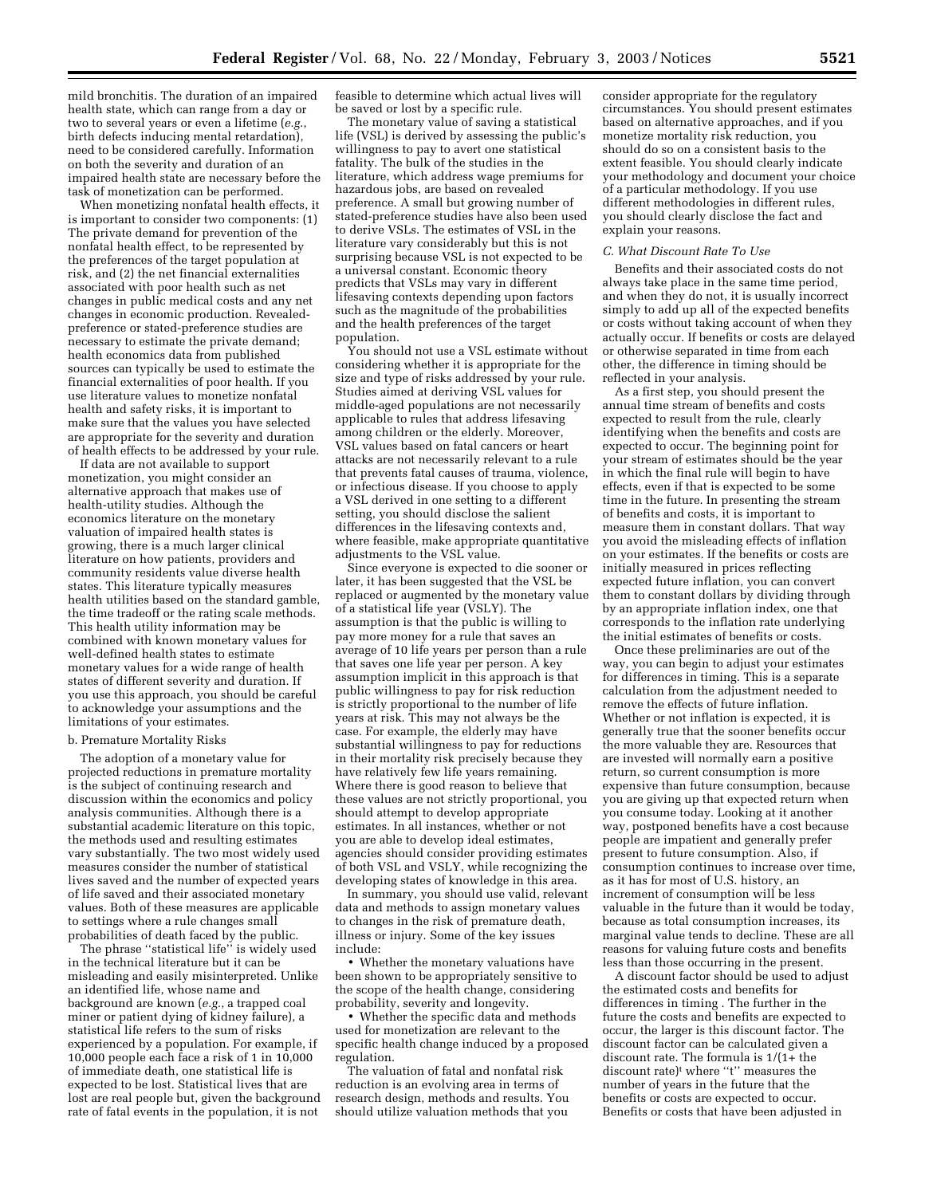mild bronchitis. The duration of an impaired health state, which can range from a day or two to several years or even a lifetime (*e.g.*, birth defects inducing mental retardation), need to be considered carefully. Information on both the severity and duration of an impaired health state are necessary before the task of monetization can be performed.

When monetizing nonfatal health effects, it is important to consider two components: (1) The private demand for prevention of the nonfatal health effect, to be represented by the preferences of the target population at risk, and (2) the net financial externalities associated with poor health such as net changes in public medical costs and any net changes in economic production. Revealed-preference or stated-preference studies are necessary to estimate the private demand; health economics data from published sources can typically be used to estimate the financial externalities of poor health. If you use literature values to monetize nonfatal health and safety risks, it is important to make sure that the values you have selected are appropriate for the severity and duration of health effects to be addressed by your rule.

If data are not available to support monetization, you might consider an alternative approach that makes use of health-utility studies. Although the economics literature on the monetary valuation of impaired health states is growing, there is a much larger clinical literature on how patients, providers and community residents value diverse health states. This literature typically measures health utilities based on the standard gamble, the time tradeoff or the rating scale methods. This health utility information may be combined with known monetary values for well-defined health states to estimate monetary values for a wide range of health states of different severity and duration. If you use this approach, you should be careful to acknowledge your assumptions and the limitations of your estimates.

b. Premature Mortality Risks

The adoption of a monetary value for projected reductions in premature mortality is the subject of continuing research and discussion within the economics and policy analysis communities. Although there is a substantial academic literature on this topic, the methods used and resulting estimates vary substantially. The two most widely used measures consider the number of statistical lives saved and the number of expected years of life saved and their associated monetary values. Both of these measures are applicable to settings where a rule changes small probabilities of death faced by the public.

The phrase ''statistical life'' is widely used in the technical literature but it can be misleading and easily misinterpreted. Unlike an identified life, whose name and background are known (*e.g.*, a trapped coal miner or patient dying of kidney failure), a statistical life refers to the sum of risks experienced by a population. For example, if 10,000 people each face a risk of 1 in 10,000 of immediate death, one statistical life is expected to be lost. Statistical lives that are lost are real people but, given the background rate of fatal events in the population, it is not feasible to determine which actual lives will be saved or lost by a specific rule.

The monetary value of saving a statistical life (VSL) is derived by assessing the public's willingness to pay to avert one statistical fatality. The bulk of the studies in the literature, which address wage premiums for hazardous jobs, are based on revealed preference. A small but growing number of stated-preference studies have also been used to derive VSLs. The estimates of VSL in the literature vary considerably but this is not surprising because VSL is not expected to be a universal constant. Economic theory predicts that VSLs may vary in different lifesaving contexts depending upon factors such as the magnitude of the probabilities and the health preferences of the target population.

You should not use a VSL estimate without considering whether it is appropriate for the size and type of risks addressed by your rule. Studies aimed at deriving VSL values for middle-aged populations are not necessarily applicable to rules that address lifesaving among children or the elderly. Moreover, VSL values based on fatal cancers or heart attacks are not necessarily relevant to a rule that prevents fatal causes of trauma, violence, or infectious disease. If you choose to apply a VSL derived in one setting to a different setting, you should disclose the salient differences in the lifesaving contexts and, where feasible, make appropriate quantitative adjustments to the VSL value.

Since everyone is expected to die sooner or later, it has been suggested that the VSL be replaced or augmented by the monetary value of a statistical life year (VSLY). The assumption is that the public is willing to pay more money for a rule that saves an average of 10 life years per person than a rule that saves one life year per person. A key assumption implicit in this approach is that public willingness to pay for risk reduction is strictly proportional to the number of life years at risk. This may not always be the case. For example, the elderly may have substantial willingness to pay for reductions in their mortality risk precisely because they have relatively few life years remaining. Where there is good reason to believe that these values are not strictly proportional, you should attempt to develop appropriate estimates. In all instances, whether or not you are able to develop ideal estimates, agencies should consider providing estimates of both VSL and VSLY, while recognizing the developing states of knowledge in this area.

In summary, you should use valid, relevant data and methods to assign monetary values to changes in the risk of premature death, illness or injury. Some of the key issues include:

- Whether the monetary valuations have been shown to be appropriately sensitive to the scope of the health change, considering probability, severity and longevity.
- Whether the specific data and methods used for monetization are relevant to the specific health change induced by a proposed regulation.

The valuation of fatal and nonfatal risk reduction is an evolving area in terms of research design, methods and results. You should utilize valuation methods that you consider appropriate for the regulatory circumstances. You should present estimates based on alternative approaches, and if you monetize mortality risk reduction, you should do so on a consistent basis to the extent feasible. You should clearly indicate your methodology and document your choice of a particular methodology. If you use different methodologies in different rules, you should clearly disclose the fact and explain your reasons.

*C. What Discount Rate To Use*

Benefits and their associated costs do not always take place in the same time period, and when they do not, it is usually incorrect simply to add up all of the expected benefits or costs without taking account of when they actually occur. If benefits or costs are delayed or otherwise separated in time from each other, the difference in timing should be reflected in your analysis.

As a first step, you should present the annual time stream of benefits and costs expected to result from the rule, clearly identifying when the benefits and costs are expected to occur. The beginning point for your stream of estimates should be the year in which the final rule will begin to have effects, even if that is expected to be some time in the future. In presenting the stream of benefits and costs, it is important to measure them in constant dollars. That way you avoid the misleading effects of inflation on your estimates. If the benefits or costs are initially measured in prices reflecting expected future inflation, you can convert them to constant dollars by dividing through by an appropriate inflation index, one that corresponds to the inflation rate underlying the initial estimates of benefits or costs.

Once these preliminaries are out of the way, you can begin to adjust your estimates for differences in timing. This is a separate calculation from the adjustment needed to remove the effects of future inflation. Whether or not inflation is expected, it is generally true that the sooner benefits occur the more valuable they are. Resources that are invested will normally earn a positive return, so current consumption is more expensive than future consumption, because you are giving up that expected return when you consume today. Looking at it another way, postponed benefits have a cost because people are impatient and generally prefer present to future consumption. Also, if consumption continues to increase over time, as it has for most of U.S. history, an increment of consumption will be less valuable in the future than it would be today, because as total consumption increases, its marginal value tends to decline. These are all reasons for valuing future costs and benefits less than those occurring in the present.

A discount factor should be used to adjust the estimated costs and benefits for differences in timing . The further in the future the costs and benefits are expected to occur, the larger is this discount factor. The discount factor can be calculated given a discount rate. The formula is $1/(1+ \text{the discount rate})^t$ where ''t'' measures the number of years in the future that the benefits or costs are expected to occur. Benefits or costs that have been adjusted in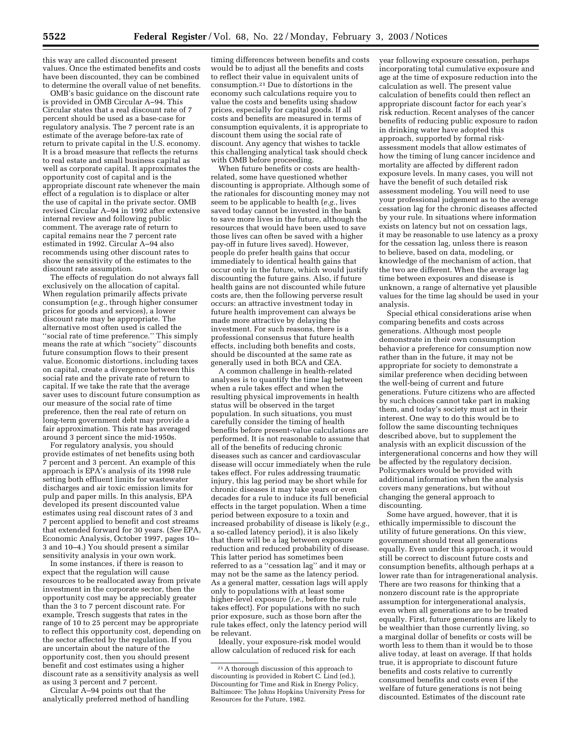this way are called discounted present values. Once the estimated benefits and costs have been discounted, they can be combined to determine the overall value of net benefits.

OMB's basic guidance on the discount rate is provided in OMB Circular A–94. This Circular states that a real discount rate of 7 percent should be used as a base-case for regulatory analysis. The 7 percent rate is an estimate of the average before-tax rate of return to private capital in the U.S. economy. It is a broad measure that reflects the returns to real estate and small business capital as well as corporate capital. It approximates the opportunity cost of capital and is the appropriate discount rate whenever the main effect of a regulation is to displace or alter the use of capital in the private sector. OMB revised Circular A–94 in 1992 after extensive internal review and following public comment. The average rate of return to capital remains near the 7 percent rate estimated in 1992. Circular A–94 also recommends using other discount rates to show the sensitivity of the estimates to the discount rate assumption.

The effects of regulation do not always fall exclusively on the allocation of capital. When regulation primarily affects private consumption (*e.g.*, through higher consumer prices for goods and services), a lower discount rate may be appropriate. The alternative most often used is called the "social rate of time preference." This simply means the rate at which "society" discounts future consumption flows to their present value. Economic distortions, including taxes on capital, create a divergence between this social rate and the private rate of return to capital. If we take the rate that the average saver uses to discount future consumption as our measure of the social rate of time preference, then the real rate of return on long-term government debt may provide a fair approximation. This rate has averaged around 3 percent since the mid-1950s.

For regulatory analysis, you should provide estimates of net benefits using both 7 percent and 3 percent. An example of this approach is EPA's analysis of its 1998 rule setting both effluent limits for wastewater discharges and air toxic emission limits for pulp and paper mills. In this analysis, EPA developed its present discounted value estimates using real discount rates of 3 and 7 percent applied to benefit and cost streams that extended forward for 30 years. (*See* EPA, Economic Analysis, October 1997, pages 10–3 and 10–4.) You should present a similar sensitivity analysis in your own work.

In some instances, if there is reason to expect that the regulation will cause resources to be reallocated away from private investment in the corporate sector, then the opportunity cost may be appreciably greater than the 3 to 7 percent discount rate. For example, Tresch suggests that rates in the range of 10 to 25 percent may be appropriate to reflect this opportunity cost, depending on the sector affected by the regulation. If you are uncertain about the nature of the opportunity cost, then you should present benefit and cost estimates using a higher discount rate as a sensitivity analysis as well as using 3 percent and 7 percent.

Circular A–94 points out that the analytically preferred method of handling timing differences between benefits and costs would be to adjust all the benefits and costs to reflect their value in equivalent units of consumption.[21] Due to distortions in the economy such calculations require you to value the costs and benefits using shadow prices, especially for capital goods. If all costs and benefits are measured in terms of consumption equivalents, it is appropriate to discount them using the social rate of discount. Any agency that wishes to tackle this challenging analytical task should check with OMB before proceeding.

When future benefits or costs are health-related, some have questioned whether discounting is appropriate. Although some of the rationales for discounting money may not seem to be applicable to health (*e.g.*, lives saved today cannot be invested in the bank to save more lives in the future, although the resources that would have been used to save those lives can often be saved with a higher pay-off in future lives saved). However, people do prefer health gains that occur immediately to identical health gains that occur only in the future, which would justify discounting the future gains. Also, if future health gains are not discounted while future costs are, then the following perverse result occurs: an attractive investment today in future health improvement can always be made more attractive by delaying the investment. For such reasons, there is a professional consensus that future health effects, including both benefits and costs, should be discounted at the same rate as generally used in both BCA and CEA.

A common challenge in health-related analyses is to quantify the time lag between when a rule takes effect and when the resulting physical improvements in health status will be observed in the target population. In such situations, you must carefully consider the timing of health benefits before present-value calculations are performed. It is not reasonable to assume that all of the benefits of reducing chronic diseases such as cancer and cardiovascular disease will occur immediately when the rule takes effect. For rules addressing traumatic injury, this lag period may be short while for chronic diseases it may take years or even decades for a rule to induce its full beneficial effects in the target population. When a time period between exposure to a toxin and increased probability of disease is likely (*e.g.*, a so-called latency period), it is also likely that there will be a lag between exposure reduction and reduced probability of disease. This latter period has sometimes been referred to as a "cessation lag" and it may or may not be the same as the latency period. As a general matter, cessation lags will apply only to populations with at least some higher-level exposure (*i.e.*, before the rule takes effect). For populations with no such prior exposure, such as those born after the rule takes effect, only the latency period will be relevant.

Ideally, your exposure-risk model would allow calculation of reduced risk for each year following exposure cessation, perhaps incorporating total cumulative exposure and age at the time of exposure reduction into the calculation as well. The present value calculation of benefits could then reflect an appropriate discount factor for each year's risk reduction. Recent analyses of the cancer benefits of reducing public exposure to radon in drinking water have adopted this approach, supported by formal risk-assessment models that allow estimates of how the timing of lung cancer incidence and mortality are affected by different radon exposure levels. In many cases, you will not have the benefit of such detailed risk assessment modeling. You will need to use your professional judgement as to the average cessation lag for the chronic diseases affected by your rule. In situations where information exists on latency but not on cessation lags, it may be reasonable to use latency as a proxy for the cessation lag, unless there is reason to believe, based on data, modeling, or knowledge of the mechanism of action, that the two are different. When the average lag time between exposures and disease is unknown, a range of alternative yet plausible values for the time lag should be used in your analysis.

Special ethical considerations arise when comparing benefits and costs across generations. Although most people demonstrate in their own consumption behavior a preference for consumption now rather than in the future, it may not be appropriate for society to demonstrate a similar preference when deciding between the well-being of current and future generations. Future citizens who are affected by such choices cannot take part in making them, and today's society must act in their interest. One way to do this would be to follow the same discounting techniques described above, but to supplement the analysis with an explicit discussion of the intergenerational concerns and how they will be affected by the regulatory decision. Policymakers would be provided with additional information when the analysis covers many generations, but without changing the general approach to discounting.

Some have argued, however, that it is ethically impermissible to discount the utility of future generations. On this view, government should treat all generations equally. Even under this approach, it would still be correct to discount future costs and consumption benefits, although perhaps at a lower rate than for intragenerational analysis. There are two reasons for thinking that a nonzero discount rate is the appropriate assumption for intergenerational analysis, even when all generations are to be treated equally. First, future generations are likely to be wealthier than those currently living, so a marginal dollar of benefits or costs will be worth less to them than it would be to those alive today, at least on average. If that holds true, it is appropriate to discount future benefits and costs relative to currently consumed benefits and costs even if the welfare of future generations is not being discounted. Estimates of the discount rate

[21] A thorough discussion of this approach to discounting is provided in Robert C. Lind (ed.), Discounting for Time and Risk in Energy Policy, Baltimore: The Johns Hopkins University Press for Resources for the Future, 1982.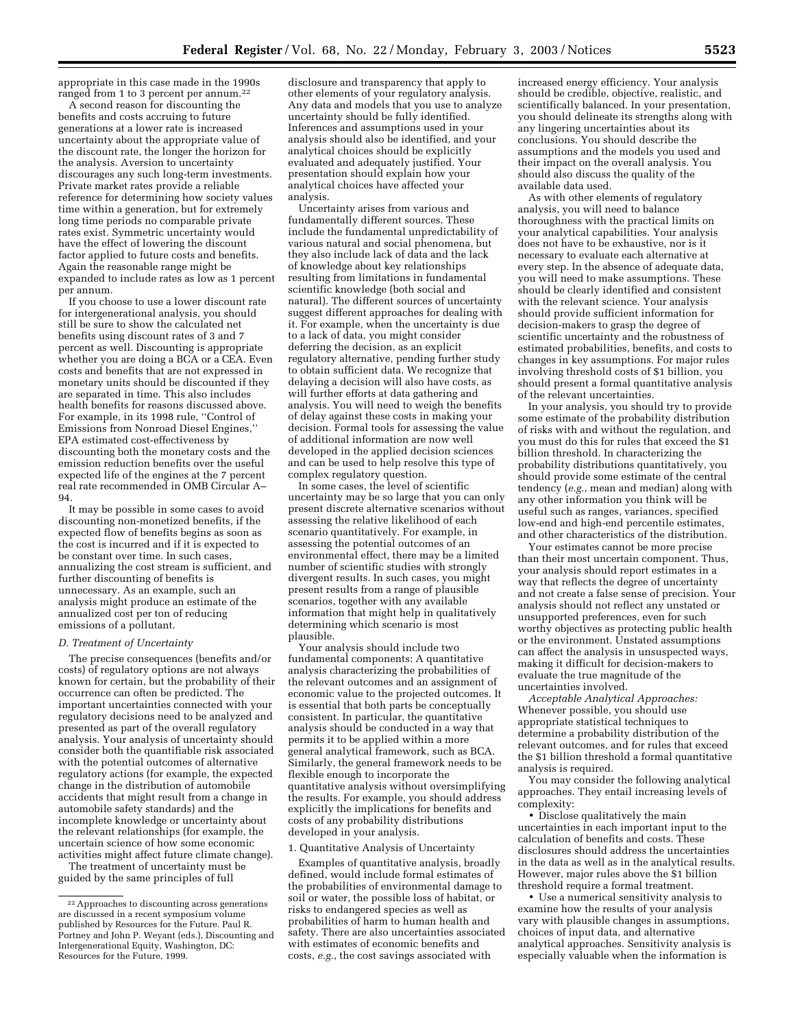appropriate in this case made in the 1990s ranged from 1 to 3 percent per annum.[22]

A second reason for discounting the benefits and costs accruing to future generations at a lower rate is increased uncertainty about the appropriate value of the discount rate, the longer the horizon for the analysis. Aversion to uncertainty discourages any such long-term investments. Private market rates provide a reliable reference for determining how society values time within a generation, but for extremely long time periods no comparable private rates exist. Symmetric uncertainty would have the effect of lowering the discount factor applied to future costs and benefits. Again the reasonable range might be expanded to include rates as low as 1 percent per annum.

If you choose to use a lower discount rate for intergenerational analysis, you should still be sure to show the calculated net benefits using discount rates of 3 and 7 percent as well. Discounting is appropriate whether you are doing a BCA or a CEA. Even costs and benefits that are not expressed in monetary units should be discounted if they are separated in time. This also includes health benefits for reasons discussed above. For example, in its 1998 rule, ''Control of Emissions from Nonroad Diesel Engines,'' EPA estimated cost-effectiveness by discounting both the monetary costs and the emission reduction benefits over the useful expected life of the engines at the 7 percent real rate recommended in OMB Circular A–94.

It may be possible in some cases to avoid discounting non-monetized benefits, if the expected flow of benefits begins as soon as the cost is incurred and if it is expected to be constant over time. In such cases, annualizing the cost stream is sufficient, and further discounting of benefits is unnecessary. As an example, such an analysis might produce an estimate of the annualized cost per ton of reducing emissions of a pollutant.

### D. Treatment of Uncertainty

The precise consequences (benefits and/or costs) of regulatory options are not always known for certain, but the probability of their occurrence can often be predicted. The important uncertainties connected with your regulatory decisions need to be analyzed and presented as part of the overall regulatory analysis. Your analysis of uncertainty should consider both the quantifiable risk associated with the potential outcomes of alternative regulatory actions (for example, the expected change in the distribution of automobile accidents that might result from a change in automobile safety standards) and the incomplete knowledge or uncertainty about the relevant relationships (for example, the uncertain science of how some economic activities might affect future climate change).

The treatment of uncertainty must be guided by the same principles of full disclosure and transparency that apply to other elements of your regulatory analysis. Any data and models that you use to analyze uncertainty should be fully identified. Inferences and assumptions used in your analysis should also be identified, and your analytical choices should be explicitly evaluated and adequately justified. Your presentation should explain how your analytical choices have affected your analysis.

Uncertainty arises from various and fundamentally different sources. These include the fundamental unpredictability of various natural and social phenomena, but they also include lack of data and the lack of knowledge about key relationships resulting from limitations in fundamental scientific knowledge (both social and natural). The different sources of uncertainty suggest different approaches for dealing with it. For example, when the uncertainty is due to a lack of data, you might consider deferring the decision, as an explicit regulatory alternative, pending further study to obtain sufficient data. We recognize that delaying a decision will also have costs, as will further efforts at data gathering and analysis. You will need to weigh the benefits of delay against these costs in making your decision. Formal tools for assessing the value of additional information are now well developed in the applied decision sciences and can be used to help resolve this type of complex regulatory question.

In some cases, the level of scientific uncertainty may be so large that you can only present discrete alternative scenarios without assessing the relative likelihood of each scenario quantitatively. For example, in assessing the potential outcomes of an environmental effect, there may be a limited number of scientific studies with strongly divergent results. In such cases, you might present results from a range of plausible scenarios, together with any available information that might help in qualitatively determining which scenario is most plausible.

Your analysis should include two fundamental components: A quantitative analysis characterizing the probabilities of the relevant outcomes and an assignment of economic value to the projected outcomes. It is essential that both parts be conceptually consistent. In particular, the quantitative analysis should be conducted in a way that permits it to be applied within a more general analytical framework, such as BCA. Similarly, the general framework needs to be flexible enough to incorporate the quantitative analysis without oversimplifying the results. For example, you should address explicitly the implications for benefits and costs of any probability distributions developed in your analysis.

#### 1. Quantitative Analysis of Uncertainty

Examples of quantitative analysis, broadly defined, would include formal estimates of the probabilities of environmental damage to soil or water, the possible loss of habitat, or risks to endangered species as well as probabilities of harm to human health and safety. There are also uncertainties associated with estimates of economic benefits and costs, *e.g.*, the cost savings associated with increased energy efficiency. Your analysis should be credible, objective, realistic, and scientifically balanced. In your presentation, you should delineate its strengths along with any lingering uncertainties about its conclusions. You should describe the assumptions and the models you used and their impact on the overall analysis. You should also discuss the quality of the available data used.

As with other elements of regulatory analysis, you will need to balance thoroughness with the practical limits on your analytical capabilities. Your analysis does not have to be exhaustive, nor is it necessary to evaluate each alternative at every step. In the absence of adequate data, you will need to make assumptions. These should be clearly identified and consistent with the relevant science. Your analysis should provide sufficient information for decision-makers to grasp the degree of scientific uncertainty and the robustness of estimated probabilities, benefits, and costs to changes in key assumptions. For major rules involving threshold costs of $1 billion, you should present a formal quantitative analysis of the relevant uncertainties.

In your analysis, you should try to provide some estimate of the probability distribution of risks with and without the regulation, and you must do this for rules that exceed the $1 billion threshold. In characterizing the probability distributions quantitatively, you should provide some estimate of the central tendency (*e.g.*, mean and median) along with any other information you think will be useful such as ranges, variances, specified low-end and high-end percentile estimates, and other characteristics of the distribution.

Your estimates cannot be more precise than their most uncertain component. Thus, your analysis should report estimates in a way that reflects the degree of uncertainty and not create a false sense of precision. Your analysis should not reflect any unstated or unsupported preferences, even for such worthy objectives as protecting public health or the environment. Unstated assumptions can affect the analysis in unsuspected ways, making it difficult for decision-makers to evaluate the true magnitude of the uncertainties involved.

*Acceptable Analytical Approaches:* Whenever possible, you should use appropriate statistical techniques to determine a probability distribution of the relevant outcomes, and for rules that exceed the $1 billion threshold a formal quantitative analysis is required.

You may consider the following analytical approaches. They entail increasing levels of complexity:

- Disclose qualitatively the main uncertainties in each important input to the calculation of benefits and costs. These disclosures should address the uncertainties in the data as well as in the analytical results. However, major rules above the $1 billion threshold require a formal treatment.
- Use a numerical sensitivity analysis to examine how the results of your analysis vary with plausible changes in assumptions, choices of input data, and alternative analytical approaches. Sensitivity analysis is especially valuable when the information is

[22] Approaches to discounting across generations are discussed in a recent symposium volume published by Resources for the Future. Paul R. Portney and John P. Weyant (eds.), Discounting and Intergenerational Equity, Washington, DC: Resources for the Future, 1999.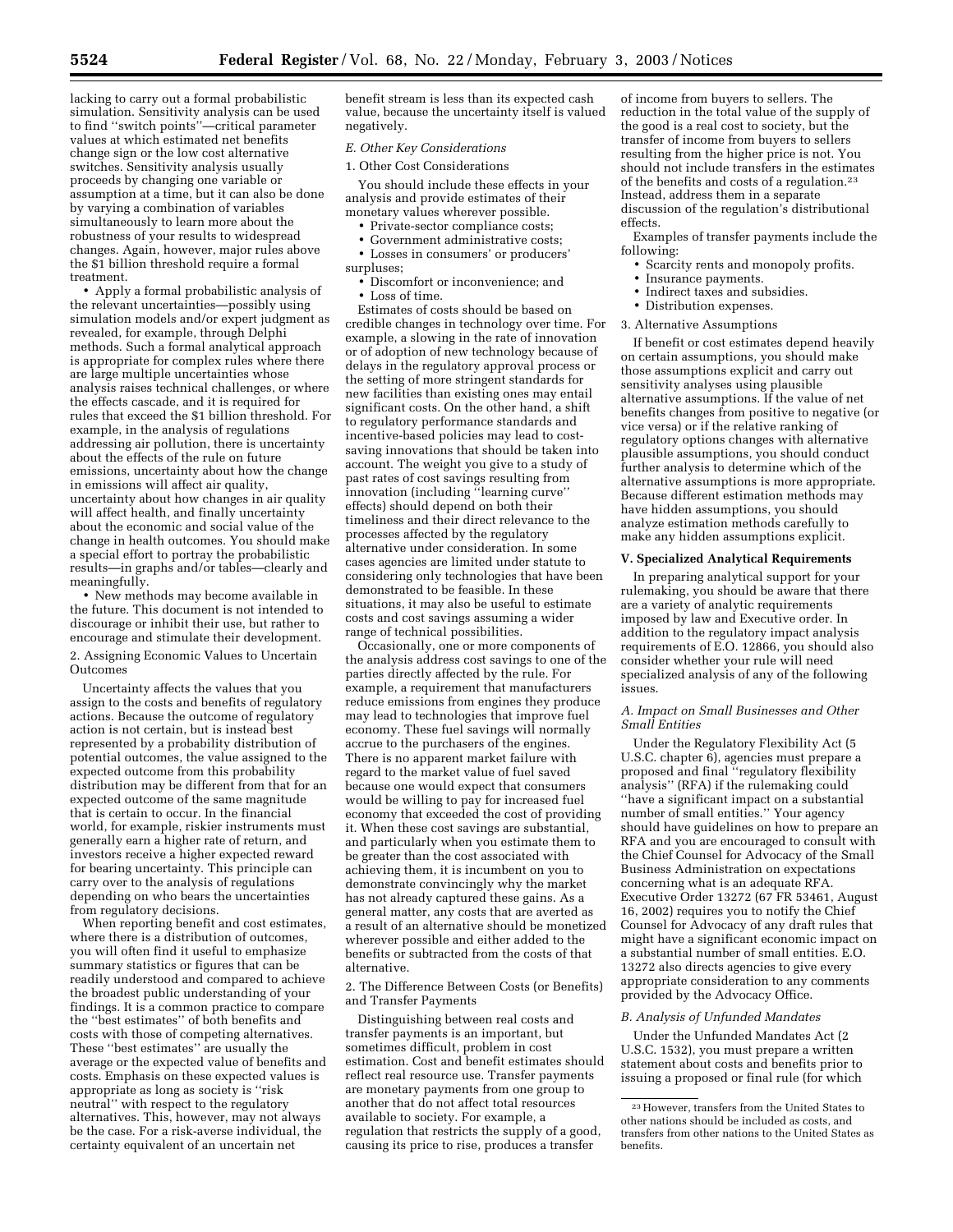lacking to carry out a formal probabilistic simulation. Sensitivity analysis can be used to find ''switch points''—critical parameter values at which estimated net benefits change sign or the low cost alternative switches. Sensitivity analysis usually proceeds by changing one variable or assumption at a time, but it can also be done by varying a combination of variables simultaneously to learn more about the robustness of your results to widespread changes. Again, however, major rules above the $1 billion threshold require a formal treatment.

• Apply a formal probabilistic analysis of the relevant uncertainties—possibly using simulation models and/or expert judgment as revealed, for example, through Delphi methods. Such a formal analytical approach is appropriate for complex rules where there are large multiple uncertainties whose analysis raises technical challenges, or where the effects cascade, and it is required for rules that exceed the $1 billion threshold. For example, in the analysis of regulations addressing air pollution, there is uncertainty about the effects of the rule on future emissions, uncertainty about how the change in emissions will affect air quality, uncertainty about how changes in air quality will affect health, and finally uncertainty about the economic and social value of the change in health outcomes. You should make a special effort to portray the probabilistic results—in graphs and/or tables—clearly and meaningfully.

• New methods may become available in the future. This document is not intended to discourage or inhibit their use, but rather to encourage and stimulate their development.

2. Assigning Economic Values to Uncertain Outcomes

Uncertainty affects the values that you assign to the costs and benefits of regulatory actions. Because the outcome of regulatory action is not certain, but is instead best represented by a probability distribution of potential outcomes, the value assigned to the expected outcome from this probability distribution may be different from that for an expected outcome of the same magnitude that is certain to occur. In the financial world, for example, riskier instruments must generally earn a higher rate of return, and investors receive a higher expected reward for bearing uncertainty. This principle can carry over to the analysis of regulations depending on who bears the uncertainties from regulatory decisions.

When reporting benefit and cost estimates, where there is a distribution of outcomes, you will often find it useful to emphasize summary statistics or figures that can be readily understood and compared to achieve the broadest public understanding of your findings. It is a common practice to compare the ''best estimates'' of both benefits and costs with those of competing alternatives. These ''best estimates'' are usually the average or the expected value of benefits and costs. Emphasis on these expected values is appropriate as long as society is ''risk neutral'' with respect to the regulatory alternatives. This, however, may not always be the case. For a risk-averse individual, the certainty equivalent of an uncertain net benefit stream is less than its expected cash value, because the uncertainty itself is valued negatively.

*E. Other Key Considerations*

1. Other Cost Considerations

You should include these effects in your analysis and provide estimates of their monetary values wherever possible.

• Private-sector compliance costs;
• Government administrative costs;
• Losses in consumers' or producers' surpluses;
• Discomfort or inconvenience; and
• Loss of time.

Estimates of costs should be based on credible changes in technology over time. For example, a slowing in the rate of innovation or of adoption of new technology because of delays in the regulatory approval process or the setting of more stringent standards for new facilities than existing ones may entail significant costs. On the other hand, a shift to regulatory performance standards and incentive-based policies may lead to cost-saving innovations that should be taken into account. The weight you give to a study of past rates of cost savings resulting from innovation (including ''learning curve'' effects) should depend on both their timeliness and their direct relevance to the processes affected by the regulatory alternative under consideration. In some cases agencies are limited under statute to considering only technologies that have been demonstrated to be feasible. In these situations, it may also be useful to estimate costs and cost savings assuming a wider range of technical possibilities.

Occasionally, one or more components of the analysis address cost savings to one of the parties directly affected by the rule. For example, a requirement that manufacturers reduce emissions from engines they produce may lead to technologies that improve fuel economy. These fuel savings will normally accrue to the purchasers of the engines. There is no apparent market failure with regard to the market value of fuel saved because one would expect that consumers would be willing to pay for increased fuel economy that exceeded the cost of providing it. When these cost savings are substantial, and particularly when you estimate them to be greater than the cost associated with achieving them, it is incumbent on you to demonstrate convincingly why the market has not already captured these gains. As a general matter, any costs that are averted as a result of an alternative should be monetized wherever possible and either added to the benefits or subtracted from the costs of that alternative.

2. The Difference Between Costs (or Benefits) and Transfer Payments

Distinguishing between real costs and transfer payments is an important, but sometimes difficult, problem in cost estimation. Cost and benefit estimates should reflect real resource use. Transfer payments are monetary payments from one group to another that do not affect total resources available to society. For example, a regulation that restricts the supply of a good, causing its price to rise, produces a transfer of income from buyers to sellers. The reduction in the total value of the supply of the good is a real cost to society, but the transfer of income from buyers to sellers resulting from the higher price is not. You should not include transfers in the estimates of the benefits and costs of a regulation.[23] Instead, address them in a separate discussion of the regulation's distributional effects.

Examples of transfer payments include the following:

• Scarcity rents and monopoly profits.
• Insurance payments.
• Indirect taxes and subsidies.
• Distribution expenses.

3. Alternative Assumptions

If benefit or cost estimates depend heavily on certain assumptions, you should make those assumptions explicit and carry out sensitivity analyses using plausible alternative assumptions. If the value of net benefits changes from positive to negative (or vice versa) or if the relative ranking of regulatory options changes with alternative plausible assumptions, you should conduct further analysis to determine which of the alternative assumptions is more appropriate. Because different estimation methods may have hidden assumptions, you should analyze estimation methods carefully to make any hidden assumptions explicit.

**V. Specialized Analytical Requirements**

In preparing analytical support for your rulemaking, you should be aware that there are a variety of analytic requirements imposed by law and Executive order. In addition to the regulatory impact analysis requirements of E.O. 12866, you should also consider whether your rule will need specialized analysis of any of the following issues.

*A. Impact on Small Businesses and Other Small Entities*

Under the Regulatory Flexibility Act (5 U.S.C. chapter 6), agencies must prepare a proposed and final ''regulatory flexibility analysis'' (RFA) if the rulemaking could ''have a significant impact on a substantial number of small entities.'' Your agency should have guidelines on how to prepare an RFA and you are encouraged to consult with the Chief Counsel for Advocacy of the Small Business Administration on expectations concerning what is an adequate RFA. Executive Order 13272 (67 FR 53461, August 16, 2002) requires you to notify the Chief Counsel for Advocacy of any draft rules that might have a significant economic impact on a substantial number of small entities. E.O. 13272 also directs agencies to give every appropriate consideration to any comments provided by the Advocacy Office.

*B. Analysis of Unfunded Mandates*

Under the Unfunded Mandates Act (2 U.S.C. 1532), you must prepare a written statement about costs and benefits prior to issuing a proposed or final rule (for which

[23] However, transfers from the United States to other nations should be included as costs, and transfers from other nations to the United States as benefits.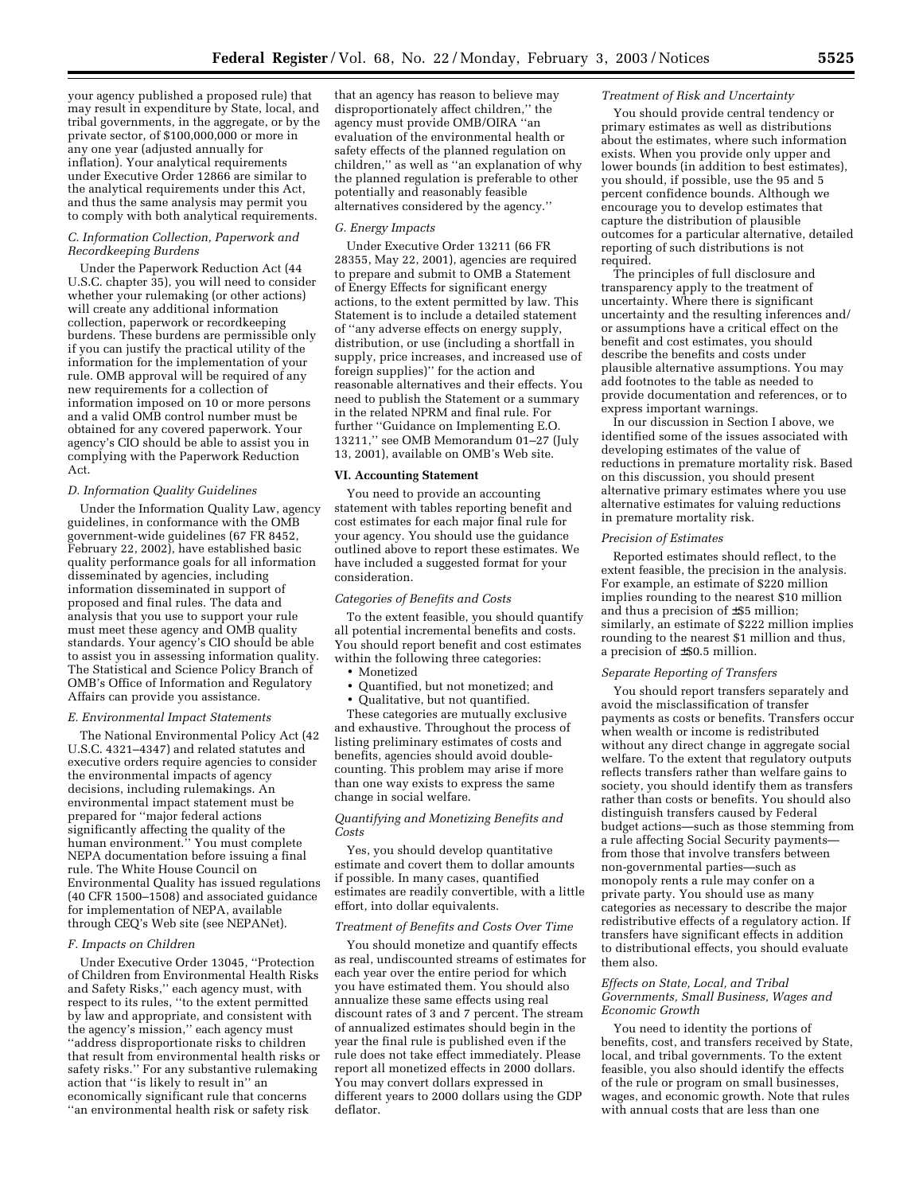your agency published a proposed rule) that may result in expenditure by State, local, and tribal governments, in the aggregate, or by the private sector, of $100,000,000 or more in any one year (adjusted annually for inflation). Your analytical requirements under Executive Order 12866 are similar to the analytical requirements under this Act, and thus the same analysis may permit you to comply with both analytical requirements.

### *C. Information Collection, Paperwork and Recordkeeping Burdens*

Under the Paperwork Reduction Act (44 U.S.C. chapter 35), you will need to consider whether your rulemaking (or other actions) will create any additional information collection, paperwork or recordkeeping burdens. These burdens are permissible only if you can justify the practical utility of the information for the implementation of your rule. OMB approval will be required of any new requirements for a collection of information imposed on 10 or more persons and a valid OMB control number must be obtained for any covered paperwork. Your agency's CIO should be able to assist you in complying with the Paperwork Reduction Act.

### *D. Information Quality Guidelines*

Under the Information Quality Law, agency guidelines, in conformance with the OMB government-wide guidelines (67 FR 8452, February 22, 2002), have established basic quality performance goals for all information disseminated by agencies, including information disseminated in support of proposed and final rules. The data and analysis that you use to support your rule must meet these agency and OMB quality standards. Your agency's CIO should be able to assist you in assessing information quality. The Statistical and Science Policy Branch of OMB's Office of Information and Regulatory Affairs can provide you assistance.

### *E. Environmental Impact Statements*

The National Environmental Policy Act (42 U.S.C. 4321–4347) and related statutes and executive orders require agencies to consider the environmental impacts of agency decisions, including rulemakings. An environmental impact statement must be prepared for ''major federal actions significantly affecting the quality of the human environment.'' You must complete NEPA documentation before issuing a final rule. The White House Council on Environmental Quality has issued regulations (40 CFR 1500–1508) and associated guidance for implementation of NEPA, available through CEQ's Web site (see NEPANet).

### *F. Impacts on Children*

Under Executive Order 13045, ''Protection of Children from Environmental Health Risks and Safety Risks,'' each agency must, with respect to its rules, ''to the extent permitted by law and appropriate, and consistent with the agency's mission,'' each agency must ''address disproportionate risks to children that result from environmental health risks or safety risks.'' For any substantive rulemaking action that ''is likely to result in'' an economically significant rule that concerns ''an environmental health risk or safety risk that an agency has reason to believe may disproportionately affect children,'' the agency must provide OMB/OIRA ''an evaluation of the environmental health or safety effects of the planned regulation on children,'' as well as ''an explanation of why the planned regulation is preferable to other potentially and reasonably feasible alternatives considered by the agency.''

### *G. Energy Impacts*

Under Executive Order 13211 (66 FR 28355, May 22, 2001), agencies are required to prepare and submit to OMB a Statement of Energy Effects for significant energy actions, to the extent permitted by law. This Statement is to include a detailed statement of ''any adverse effects on energy supply, distribution, or use (including a shortfall in supply, price increases, and increased use of foreign supplies)'' for the action and reasonable alternatives and their effects. You need to publish the Statement or a summary in the related NPRM and final rule. For further ''Guidance on Implementing E.O. 13211,'' see OMB Memorandum 01–27 (July 13, 2001), available on OMB's Web site.

## VI. Accounting Statement

You need to provide an accounting statement with tables reporting benefit and cost estimates for each major final rule for your agency. You should use the guidance outlined above to report these estimates. We have included a suggested format for your consideration.

### *Categories of Benefits and Costs*

To the extent feasible, you should quantify all potential incremental benefits and costs. You should report benefit and cost estimates within the following three categories:

- Monetized
- Quantified, but not monetized; and
- Qualitative, but not quantified.

These categories are mutually exclusive and exhaustive. Throughout the process of listing preliminary estimates of costs and benefits, agencies should avoid double-counting. This problem may arise if more than one way exists to express the same change in social welfare.

### *Quantifying and Monetizing Benefits and Costs*

Yes, you should develop quantitative estimate and covert them to dollar amounts if possible. In many cases, quantified estimates are readily convertible, with a little effort, into dollar equivalents.

### *Treatment of Benefits and Costs Over Time*

You should monetize and quantify effects as real, undiscounted streams of estimates for each year over the entire period for which you have estimated them. You should also annualize these same effects using real discount rates of 3 and 7 percent. The stream of annualized estimates should begin in the year the final rule is published even if the rule does not take effect immediately. Please report all monetized effects in 2000 dollars. You may convert dollars expressed in different years to 2000 dollars using the GDP deflator.

### *Treatment of Risk and Uncertainty*

You should provide central tendency or primary estimates as well as distributions about the estimates, where such information exists. When you provide only upper and lower bounds (in addition to best estimates), you should, if possible, use the 95 and 5 percent confidence bounds. Although we encourage you to develop estimates that capture the distribution of plausible outcomes for a particular alternative, detailed reporting of such distributions is not required.

The principles of full disclosure and transparency apply to the treatment of uncertainty. Where there is significant uncertainty and the resulting inferences and/or assumptions have a critical effect on the benefit and cost estimates, you should describe the benefits and costs under plausible alternative assumptions. You may add footnotes to the table as needed to provide documentation and references, or to express important warnings.

In our discussion in Section I above, we identified some of the issues associated with developing estimates of the value of reductions in premature mortality risk. Based on this discussion, you should present alternative primary estimates where you use alternative estimates for valuing reductions in premature mortality risk.

### *Precision of Estimates*

Reported estimates should reflect, to the extent feasible, the precision in the analysis. For example, an estimate of $220 million implies rounding to the nearest $10 million and thus a precision of ±$5 million; similarly, an estimate of $222 million implies rounding to the nearest $1 million and thus, a precision of ±$0.5 million.

### *Separate Reporting of Transfers*

You should report transfers separately and avoid the misclassification of transfer payments as costs or benefits. Transfers occur when wealth or income is redistributed without any direct change in aggregate social welfare. To the extent that regulatory outputs reflects transfers rather than welfare gains to society, you should identify them as transfers rather than costs or benefits. You should also distinguish transfers caused by Federal budget actions—such as those stemming from a rule affecting Social Security payments—from those that involve transfers between non-governmental parties—such as monopoly rents a rule may confer on a private party. You should use as many categories as necessary to describe the major redistributive effects of a regulatory action. If transfers have significant effects in addition to distributional effects, you should evaluate them also.

### *Effects on State, Local, and Tribal Governments, Small Business, Wages and Economic Growth*

You need to identity the portions of benefits, cost, and transfers received by State, local, and tribal governments. To the extent feasible, you also should identify the effects of the rule or program on small businesses, wages, and economic growth. Note that rules with annual costs that are less than one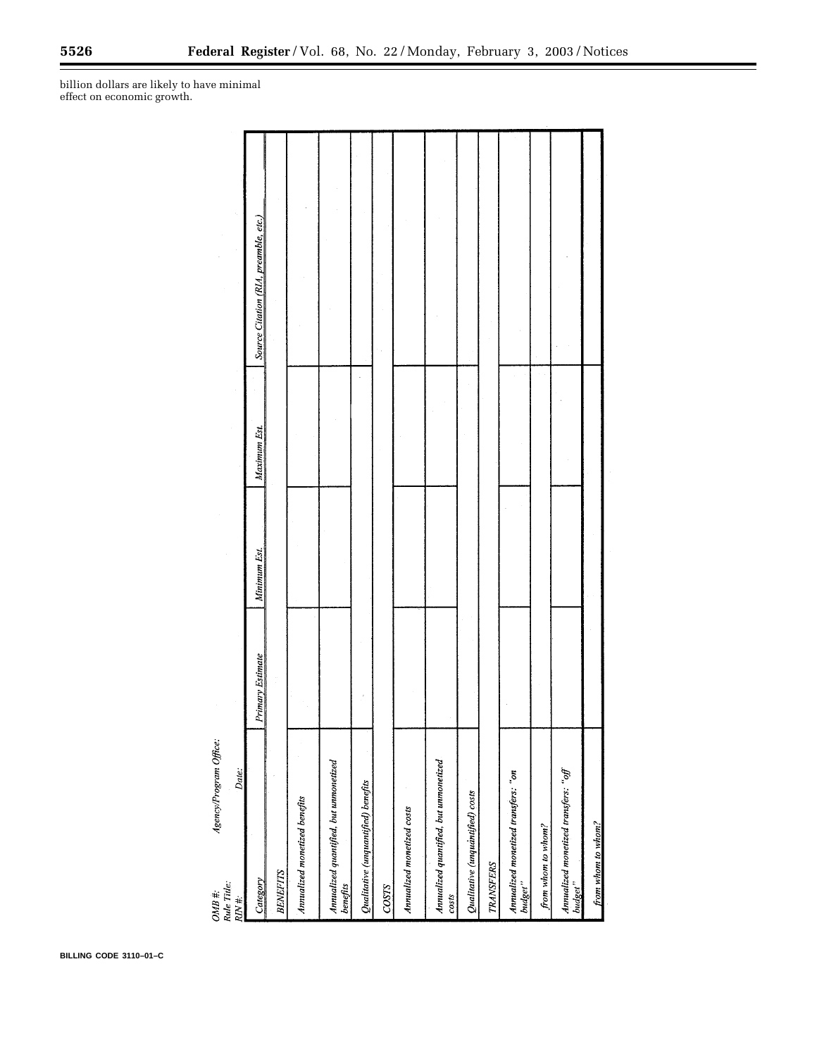billion dollars are likely to have minimal effect on economic growth.

OMB #: Agency/Program Office:
Rule Title:
RIN #: Date:

| Category | Primary Estimate | Minimum Est. | Maximum Est. | Source Citation (RIA, preamble, etc.) |
|---|---|---|---|---|
| BENEFITS | | | | |
| Annualized monetized benefits | | | | |
| Annualized quantified, but unmonetized benefits | | | | |
| Qualitative (unquantified) benefits | | | | |
| COSTS | | | | |
| Annualized monetized costs | | | | |
| Annualized quantified, but unmonetized costs | | | | |
| Qualitative (unquantified) costs | | | | |
| TRANSFERS | | | | |
| Annualized monetized transfers: "on budget" | | | | |
| from whom to whom? | | | | |
| Annualized monetized transfers: "off budget" | | | | |
| from whom to whom? | | | | |

BILLING CODE 3110–01–C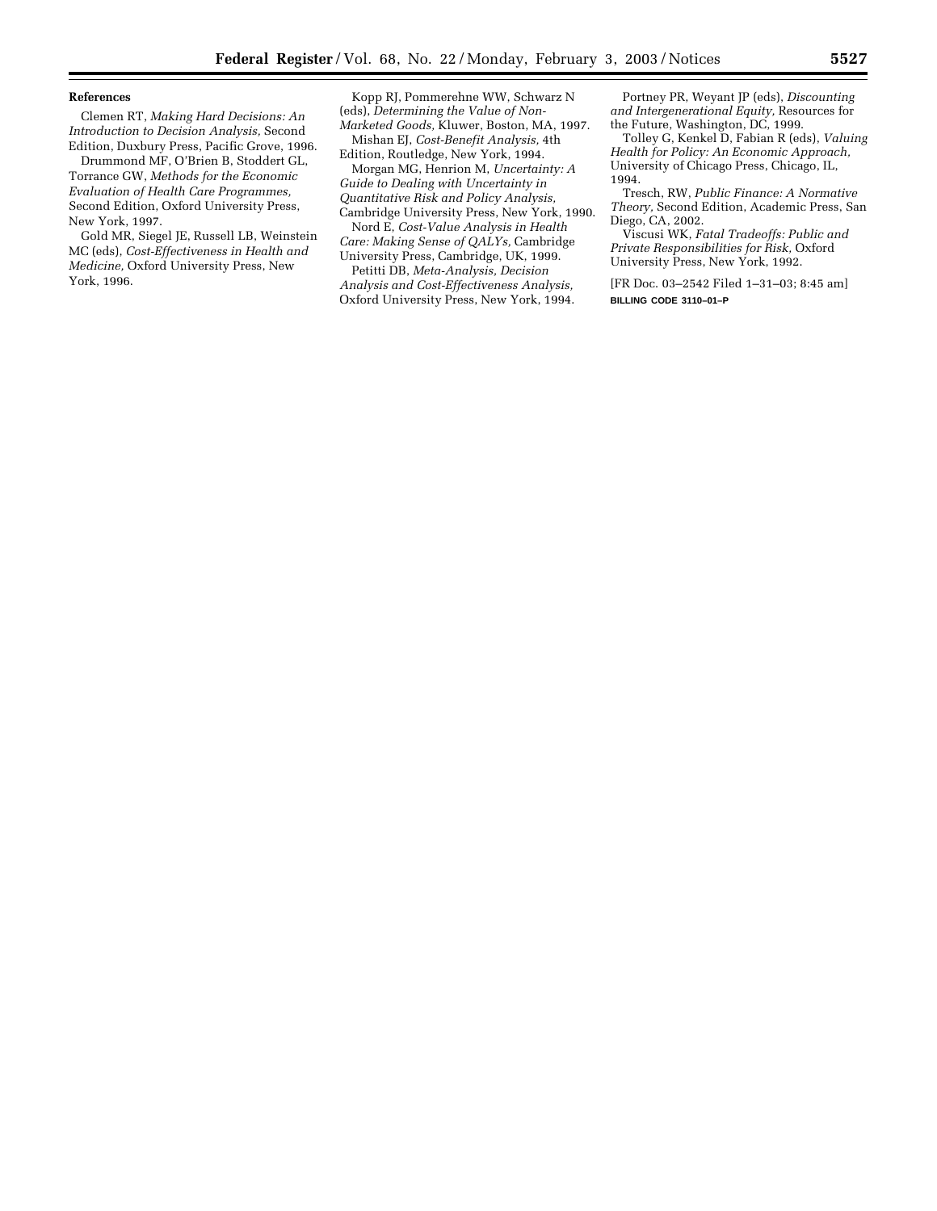**References**

Clemen RT, *Making Hard Decisions: An Introduction to Decision Analysis,* Second Edition, Duxbury Press, Pacific Grove, 1996.

Drummond MF, O'Brien B, Stoddert GL, Torrance GW, *Methods for the Economic Evaluation of Health Care Programmes,* Second Edition, Oxford University Press, New York, 1997.

Gold MR, Siegel JE, Russell LB, Weinstein MC (eds), *Cost-Effectiveness in Health and Medicine,* Oxford University Press, New York, 1996.

Kopp RJ, Pommerehne WW, Schwarz N (eds), *Determining the Value of Non-Marketed Goods,* Kluwer, Boston, MA, 1997.

Mishan EJ, *Cost-Benefit Analysis,* 4th Edition, Routledge, New York, 1994.

Morgan MG, Henrion M, *Uncertainty: A Guide to Dealing with Uncertainty in Quantitative Risk and Policy Analysis,* Cambridge University Press, New York, 1990.

Nord E, *Cost-Value Analysis in Health Care: Making Sense of QALYs,* Cambridge University Press, Cambridge, UK, 1999.

Petitti DB, *Meta-Analysis, Decision Analysis and Cost-Effectiveness Analysis,* Oxford University Press, New York, 1994.

Portney PR, Weyant JP (eds), *Discounting and Intergenerational Equity,* Resources for the Future, Washington, DC, 1999.

Tolley G, Kenkel D, Fabian R (eds), *Valuing Health for Policy: An Economic Approach,* University of Chicago Press, Chicago, IL, 1994.

Tresch, RW, *Public Finance: A Normative Theory,* Second Edition, Academic Press, San Diego, CA, 2002.

Viscusi WK, *Fatal Tradeoffs: Public and Private Responsibilities for Risk,* Oxford University Press, New York, 1992.

[FR Doc. 03–2542 Filed 1–31–03; 8:45 am]

**BILLING CODE 3110–01–P**